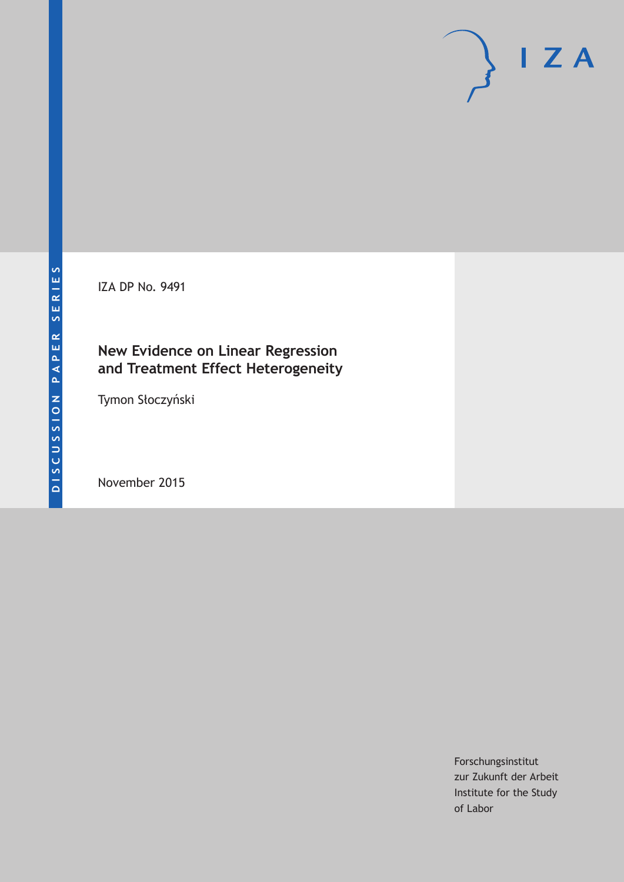DISCUSSION PAPER SERIES

IZA DP No. 9491

# New Evidence on Linear Regression and Treatment Effect Heterogeneity

Tymon Słoczyński

November 2015

Forschungsinstitut
zur Zukunft der Arbeit
Institute for the Study
of Labor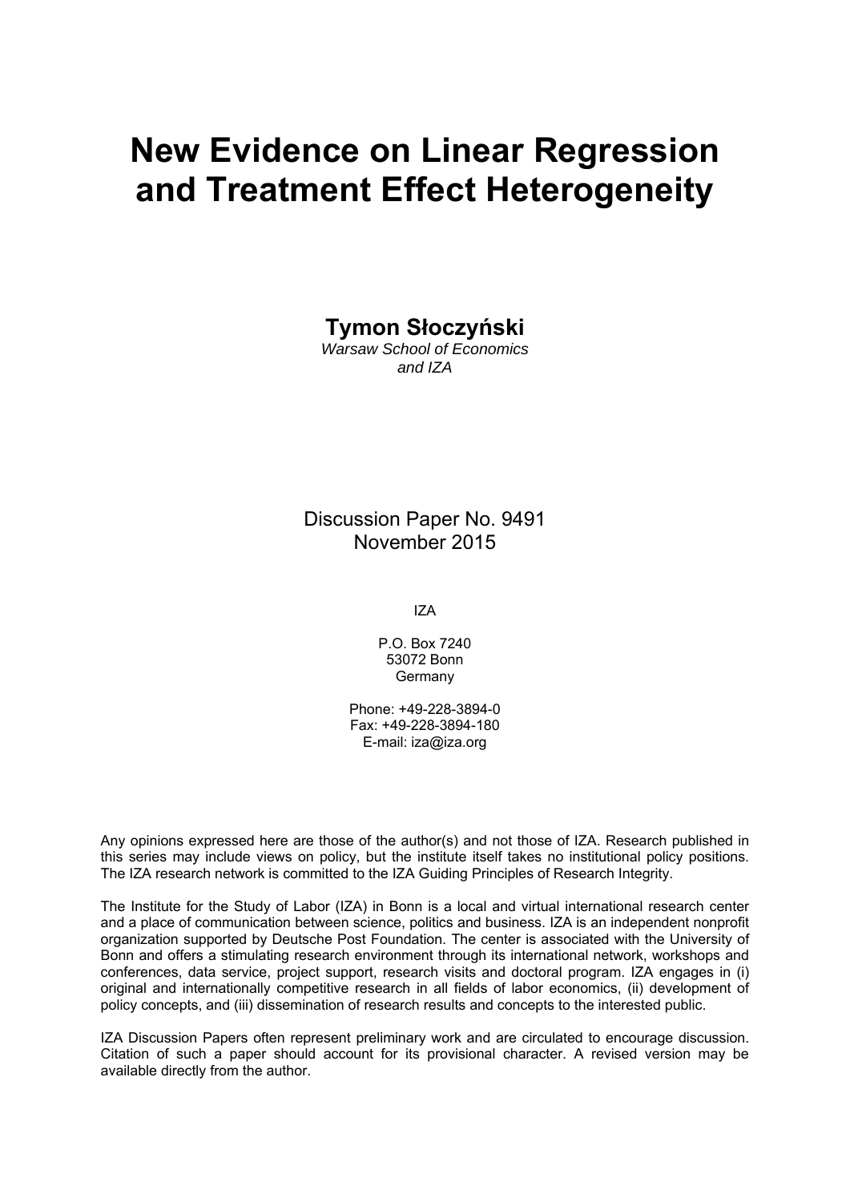# New Evidence on Linear Regression and Treatment Effect Heterogeneity

**Tymon Słoczyński**

*Warsaw School of Economics and IZA*

Discussion Paper No. 9491
November 2015

IZA

P.O. Box 7240
53072 Bonn
Germany

Phone: +49-228-3894-0
Fax: +49-228-3894-180
E-mail: iza@iza.org

Any opinions expressed here are those of the author(s) and not those of IZA. Research published in this series may include views on policy, but the institute itself takes no institutional policy positions. The IZA research network is committed to the IZA Guiding Principles of Research Integrity.

The Institute for the Study of Labor (IZA) in Bonn is a local and virtual international research center and a place of communication between science, politics and business. IZA is an independent nonprofit organization supported by Deutsche Post Foundation. The center is associated with the University of Bonn and offers a stimulating research environment through its international network, workshops and conferences, data service, project support, research visits and doctoral program. IZA engages in (i) original and internationally competitive research in all fields of labor economics, (ii) development of policy concepts, and (iii) dissemination of research results and concepts to the interested public.

IZA Discussion Papers often represent preliminary work and are circulated to encourage discussion. Citation of such a paper should account for its provisional character. A revised version may be available directly from the author.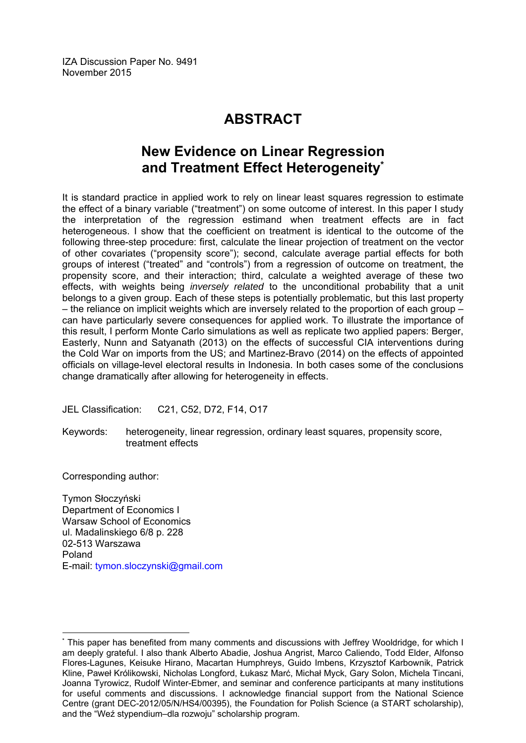IZA Discussion Paper No. 9491
November 2015

# ABSTRACT

## New Evidence on Linear Regression and Treatment Effect Heterogeneity[*]

It is standard practice in applied work to rely on linear least squares regression to estimate the effect of a binary variable ("treatment") on some outcome of interest. In this paper I study the interpretation of the regression estimand when treatment effects are in fact heterogeneous. I show that the coefficient on treatment is identical to the outcome of the following three-step procedure: first, calculate the linear projection of treatment on the vector of other covariates ("propensity score"); second, calculate average partial effects for both groups of interest ("treated" and "controls") from a regression of outcome on treatment, the propensity score, and their interaction; third, calculate a weighted average of these two effects, with weights being *inversely related* to the unconditional probability that a unit belongs to a given group. Each of these steps is potentially problematic, but this last property – the reliance on implicit weights which are inversely related to the proportion of each group – can have particularly severe consequences for applied work. To illustrate the importance of this result, I perform Monte Carlo simulations as well as replicate two applied papers: Berger, Easterly, Nunn and Satyanath (2013) on the effects of successful CIA interventions during the Cold War on imports from the US; and Martinez-Bravo (2014) on the effects of appointed officials on village-level electoral results in Indonesia. In both cases some of the conclusions change dramatically after allowing for heterogeneity in effects.

JEL Classification: C21, C52, D72, F14, O17

Keywords: heterogeneity, linear regression, ordinary least squares, propensity score, treatment effects

Corresponding author:

Tymon Słoczyński
Department of Economics I
Warsaw School of Economics
ul. Madalinskiego 6/8 p. 228
02-513 Warszawa
Poland
E-mail: tymon.sloczynski@gmail.com

[*] This paper has benefited from many comments and discussions with Jeffrey Wooldridge, for which I am deeply grateful. I also thank Alberto Abadie, Joshua Angrist, Marco Caliendo, Todd Elder, Alfonso Flores-Lagunes, Keisuke Hirano, Macartan Humphreys, Guido Imbens, Krzysztof Karbownik, Patrick Kline, Paweł Królikowski, Nicholas Longford, Łukasz Marć, Michał Myck, Gary Solon, Michela Tincani, Joanna Tyrowicz, Rudolf Winter-Ebmer, and seminar and conference participants at many institutions for useful comments and discussions. I acknowledge financial support from the National Science Centre (grant DEC-2012/05/N/HS4/00395), the Foundation for Polish Science (a START scholarship), and the "Weź stypendium–dla rozwoju" scholarship program.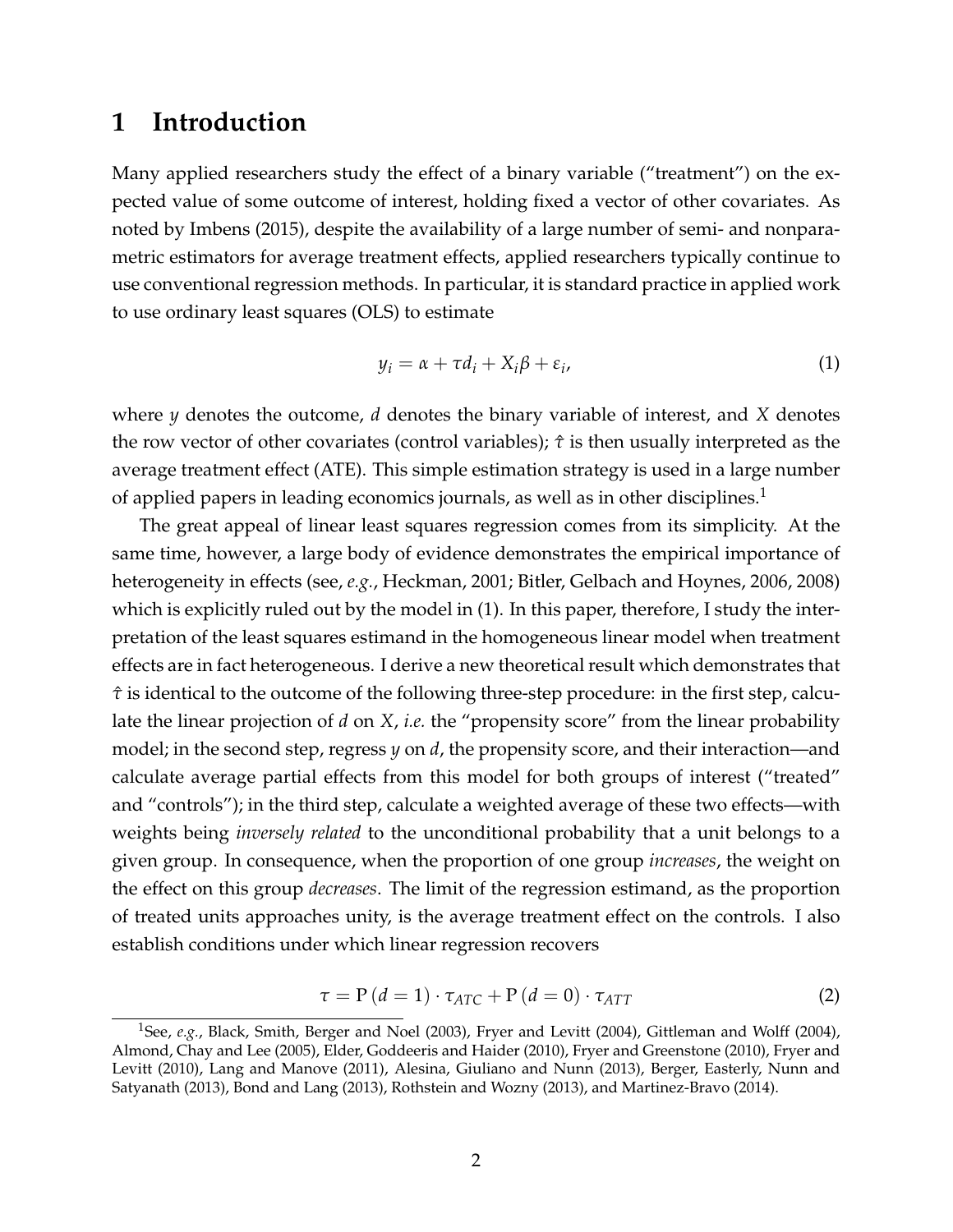# 1 Introduction

Many applied researchers study the effect of a binary variable ("treatment") on the expected value of some outcome of interest, holding fixed a vector of other covariates. As noted by Imbens (2015), despite the availability of a large number of semi- and nonparametric estimators for average treatment effects, applied researchers typically continue to use conventional regression methods. In particular, it is standard practice in applied work to use ordinary least squares (OLS) to estimate

$$y_i = \alpha + \tau d_i + X_i \beta + \varepsilon_i, \tag{1}$$

where $y$ denotes the outcome, $d$ denotes the binary variable of interest, and $X$ denotes the row vector of other covariates (control variables); $\hat{\tau}$ is then usually interpreted as the average treatment effect (ATE). This simple estimation strategy is used in a large number of applied papers in leading economics journals, as well as in other disciplines.[1]

The great appeal of linear least squares regression comes from its simplicity. At the same time, however, a large body of evidence demonstrates the empirical importance of heterogeneity in effects (see, *e.g.*, Heckman, 2001; Bitler, Gelbach and Hoynes, 2006, 2008) which is explicitly ruled out by the model in (1). In this paper, therefore, I study the interpretation of the least squares estimand in the homogeneous linear model when treatment effects are in fact heterogeneous. I derive a new theoretical result which demonstrates that $\hat{\tau}$ is identical to the outcome of the following three-step procedure: in the first step, calculate the linear projection of $d$ on $X$, *i.e.* the "propensity score" from the linear probability model; in the second step, regress $y$ on $d$, the propensity score, and their interaction—and calculate average partial effects from this model for both groups of interest ("treated" and "controls"); in the third step, calculate a weighted average of these two effects—with weights being *inversely related* to the unconditional probability that a unit belongs to a given group. In consequence, when the proportion of one group *increases*, the weight on the effect on this group *decreases*. The limit of the regression estimand, as the proportion of treated units approaches unity, is the average treatment effect on the controls. I also establish conditions under which linear regression recovers

$$\tau = \mathrm{P}(d = 1) \cdot \tau_{ATC} + \mathrm{P}(d = 0) \cdot \tau_{ATT} \tag{2}$$

[1] See, *e.g.*, Black, Smith, Berger and Noel (2003), Fryer and Levitt (2004), Gittleman and Wolff (2004), Almond, Chay and Lee (2005), Elder, Goddeeris and Haider (2010), Fryer and Greenstone (2010), Fryer and Levitt (2010), Lang and Manove (2011), Alesina, Giuliano and Nunn (2013), Berger, Easterly, Nunn and Satyanath (2013), Bond and Lang (2013), Rothstein and Wozny (2013), and Martinez-Bravo (2014).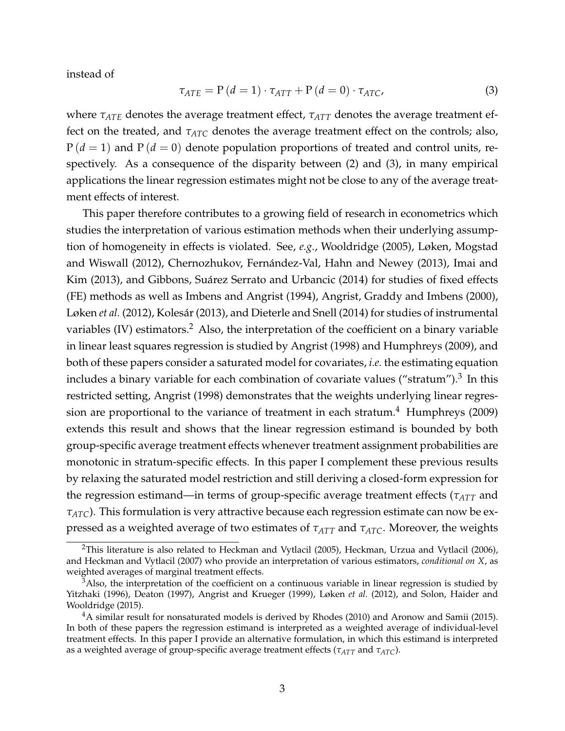instead of

$$\tau_{ATE} = \mathrm{P}(d=1) \cdot \tau_{ATT} + \mathrm{P}(d=0) \cdot \tau_{ATC}, \tag{3}$$

where $\tau_{ATE}$ denotes the average treatment effect, $\tau_{ATT}$ denotes the average treatment effect on the treated, and $\tau_{ATC}$ denotes the average treatment effect on the controls; also, $\mathrm{P}(d=1)$ and $\mathrm{P}(d=0)$ denote population proportions of treated and control units, respectively. As a consequence of the disparity between (2) and (3), in many empirical applications the linear regression estimates might not be close to any of the average treatment effects of interest.

This paper therefore contributes to a growing field of research in econometrics which studies the interpretation of various estimation methods when their underlying assumption of homogeneity in effects is violated. See, *e.g.*, Wooldridge (2005), Løken, Mogstad and Wiswall (2012), Chernozhukov, Fernández-Val, Hahn and Newey (2013), Imai and Kim (2013), and Gibbons, Suárez Serrato and Urbancic (2014) for studies of fixed effects (FE) methods as well as Imbens and Angrist (1994), Angrist, Graddy and Imbens (2000), Løken *et al.* (2012), Kolesár (2013), and Dieterle and Snell (2014) for studies of instrumental variables (IV) estimators.[2] Also, the interpretation of the coefficient on a binary variable in linear least squares regression is studied by Angrist (1998) and Humphreys (2009), and both of these papers consider a saturated model for covariates, *i.e.* the estimating equation includes a binary variable for each combination of covariate values ("stratum").[3] In this restricted setting, Angrist (1998) demonstrates that the weights underlying linear regression are proportional to the variance of treatment in each stratum.[4] Humphreys (2009) extends this result and shows that the linear regression estimand is bounded by both group-specific average treatment effects whenever treatment assignment probabilities are monotonic in stratum-specific effects. In this paper I complement these previous results by relaxing the saturated model restriction and still deriving a closed-form expression for the regression estimand—in terms of group-specific average treatment effects ($\tau_{ATT}$ and $\tau_{ATC}$). This formulation is very attractive because each regression estimate can now be expressed as a weighted average of two estimates of $\tau_{ATT}$ and $\tau_{ATC}$. Moreover, the weights

[2] This literature is also related to Heckman and Vytlacil (2005), Heckman, Urzua and Vytlacil (2006), and Heckman and Vytlacil (2007) who provide an interpretation of various estimators, *conditional on $X$*, as weighted averages of marginal treatment effects.

[3] Also, the interpretation of the coefficient on a continuous variable in linear regression is studied by Yitzhaki (1996), Deaton (1997), Angrist and Krueger (1999), Løken *et al.* (2012), and Solon, Haider and Wooldridge (2015).

[4] A similar result for nonsaturated models is derived by Rhodes (2010) and Aronow and Samii (2015). In both of these papers the regression estimand is interpreted as a weighted average of individual-level treatment effects. In this paper I provide an alternative formulation, in which this estimand is interpreted as a weighted average of group-specific average treatment effects ($\tau_{ATT}$ and $\tau_{ATC}$).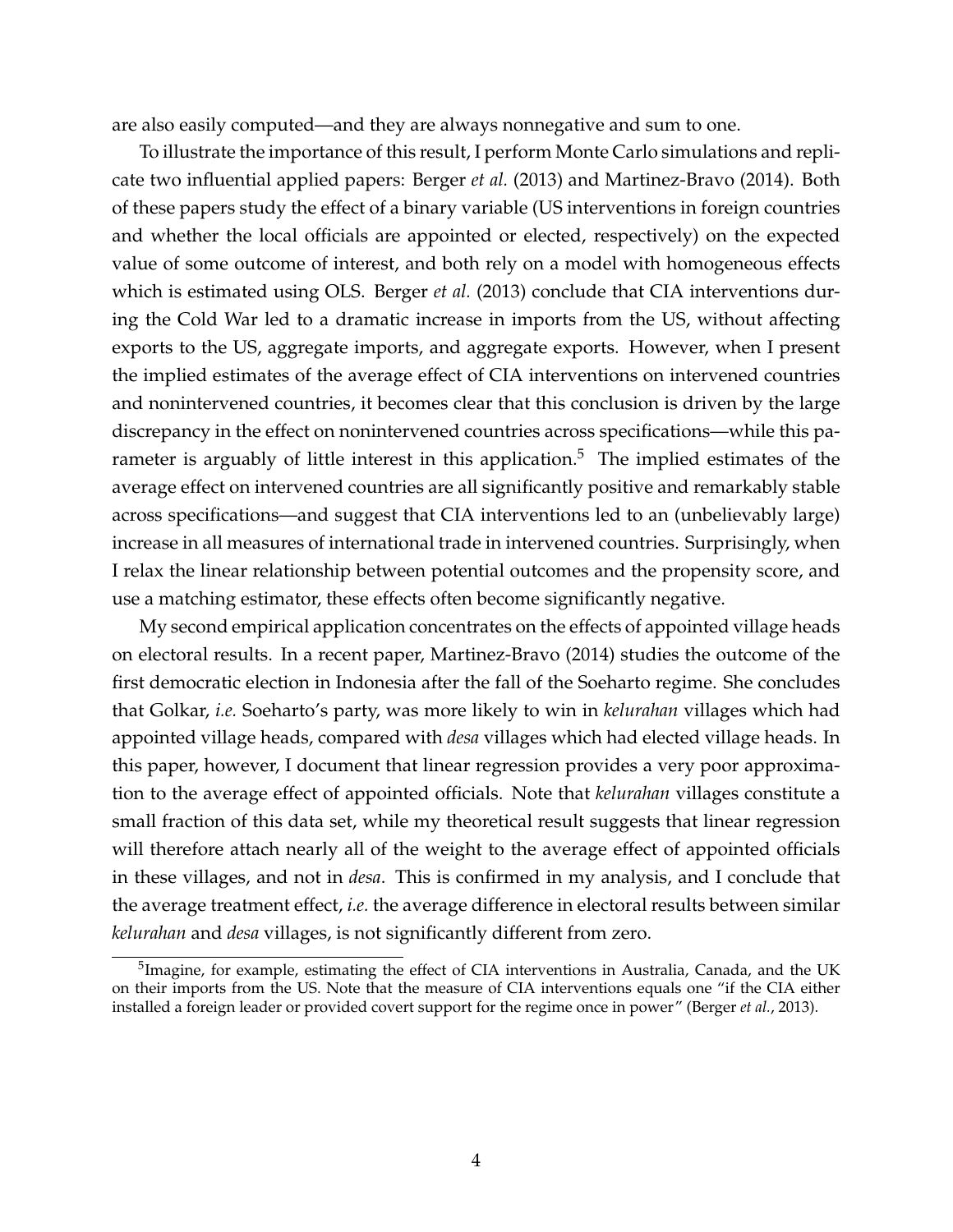are also easily computed—and they are always nonnegative and sum to one.

To illustrate the importance of this result, I perform Monte Carlo simulations and replicate two influential applied papers: Berger *et al.* (2013) and Martinez-Bravo (2014). Both of these papers study the effect of a binary variable (US interventions in foreign countries and whether the local officials are appointed or elected, respectively) on the expected value of some outcome of interest, and both rely on a model with homogeneous effects which is estimated using OLS. Berger *et al.* (2013) conclude that CIA interventions during the Cold War led to a dramatic increase in imports from the US, without affecting exports to the US, aggregate imports, and aggregate exports. However, when I present the implied estimates of the average effect of CIA interventions on intervened countries and nonintervened countries, it becomes clear that this conclusion is driven by the large discrepancy in the effect on nonintervened countries across specifications—while this parameter is arguably of little interest in this application.[5] The implied estimates of the average effect on intervened countries are all significantly positive and remarkably stable across specifications—and suggest that CIA interventions led to an (unbelievably large) increase in all measures of international trade in intervened countries. Surprisingly, when I relax the linear relationship between potential outcomes and the propensity score, and use a matching estimator, these effects often become significantly negative.

My second empirical application concentrates on the effects of appointed village heads on electoral results. In a recent paper, Martinez-Bravo (2014) studies the outcome of the first democratic election in Indonesia after the fall of the Soeharto regime. She concludes that Golkar, *i.e.* Soeharto's party, was more likely to win in *kelurahan* villages which had appointed village heads, compared with *desa* villages which had elected village heads. In this paper, however, I document that linear regression provides a very poor approximation to the average effect of appointed officials. Note that *kelurahan* villages constitute a small fraction of this data set, while my theoretical result suggests that linear regression will therefore attach nearly all of the weight to the average effect of appointed officials in these villages, and not in *desa*. This is confirmed in my analysis, and I conclude that the average treatment effect, *i.e.* the average difference in electoral results between similar *kelurahan* and *desa* villages, is not significantly different from zero.

[5] Imagine, for example, estimating the effect of CIA interventions in Australia, Canada, and the UK on their imports from the US. Note that the measure of CIA interventions equals one "if the CIA either installed a foreign leader or provided covert support for the regime once in power" (Berger *et al.*, 2013).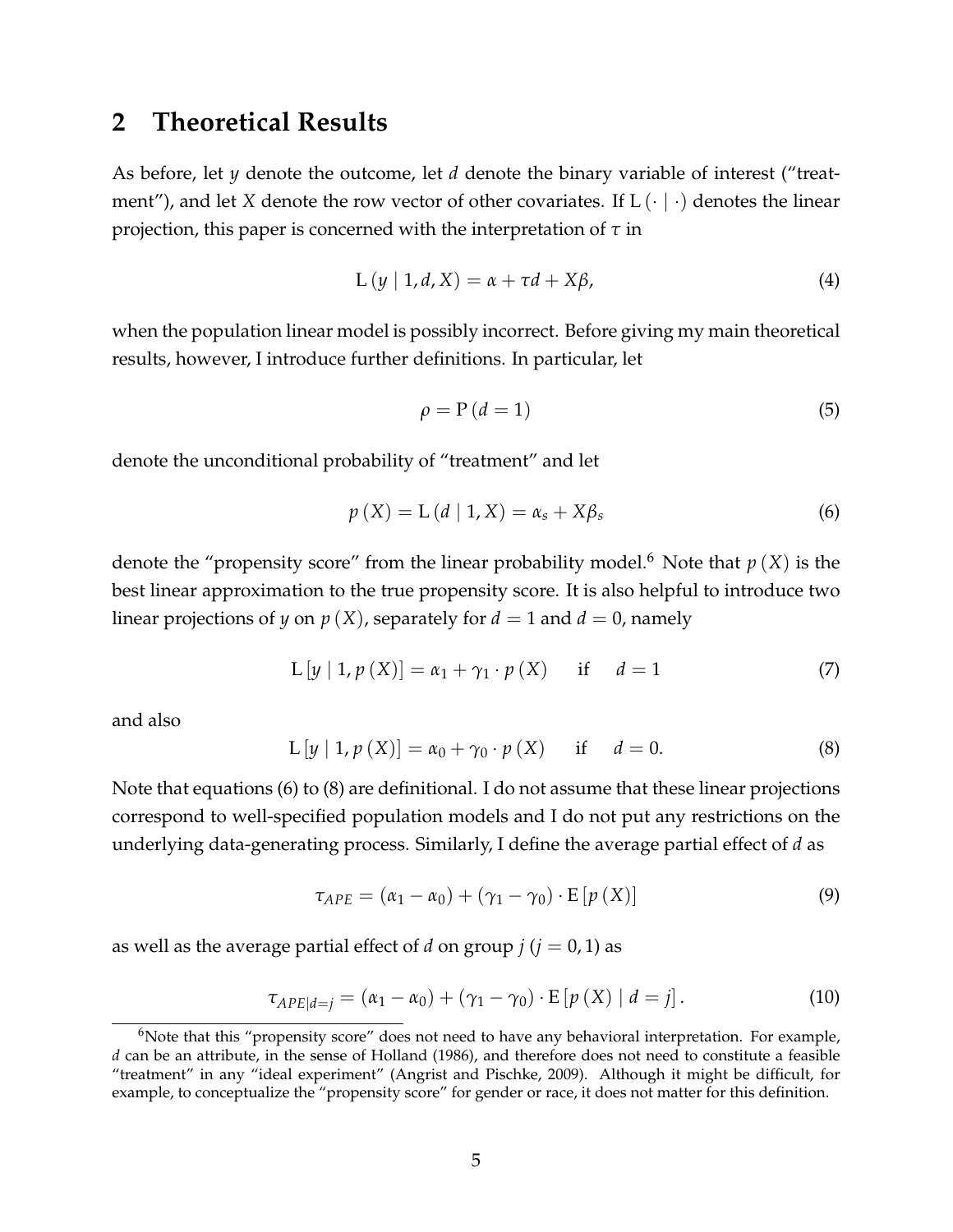## 2 Theoretical Results

As before, let $y$ denote the outcome, let $d$ denote the binary variable of interest ("treatment"), and let $X$ denote the row vector of other covariates. If $\mathrm{L}(\cdot \mid \cdot)$ denotes the linear projection, this paper is concerned with the interpretation of $\tau$ in

$$\mathrm{L}(y \mid 1, d, X) = \alpha + \tau d + X\beta, \tag{4}$$

when the population linear model is possibly incorrect. Before giving my main theoretical results, however, I introduce further definitions. In particular, let

$$\rho = \mathrm{P}(d = 1) \tag{5}$$

denote the unconditional probability of "treatment" and let

$$p(X) = \mathrm{L}(d \mid 1, X) = \alpha_s + X\beta_s \tag{6}$$

denote the "propensity score" from the linear probability model.[6] Note that $p(X)$ is the best linear approximation to the true propensity score. It is also helpful to introduce two linear projections of $y$ on $p(X)$, separately for $d = 1$ and $d = 0$, namely

$$\mathrm{L}[y \mid 1, p(X)] = \alpha_1 + \gamma_1 \cdot p(X) \quad \text{ if } \quad d = 1 \tag{7}$$

and also

$$\mathrm{L}[y \mid 1, p(X)] = \alpha_0 + \gamma_0 \cdot p(X) \quad \text{ if } \quad d = 0. \tag{8}$$

Note that equations (6) to (8) are definitional. I do not assume that these linear projections correspond to well-specified population models and I do not put any restrictions on the underlying data-generating process. Similarly, I define the average partial effect of $d$ as

$$\tau_{APE} = (\alpha_1 - \alpha_0) + (\gamma_1 - \gamma_0) \cdot \mathrm{E}[p(X)] \tag{9}$$

as well as the average partial effect of $d$ on group $j$ ($j = 0, 1$) as

$$\tau_{APE|d=j} = (\alpha_1 - \alpha_0) + (\gamma_1 - \gamma_0) \cdot \mathrm{E}[p(X) \mid d = j]. \tag{10}$$

[6] Note that this "propensity score" does not need to have any behavioral interpretation. For example, $d$ can be an attribute, in the sense of Holland (1986), and therefore does not need to constitute a feasible "treatment" in any "ideal experiment" (Angrist and Pischke, 2009). Although it might be difficult, for example, to conceptualize the "propensity score" for gender or race, it does not matter for this definition.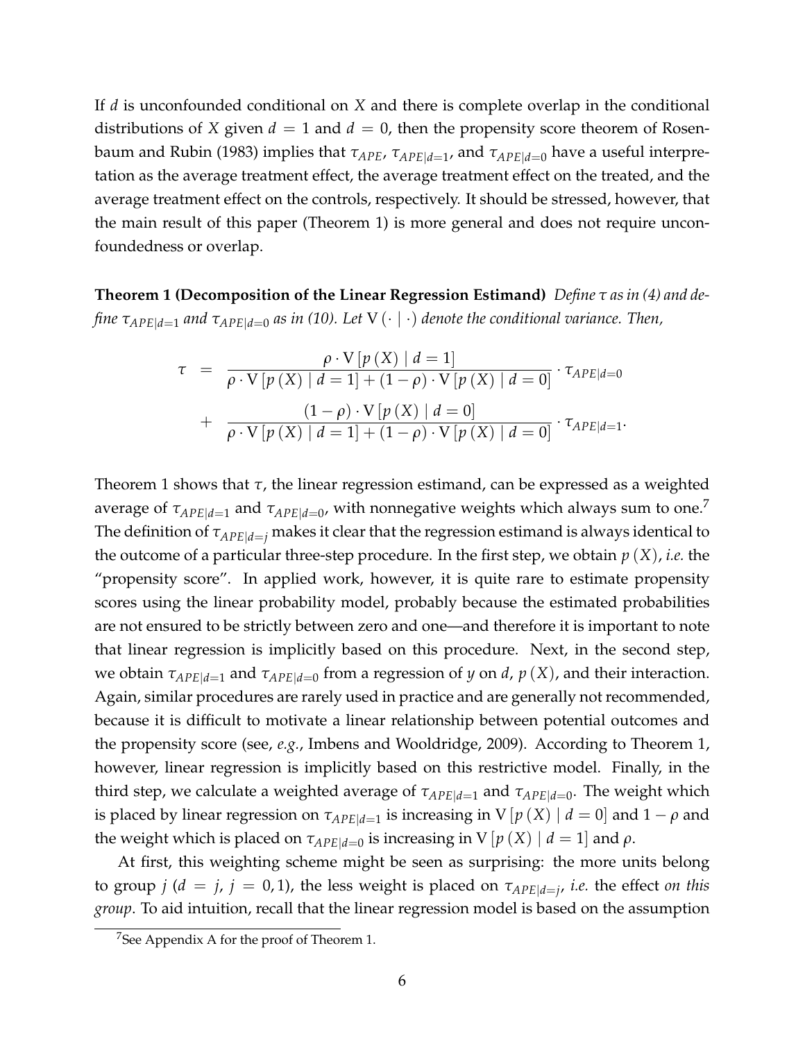If $d$ is unconfounded conditional on $X$ and there is complete overlap in the conditional distributions of $X$ given $d = 1$ and $d = 0$, then the propensity score theorem of Rosenbaum and Rubin (1983) implies that $\tau_{APE}$, $\tau_{APE|d=1}$, and $\tau_{APE|d=0}$ have a useful interpretation as the average treatment effect, the average treatment effect on the treated, and the average treatment effect on the controls, respectively. It should be stressed, however, that the main result of this paper (Theorem 1) is more general and does not require unconfoundedness or overlap.

**Theorem 1 (Decomposition of the Linear Regression Estimand)** *Define $\tau$ as in (4) and define $\tau_{APE|d=1}$ and $\tau_{APE|d=0}$ as in (10). Let $\mathrm{V}(\cdot \mid \cdot)$ denote the conditional variance. Then,*

$$
\begin{aligned}
\tau &= \frac{\rho \cdot \mathrm{V}\left[p\left(X\right) \mid d=1\right]}{\rho \cdot \mathrm{V}\left[p\left(X\right) \mid d=1\right] + (1-\rho) \cdot \mathrm{V}\left[p\left(X\right) \mid d=0\right]} \cdot \tau_{APE|d=0} \\
&+ \frac{(1-\rho) \cdot \mathrm{V}\left[p\left(X\right) \mid d=0\right]}{\rho \cdot \mathrm{V}\left[p\left(X\right) \mid d=1\right] + (1-\rho) \cdot \mathrm{V}\left[p\left(X\right) \mid d=0\right]} \cdot \tau_{APE|d=1}.
\end{aligned}
$$

Theorem 1 shows that $\tau$, the linear regression estimand, can be expressed as a weighted average of $\tau_{APE|d=1}$ and $\tau_{APE|d=0}$, with nonnegative weights which always sum to one.[7] The definition of $\tau_{APE|d=j}$ makes it clear that the regression estimand is always identical to the outcome of a particular three-step procedure. In the first step, we obtain $p(X)$, *i.e.* the "propensity score". In applied work, however, it is quite rare to estimate propensity scores using the linear probability model, probably because the estimated probabilities are not ensured to be strictly between zero and one—and therefore it is important to note that linear regression is implicitly based on this procedure. Next, in the second step, we obtain $\tau_{APE|d=1}$ and $\tau_{APE|d=0}$ from a regression of $y$ on $d$, $p(X)$, and their interaction. Again, similar procedures are rarely used in practice and are generally not recommended, because it is difficult to motivate a linear relationship between potential outcomes and the propensity score (see, *e.g.*, Imbens and Wooldridge, 2009). According to Theorem 1, however, linear regression is implicitly based on this restrictive model. Finally, in the third step, we calculate a weighted average of $\tau_{APE|d=1}$ and $\tau_{APE|d=0}$. The weight which is placed by linear regression on $\tau_{APE|d=1}$ is increasing in $\mathrm{V}\left[p\left(X\right) \mid d=0\right]$ and $1-\rho$ and the weight which is placed on $\tau_{APE|d=0}$ is increasing in $\mathrm{V}\left[p\left(X\right) \mid d=1\right]$ and $\rho$.

At first, this weighting scheme might be seen as surprising: the more units belong to group $j$ ($d = j$, $j = 0, 1$), the less weight is placed on $\tau_{APE|d=j}$, *i.e.* the effect *on this group*. To aid intuition, recall that the linear regression model is based on the assumption

[7] See Appendix A for the proof of Theorem 1.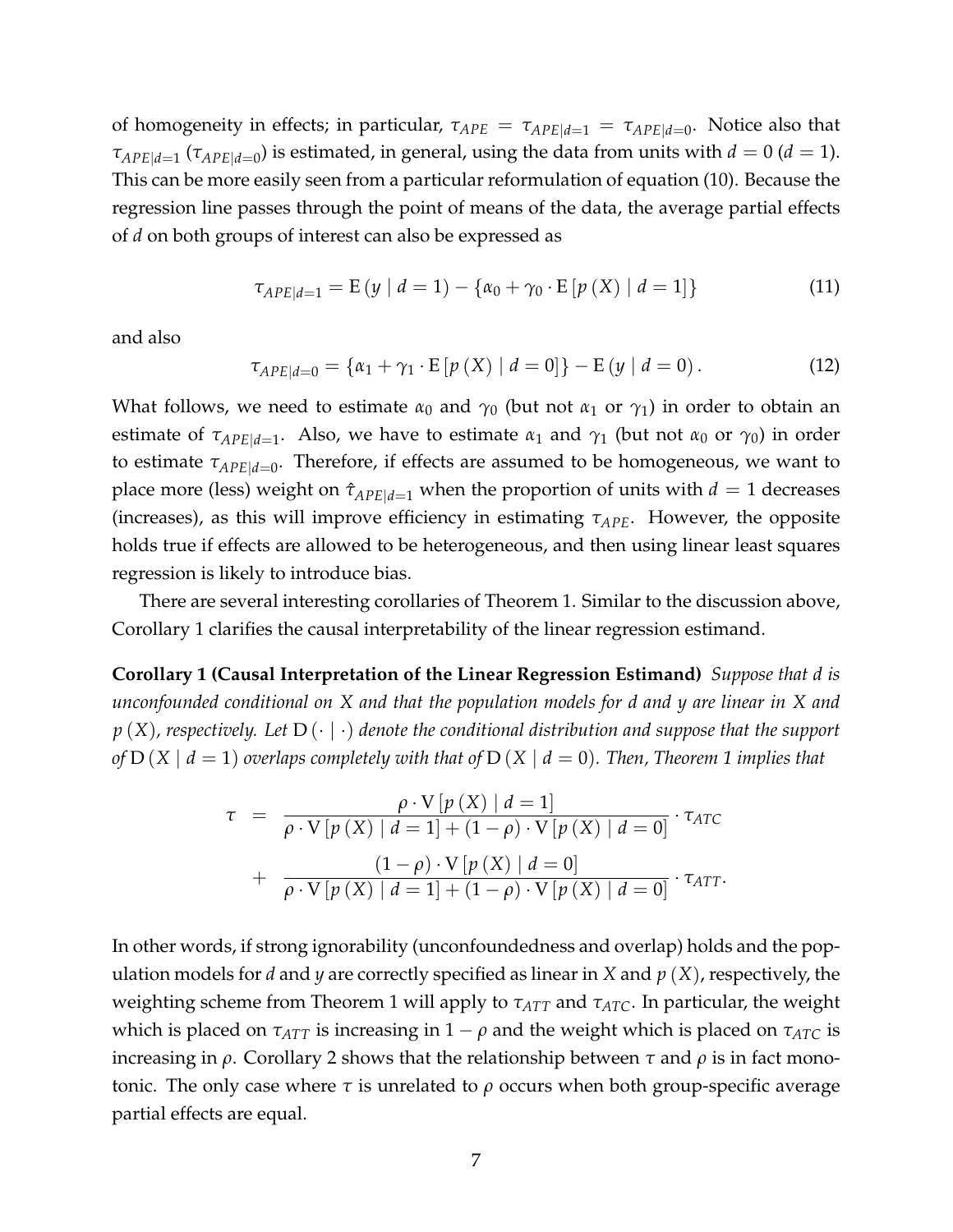of homogeneity in effects; in particular, $\tau_{APE} = \tau_{APE|d=1} = \tau_{APE|d=0}$. Notice also that $\tau_{APE|d=1}$ ($\tau_{APE|d=0}$) is estimated, in general, using the data from units with $d = 0$ ($d = 1$). This can be more easily seen from a particular reformulation of equation (10). Because the regression line passes through the point of means of the data, the average partial effects of $d$ on both groups of interest can also be expressed as

$$\tau_{APE|d=1} = \mathrm{E}\left(y \mid d = 1\right) - \left\{\alpha_0 + \gamma_0 \cdot \mathrm{E}\left[p\left(X\right) \mid d = 1\right]\right\} \tag{11}$$

and also

$$\tau_{APE|d=0} = \left\{\alpha_1 + \gamma_1 \cdot \mathrm{E}\left[p\left(X\right) \mid d = 0\right]\right\} - \mathrm{E}\left(y \mid d = 0\right). \tag{12}$$

What follows, we need to estimate $\alpha_0$ and $\gamma_0$ (but not $\alpha_1$ or $\gamma_1$) in order to obtain an estimate of $\tau_{APE|d=1}$. Also, we have to estimate $\alpha_1$ and $\gamma_1$ (but not $\alpha_0$ or $\gamma_0$) in order to estimate $\tau_{APE|d=0}$. Therefore, if effects are assumed to be homogeneous, we want to place more (less) weight on $\hat{\tau}_{APE|d=1}$ when the proportion of units with $d = 1$ decreases (increases), as this will improve efficiency in estimating $\tau_{APE}$. However, the opposite holds true if effects are allowed to be heterogeneous, and then using linear least squares regression is likely to introduce bias.

There are several interesting corollaries of Theorem 1. Similar to the discussion above, Corollary 1 clarifies the causal interpretability of the linear regression estimand.

**Corollary 1 (Causal Interpretation of the Linear Regression Estimand)** *Suppose that $d$ is unconfounded conditional on $X$ and that the population models for $d$ and $y$ are linear in $X$ and $p\left(X\right)$, respectively. Let $\mathrm{D}\left(\cdot \mid \cdot\right)$ denote the conditional distribution and suppose that the support of $\mathrm{D}\left(X \mid d = 1\right)$ overlaps completely with that of $\mathrm{D}\left(X \mid d = 0\right)$. Then, Theorem 1 implies that*

$$\begin{aligned}
\tau &= \frac{\rho \cdot \mathrm{V}\left[p\left(X\right) \mid d = 1\right]}{\rho \cdot \mathrm{V}\left[p\left(X\right) \mid d = 1\right] + \left(1 - \rho\right) \cdot \mathrm{V}\left[p\left(X\right) \mid d = 0\right]} \cdot \tau_{ATC} \\
&+ \frac{\left(1 - \rho\right) \cdot \mathrm{V}\left[p\left(X\right) \mid d = 0\right]}{\rho \cdot \mathrm{V}\left[p\left(X\right) \mid d = 1\right] + \left(1 - \rho\right) \cdot \mathrm{V}\left[p\left(X\right) \mid d = 0\right]} \cdot \tau_{ATT}.
\end{aligned}$$

In other words, if strong ignorability (unconfoundedness and overlap) holds and the population models for $d$ and $y$ are correctly specified as linear in $X$ and $p\left(X\right)$, respectively, the weighting scheme from Theorem 1 will apply to $\tau_{ATT}$ and $\tau_{ATC}$. In particular, the weight which is placed on $\tau_{ATT}$ is increasing in $1 - \rho$ and the weight which is placed on $\tau_{ATC}$ is increasing in $\rho$. Corollary 2 shows that the relationship between $\tau$ and $\rho$ is in fact monotonic. The only case where $\tau$ is unrelated to $\rho$ occurs when both group-specific average partial effects are equal.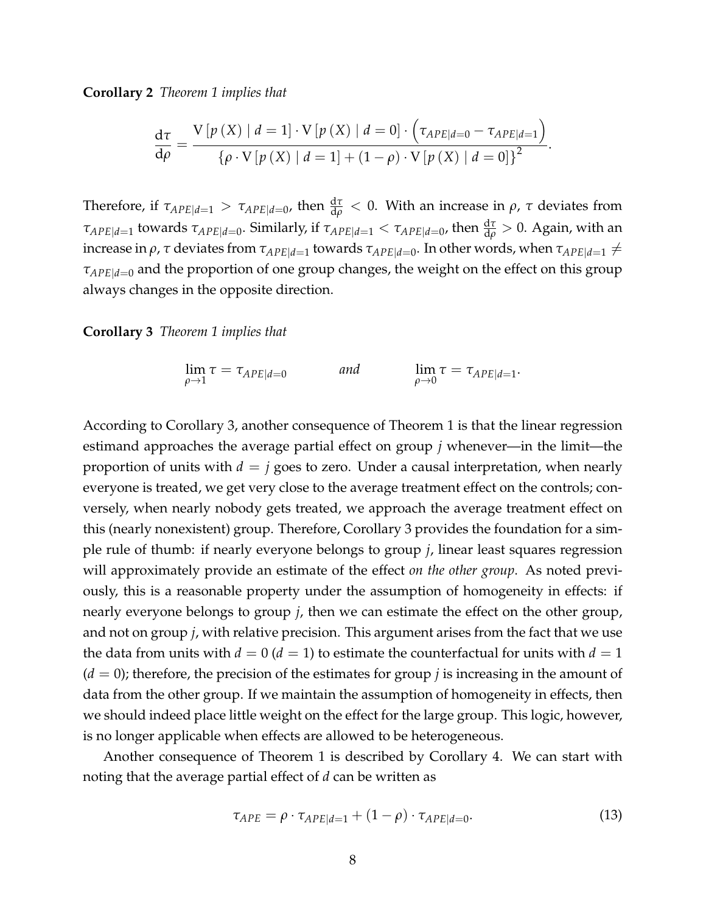**Corollary 2** *Theorem 1 implies that*

$$\frac{\mathrm{d}\tau}{\mathrm{d}\rho} = \frac{\mathrm{V}\left[p\left(X\right) \mid d=1\right] \cdot \mathrm{V}\left[p\left(X\right) \mid d=0\right] \cdot \left(\tau_{APE|d=0} - \tau_{APE|d=1}\right)}{\left\{\rho \cdot \mathrm{V}\left[p\left(X\right) \mid d=1\right] + (1-\rho) \cdot \mathrm{V}\left[p\left(X\right) \mid d=0\right]\right\}^2}.$$

Therefore, if $\tau_{APE|d=1} > \tau_{APE|d=0}$, then $\frac{\mathrm{d}\tau}{\mathrm{d}\rho} < 0$. With an increase in $\rho$, $\tau$ deviates from $\tau_{APE|d=1}$ towards $\tau_{APE|d=0}$. Similarly, if $\tau_{APE|d=1} < \tau_{APE|d=0}$, then $\frac{\mathrm{d}\tau}{\mathrm{d}\rho} > 0$. Again, with an increase in $\rho$, $\tau$ deviates from $\tau_{APE|d=1}$ towards $\tau_{APE|d=0}$. In other words, when $\tau_{APE|d=1} \neq \tau_{APE|d=0}$ and the proportion of one group changes, the weight on the effect on this group always changes in the opposite direction.

**Corollary 3** *Theorem 1 implies that*

$$\lim_{\rho \to 1} \tau = \tau_{APE|d=0} \qquad \textit{and} \qquad \lim_{\rho \to 0} \tau = \tau_{APE|d=1}.$$

According to Corollary 3, another consequence of Theorem 1 is that the linear regression estimand approaches the average partial effect on group $j$ whenever—in the limit—the proportion of units with $d = j$ goes to zero. Under a causal interpretation, when nearly everyone is treated, we get very close to the average treatment effect on the controls; conversely, when nearly nobody gets treated, we approach the average treatment effect on this (nearly nonexistent) group. Therefore, Corollary 3 provides the foundation for a simple rule of thumb: if nearly everyone belongs to group $j$, linear least squares regression will approximately provide an estimate of the effect *on the other group*. As noted previously, this is a reasonable property under the assumption of homogeneity in effects: if nearly everyone belongs to group $j$, then we can estimate the effect on the other group, and not on group $j$, with relative precision. This argument arises from the fact that we use the data from units with $d = 0$ ($d = 1$) to estimate the counterfactual for units with $d = 1$ ($d = 0$); therefore, the precision of the estimates for group $j$ is increasing in the amount of data from the other group. If we maintain the assumption of homogeneity in effects, then we should indeed place little weight on the effect for the large group. This logic, however, is no longer applicable when effects are allowed to be heterogeneous.

Another consequence of Theorem 1 is described by Corollary 4. We can start with noting that the average partial effect of $d$ can be written as

$$\tau_{APE} = \rho \cdot \tau_{APE|d=1} + (1-\rho) \cdot \tau_{APE|d=0}. \tag{13}$$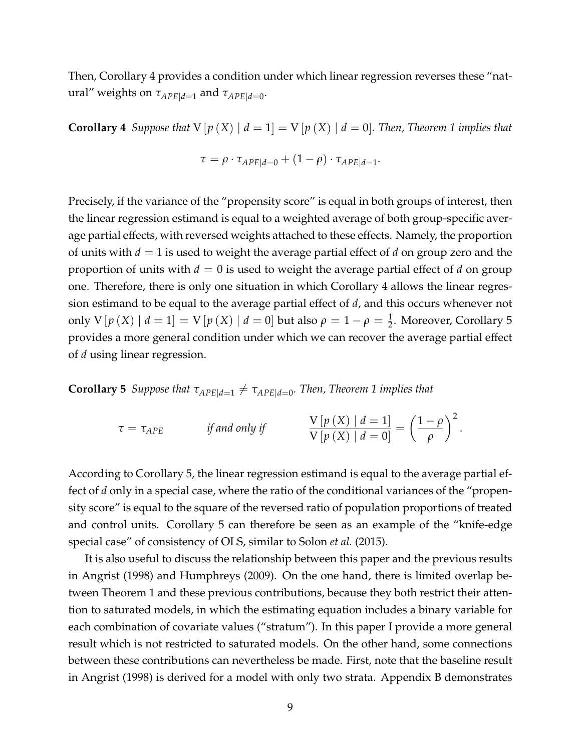Then, Corollary 4 provides a condition under which linear regression reverses these "natural" weights on $\tau_{APE|d=1}$ and $\tau_{APE|d=0}$.

**Corollary 4** *Suppose that* $\mathrm{V}\left[p\left(X\right) \mid d=1\right] = \mathrm{V}\left[p\left(X\right) \mid d=0\right]$. *Then, Theorem 1 implies that*

$$\tau = \rho \cdot \tau_{APE|d=0} + (1-\rho) \cdot \tau_{APE|d=1}.$$

Precisely, if the variance of the "propensity score" is equal in both groups of interest, then the linear regression estimand is equal to a weighted average of both group-specific average partial effects, with reversed weights attached to these effects. Namely, the proportion of units with $d=1$ is used to weight the average partial effect of $d$ on group zero and the proportion of units with $d=0$ is used to weight the average partial effect of $d$ on group one. Therefore, there is only one situation in which Corollary 4 allows the linear regression estimand to be equal to the average partial effect of $d$, and this occurs whenever not only $\mathrm{V}\left[p\left(X\right) \mid d=1\right] = \mathrm{V}\left[p\left(X\right) \mid d=0\right]$ but also $\rho = 1-\rho = \frac{1}{2}$. Moreover, Corollary 5 provides a more general condition under which we can recover the average partial effect of $d$ using linear regression.

**Corollary 5** *Suppose that* $\tau_{APE|d=1} \neq \tau_{APE|d=0}$. *Then, Theorem 1 implies that*

$$\tau = \tau_{APE} \qquad \text{if and only if} \qquad \frac{\mathrm{V}\left[p\left(X\right) \mid d=1\right]}{\mathrm{V}\left[p\left(X\right) \mid d=0\right]} = \left(\frac{1-\rho}{\rho}\right)^2.$$

According to Corollary 5, the linear regression estimand is equal to the average partial effect of $d$ only in a special case, where the ratio of the conditional variances of the "propensity score" is equal to the square of the reversed ratio of population proportions of treated and control units. Corollary 5 can therefore be seen as an example of the "knife-edge special case" of consistency of OLS, similar to Solon *et al.* (2015).

It is also useful to discuss the relationship between this paper and the previous results in Angrist (1998) and Humphreys (2009). On the one hand, there is limited overlap between Theorem 1 and these previous contributions, because they both restrict their attention to saturated models, in which the estimating equation includes a binary variable for each combination of covariate values ("stratum"). In this paper I provide a more general result which is not restricted to saturated models. On the other hand, some connections between these contributions can nevertheless be made. First, note that the baseline result in Angrist (1998) is derived for a model with only two strata. Appendix B demonstrates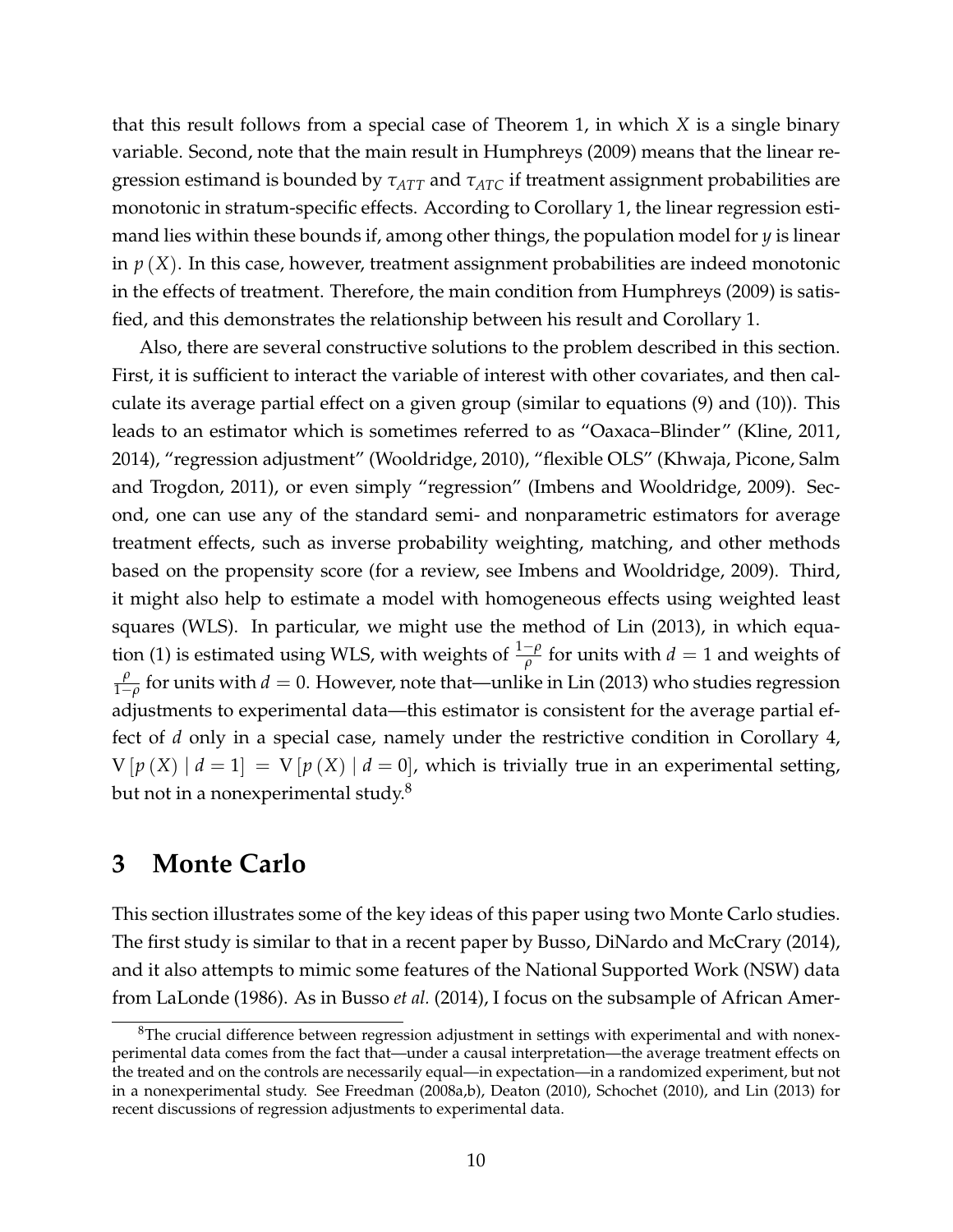that this result follows from a special case of Theorem 1, in which $X$ is a single binary variable. Second, note that the main result in Humphreys (2009) means that the linear regression estimand is bounded by $\tau_{ATT}$ and $\tau_{ATC}$ if treatment assignment probabilities are monotonic in stratum-specific effects. According to Corollary 1, the linear regression estimand lies within these bounds if, among other things, the population model for $y$ is linear in $p(X)$. In this case, however, treatment assignment probabilities are indeed monotonic in the effects of treatment. Therefore, the main condition from Humphreys (2009) is satisfied, and this demonstrates the relationship between his result and Corollary 1.

Also, there are several constructive solutions to the problem described in this section. First, it is sufficient to interact the variable of interest with other covariates, and then calculate its average partial effect on a given group (similar to equations (9) and (10)). This leads to an estimator which is sometimes referred to as "Oaxaca–Blinder" (Kline, 2011, 2014), "regression adjustment" (Wooldridge, 2010), "flexible OLS" (Khwaja, Picone, Salm and Trogdon, 2011), or even simply "regression" (Imbens and Wooldridge, 2009). Second, one can use any of the standard semi- and nonparametric estimators for average treatment effects, such as inverse probability weighting, matching, and other methods based on the propensity score (for a review, see Imbens and Wooldridge, 2009). Third, it might also help to estimate a model with homogeneous effects using weighted least squares (WLS). In particular, we might use the method of Lin (2013), in which equation (1) is estimated using WLS, with weights of $\frac{1-\rho}{\rho}$ for units with $d=1$ and weights of $\frac{\rho}{1-\rho}$ for units with $d=0$. However, note that—unlike in Lin (2013) who studies regression adjustments to experimental data—this estimator is consistent for the average partial effect of $d$ only in a special case, namely under the restrictive condition in Corollary 4, $\mathrm{V}[p(X) \mid d=1] = \mathrm{V}[p(X) \mid d=0]$, which is trivially true in an experimental setting, but not in a nonexperimental study.[8]

# 3 Monte Carlo

This section illustrates some of the key ideas of this paper using two Monte Carlo studies. The first study is similar to that in a recent paper by Busso, DiNardo and McCrary (2014), and it also attempts to mimic some features of the National Supported Work (NSW) data from LaLonde (1986). As in Busso *et al.* (2014), I focus on the subsample of African Amer-

[8]The crucial difference between regression adjustment in settings with experimental and with nonexperimental data comes from the fact that—under a causal interpretation—the average treatment effects on the treated and on the controls are necessarily equal—in expectation—in a randomized experiment, but not in a nonexperimental study. See Freedman (2008a,b), Deaton (2010), Schochet (2010), and Lin (2013) for recent discussions of regression adjustments to experimental data.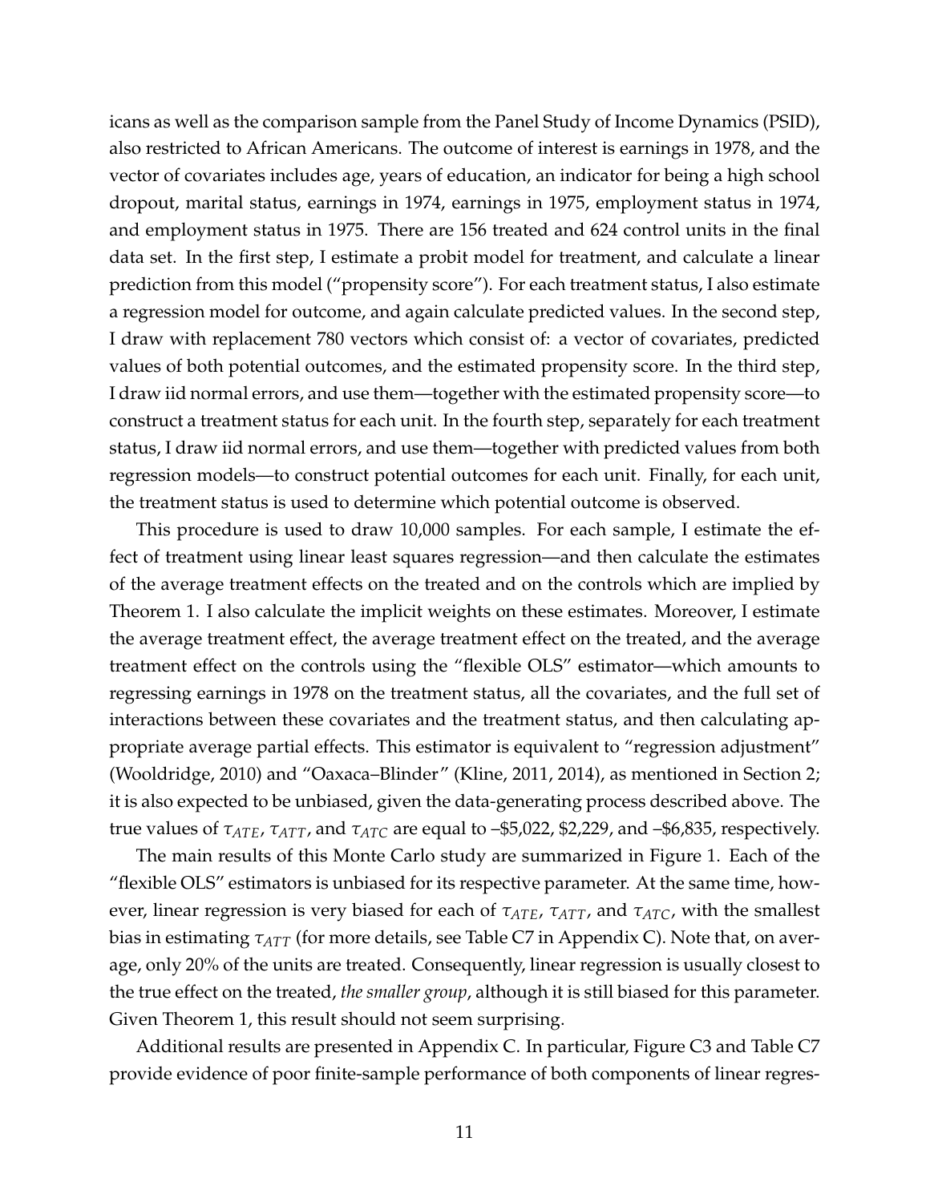icans as well as the comparison sample from the Panel Study of Income Dynamics (PSID), also restricted to African Americans. The outcome of interest is earnings in 1978, and the vector of covariates includes age, years of education, an indicator for being a high school dropout, marital status, earnings in 1974, earnings in 1975, employment status in 1974, and employment status in 1975. There are 156 treated and 624 control units in the final data set. In the first step, I estimate a probit model for treatment, and calculate a linear prediction from this model ("propensity score"). For each treatment status, I also estimate a regression model for outcome, and again calculate predicted values. In the second step, I draw with replacement 780 vectors which consist of: a vector of covariates, predicted values of both potential outcomes, and the estimated propensity score. In the third step, I draw iid normal errors, and use them—together with the estimated propensity score—to construct a treatment status for each unit. In the fourth step, separately for each treatment status, I draw iid normal errors, and use them—together with predicted values from both regression models—to construct potential outcomes for each unit. Finally, for each unit, the treatment status is used to determine which potential outcome is observed.

This procedure is used to draw 10,000 samples. For each sample, I estimate the effect of treatment using linear least squares regression—and then calculate the estimates of the average treatment effects on the treated and on the controls which are implied by Theorem 1. I also calculate the implicit weights on these estimates. Moreover, I estimate the average treatment effect, the average treatment effect on the treated, and the average treatment effect on the controls using the "flexible OLS" estimator—which amounts to regressing earnings in 1978 on the treatment status, all the covariates, and the full set of interactions between these covariates and the treatment status, and then calculating appropriate average partial effects. This estimator is equivalent to "regression adjustment" (Wooldridge, 2010) and "Oaxaca–Blinder" (Kline, 2011, 2014), as mentioned in Section 2; it is also expected to be unbiased, given the data-generating process described above. The true values of $\tau_{ATE}$, $\tau_{ATT}$, and $\tau_{ATC}$ are equal to –\$5,022, \$2,229, and –\$6,835, respectively.

The main results of this Monte Carlo study are summarized in Figure 1. Each of the "flexible OLS" estimators is unbiased for its respective parameter. At the same time, however, linear regression is very biased for each of $\tau_{ATE}$, $\tau_{ATT}$, and $\tau_{ATC}$, with the smallest bias in estimating $\tau_{ATT}$ (for more details, see Table C7 in Appendix C). Note that, on average, only 20% of the units are treated. Consequently, linear regression is usually closest to the true effect on the treated, *the smaller group*, although it is still biased for this parameter. Given Theorem 1, this result should not seem surprising.

Additional results are presented in Appendix C. In particular, Figure C3 and Table C7 provide evidence of poor finite-sample performance of both components of linear regres-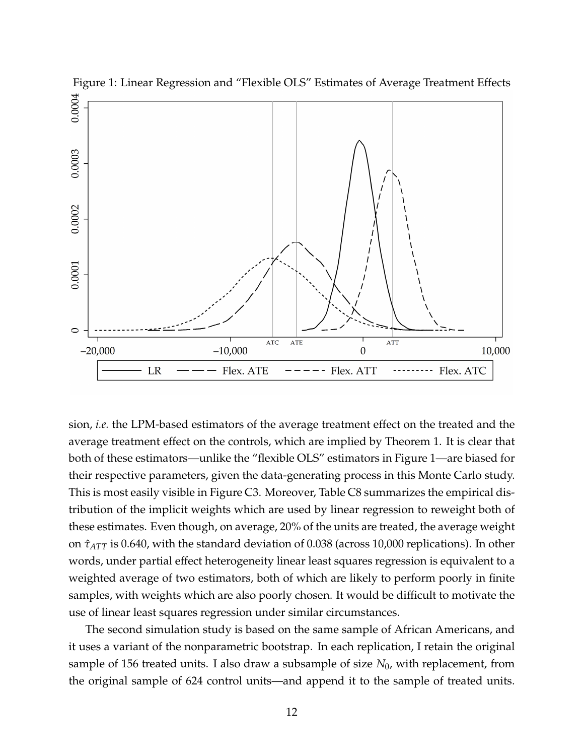Figure 1: Linear Regression and "Flexible OLS" Estimates of Average Treatment Effects

sion, *i.e.* the LPM-based estimators of the average treatment effect on the treated and the average treatment effect on the controls, which are implied by Theorem 1. It is clear that both of these estimators—unlike the "flexible OLS" estimators in Figure 1—are biased for their respective parameters, given the data-generating process in this Monte Carlo study. This is most easily visible in Figure C3. Moreover, Table C8 summarizes the empirical distribution of the implicit weights which are used by linear regression to reweight both of these estimates. Even though, on average, 20% of the units are treated, the average weight on $\hat{\tau}_{ATT}$ is 0.640, with the standard deviation of 0.038 (across 10,000 replications). In other words, under partial effect heterogeneity linear least squares regression is equivalent to a weighted average of two estimators, both of which are likely to perform poorly in finite samples, with weights which are also poorly chosen. It would be difficult to motivate the use of linear least squares regression under similar circumstances.

The second simulation study is based on the same sample of African Americans, and it uses a variant of the nonparametric bootstrap. In each replication, I retain the original sample of 156 treated units. I also draw a subsample of size $N_0$, with replacement, from the original sample of 624 control units—and append it to the sample of treated units.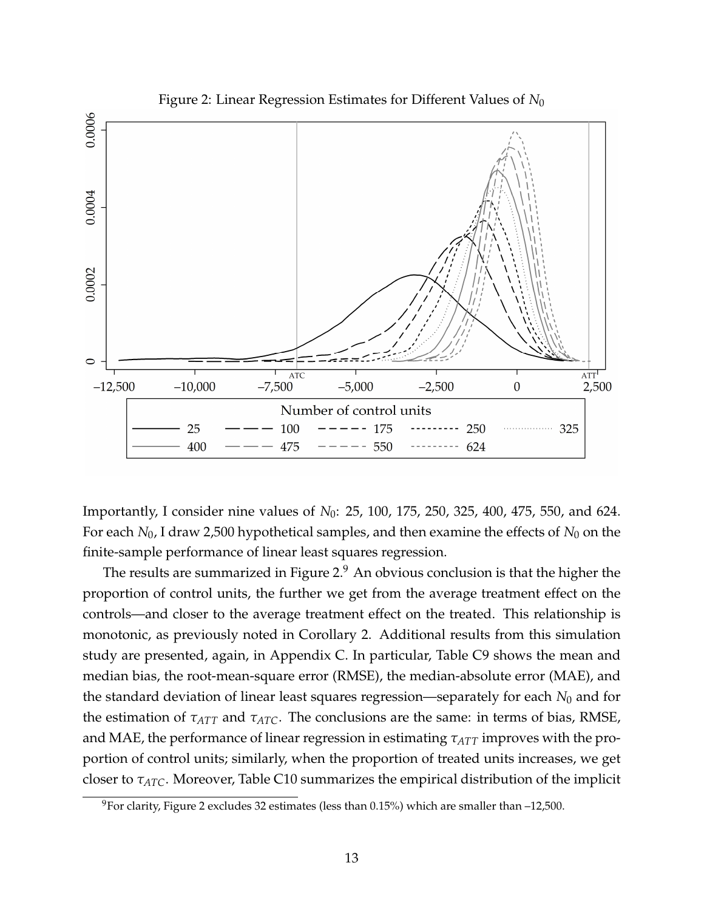Figure 2: Linear Regression Estimates for Different Values of $N_0$

Importantly, I consider nine values of $N_0$: 25, 100, 175, 250, 325, 400, 475, 550, and 624. For each $N_0$, I draw 2,500 hypothetical samples, and then examine the effects of $N_0$ on the finite-sample performance of linear least squares regression.

The results are summarized in Figure 2.[9] An obvious conclusion is that the higher the proportion of control units, the further we get from the average treatment effect on the controls—and closer to the average treatment effect on the treated. This relationship is monotonic, as previously noted in Corollary 2. Additional results from this simulation study are presented, again, in Appendix C. In particular, Table C9 shows the mean and median bias, the root-mean-square error (RMSE), the median-absolute error (MAE), and the standard deviation of linear least squares regression—separately for each $N_0$ and for the estimation of $\tau_{ATT}$ and $\tau_{ATC}$. The conclusions are the same: in terms of bias, RMSE, and MAE, the performance of linear regression in estimating $\tau_{ATT}$ improves with the proportion of control units; similarly, when the proportion of treated units increases, we get closer to $\tau_{ATC}$. Moreover, Table C10 summarizes the empirical distribution of the implicit

[9] For clarity, Figure 2 excludes 32 estimates (less than 0.15%) which are smaller than –12,500.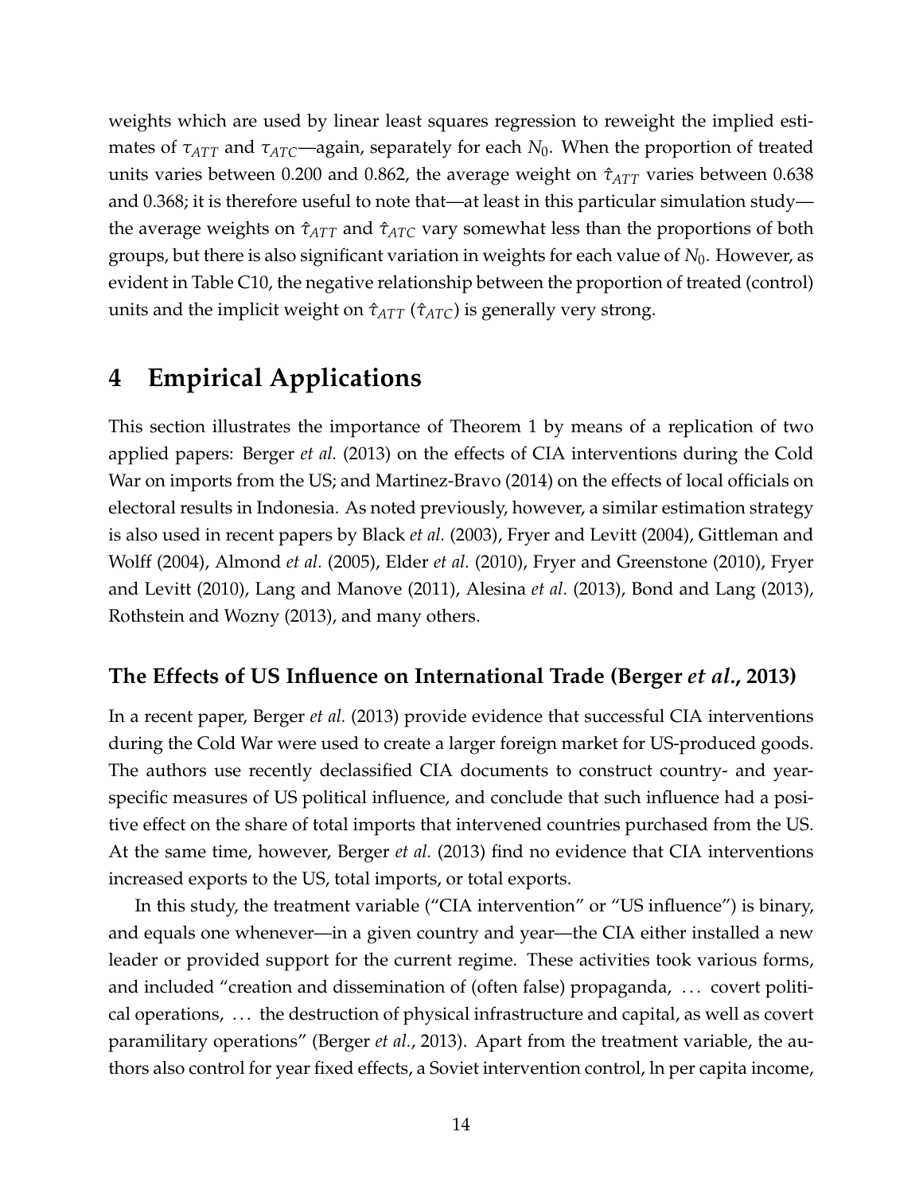weights which are used by linear least squares regression to reweight the implied estimates of $\tau_{ATT}$ and $\tau_{ATC}$—again, separately for each $N_0$. When the proportion of treated units varies between 0.200 and 0.862, the average weight on $\hat{\tau}_{ATT}$ varies between 0.638 and 0.368; it is therefore useful to note that—at least in this particular simulation study—the average weights on $\hat{\tau}_{ATT}$ and $\hat{\tau}_{ATC}$ vary somewhat less than the proportions of both groups, but there is also significant variation in weights for each value of $N_0$. However, as evident in Table C10, the negative relationship between the proportion of treated (control) units and the implicit weight on $\hat{\tau}_{ATT}$ ($\hat{\tau}_{ATC}$) is generally very strong.

# 4 Empirical Applications

This section illustrates the importance of Theorem 1 by means of a replication of two applied papers: Berger *et al.* (2013) on the effects of CIA interventions during the Cold War on imports from the US; and Martinez-Bravo (2014) on the effects of local officials on electoral results in Indonesia. As noted previously, however, a similar estimation strategy is also used in recent papers by Black *et al.* (2003), Fryer and Levitt (2004), Gittleman and Wolff (2004), Almond *et al.* (2005), Elder *et al.* (2010), Fryer and Greenstone (2010), Fryer and Levitt (2010), Lang and Manove (2011), Alesina *et al.* (2013), Bond and Lang (2013), Rothstein and Wozny (2013), and many others.

### The Effects of US Influence on International Trade (Berger *et al.*, 2013)

In a recent paper, Berger *et al.* (2013) provide evidence that successful CIA interventions during the Cold War were used to create a larger foreign market for US-produced goods. The authors use recently declassified CIA documents to construct country- and year-specific measures of US political influence, and conclude that such influence had a positive effect on the share of total imports that intervened countries purchased from the US. At the same time, however, Berger *et al.* (2013) find no evidence that CIA interventions increased exports to the US, total imports, or total exports.

In this study, the treatment variable ("CIA intervention" or "US influence") is binary, and equals one whenever—in a given country and year—the CIA either installed a new leader or provided support for the current regime. These activities took various forms, and included "creation and dissemination of (often false) propaganda, ... covert political operations, ... the destruction of physical infrastructure and capital, as well as covert paramilitary operations" (Berger *et al.*, 2013). Apart from the treatment variable, the authors also control for year fixed effects, a Soviet intervention control, ln per capita income,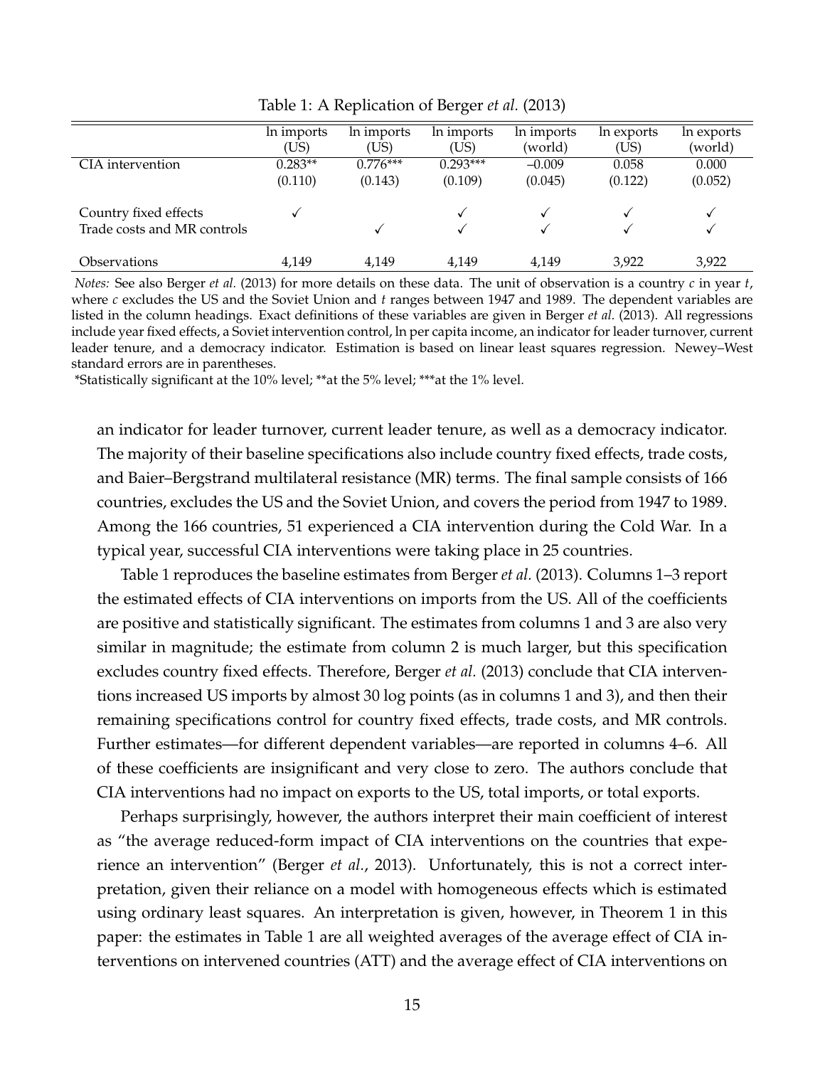Table 1: A Replication of Berger *et al.* (2013)

| | ln imports (US) | ln imports (US) | ln imports (US) | ln imports (world) | ln exports (US) | ln exports (world) |
|---|---|---|---|---|---|---|
| CIA intervention | 0.283** | 0.776*** | 0.293*** | −0.009 | 0.058 | 0.000 |
| | (0.110) | (0.143) | (0.109) | (0.045) | (0.122) | (0.052) |
| Country fixed effects | ✓ | | ✓ | ✓ | ✓ | ✓ |
| Trade costs and MR controls | | ✓ | ✓ | ✓ | ✓ | ✓ |
| Observations | 4,149 | 4,149 | 4,149 | 4,149 | 3,922 | 3,922 |

*Notes:* See also Berger *et al.* (2013) for more details on these data. The unit of observation is a country $c$ in year $t$, where $c$ excludes the US and the Soviet Union and $t$ ranges between 1947 and 1989. The dependent variables are listed in the column headings. Exact definitions of these variables are given in Berger *et al.* (2013). All regressions include year fixed effects, a Soviet intervention control, ln per capita income, an indicator for leader turnover, current leader tenure, and a democracy indicator. Estimation is based on linear least squares regression. Newey–West standard errors are in parentheses.

*Statistically significant at the 10% level; **at the 5% level; ***at the 1% level.

an indicator for leader turnover, current leader tenure, as well as a democracy indicator. The majority of their baseline specifications also include country fixed effects, trade costs, and Baier–Bergstrand multilateral resistance (MR) terms. The final sample consists of 166 countries, excludes the US and the Soviet Union, and covers the period from 1947 to 1989. Among the 166 countries, 51 experienced a CIA intervention during the Cold War. In a typical year, successful CIA interventions were taking place in 25 countries.

Table 1 reproduces the baseline estimates from Berger *et al.* (2013). Columns 1–3 report the estimated effects of CIA interventions on imports from the US. All of the coefficients are positive and statistically significant. The estimates from columns 1 and 3 are also very similar in magnitude; the estimate from column 2 is much larger, but this specification excludes country fixed effects. Therefore, Berger *et al.* (2013) conclude that CIA interventions increased US imports by almost 30 log points (as in columns 1 and 3), and then their remaining specifications control for country fixed effects, trade costs, and MR controls. Further estimates—for different dependent variables—are reported in columns 4–6. All of these coefficients are insignificant and very close to zero. The authors conclude that CIA interventions had no impact on exports to the US, total imports, or total exports.

Perhaps surprisingly, however, the authors interpret their main coefficient of interest as "the average reduced-form impact of CIA interventions on the countries that experience an intervention" (Berger *et al.*, 2013). Unfortunately, this is not a correct interpretation, given their reliance on a model with homogeneous effects which is estimated using ordinary least squares. An interpretation is given, however, in Theorem 1 in this paper: the estimates in Table 1 are all weighted averages of the average effect of CIA interventions on intervened countries (ATT) and the average effect of CIA interventions on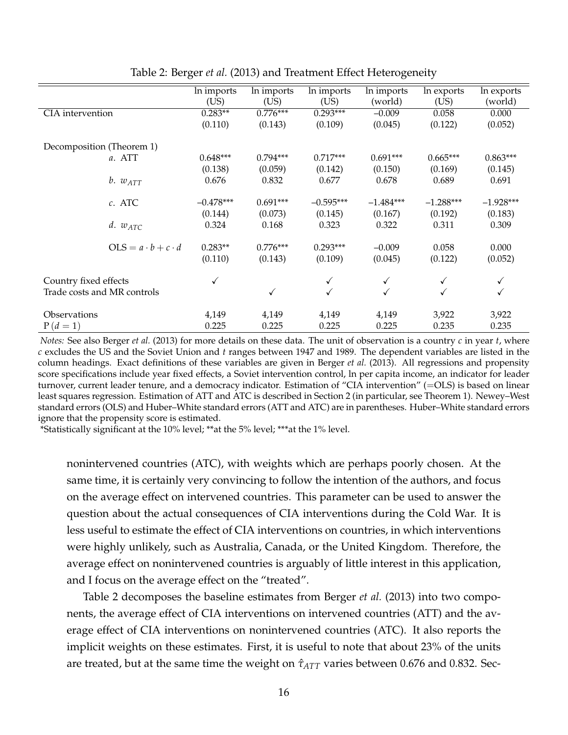Table 2: Berger *et al.* (2013) and Treatment Effect Heterogeneity

| | ln imports (US) | ln imports (US) | ln imports (US) | ln imports (world) | ln exports (US) | ln exports (world) |
|---|---|---|---|---|---|---|
| CIA intervention | 0.283** | 0.776*** | 0.293*** | −0.009 | 0.058 | 0.000 |
| | (0.110) | (0.143) | (0.109) | (0.045) | (0.122) | (0.052) |
| Decomposition (Theorem 1) | | | | | | |
| *a*. ATT | 0.648*** | 0.794*** | 0.717*** | 0.691*** | 0.665*** | 0.863*** |
| | (0.138) | (0.059) | (0.142) | (0.150) | (0.169) | (0.145) |
| *b*. $w_{ATT}$ | 0.676 | 0.832 | 0.677 | 0.678 | 0.689 | 0.691 |
| *c*. ATC | −0.478*** | 0.691*** | −0.595*** | −1.484*** | −1.288*** | −1.928*** |
| | (0.144) | (0.073) | (0.145) | (0.167) | (0.192) | (0.183) |
| *d*. $w_{ATC}$ | 0.324 | 0.168 | 0.323 | 0.322 | 0.311 | 0.309 |
| $\text{OLS} = a \cdot b + c \cdot d$ | 0.283** | 0.776*** | 0.293*** | −0.009 | 0.058 | 0.000 |
| | (0.110) | (0.143) | (0.109) | (0.045) | (0.122) | (0.052) |
| Country fixed effects | ✓ | | ✓ | ✓ | ✓ | ✓ |
| Trade costs and MR controls | | ✓ | ✓ | ✓ | ✓ | ✓ |
| Observations | 4,149 | 4,149 | 4,149 | 4,149 | 3,922 | 3,922 |
| $\text{P}(d=1)$ | 0.225 | 0.225 | 0.225 | 0.225 | 0.235 | 0.235 |

*Notes:* See also Berger *et al.* (2013) for more details on these data. The unit of observation is a country $c$ in year $t$, where $c$ excludes the US and the Soviet Union and $t$ ranges between 1947 and 1989. The dependent variables are listed in the column headings. Exact definitions of these variables are given in Berger *et al.* (2013). All regressions and propensity score specifications include year fixed effects, a Soviet intervention control, ln per capita income, an indicator for leader turnover, current leader tenure, and a democracy indicator. Estimation of "CIA intervention" (=OLS) is based on linear least squares regression. Estimation of ATT and ATC is described in Section 2 (in particular, see Theorem 1). Newey–West standard errors (OLS) and Huber–White standard errors (ATT and ATC) are in parentheses. Huber–White standard errors ignore that the propensity score is estimated.

*Statistically significant at the 10% level; **at the 5% level; ***at the 1% level.

nonintervened countries (ATC), with weights which are perhaps poorly chosen. At the same time, it is certainly very convincing to follow the intention of the authors, and focus on the average effect on intervened countries. This parameter can be used to answer the question about the actual consequences of CIA interventions during the Cold War. It is less useful to estimate the effect of CIA interventions on countries, in which interventions were highly unlikely, such as Australia, Canada, or the United Kingdom. Therefore, the average effect on nonintervened countries is arguably of little interest in this application, and I focus on the average effect on the "treated".

Table 2 decomposes the baseline estimates from Berger *et al.* (2013) into two components, the average effect of CIA interventions on intervened countries (ATT) and the average effect of CIA interventions on nonintervened countries (ATC). It also reports the implicit weights on these estimates. First, it is useful to note that about 23% of the units are treated, but at the same time the weight on $\hat{\tau}_{ATT}$ varies between 0.676 and 0.832. Sec-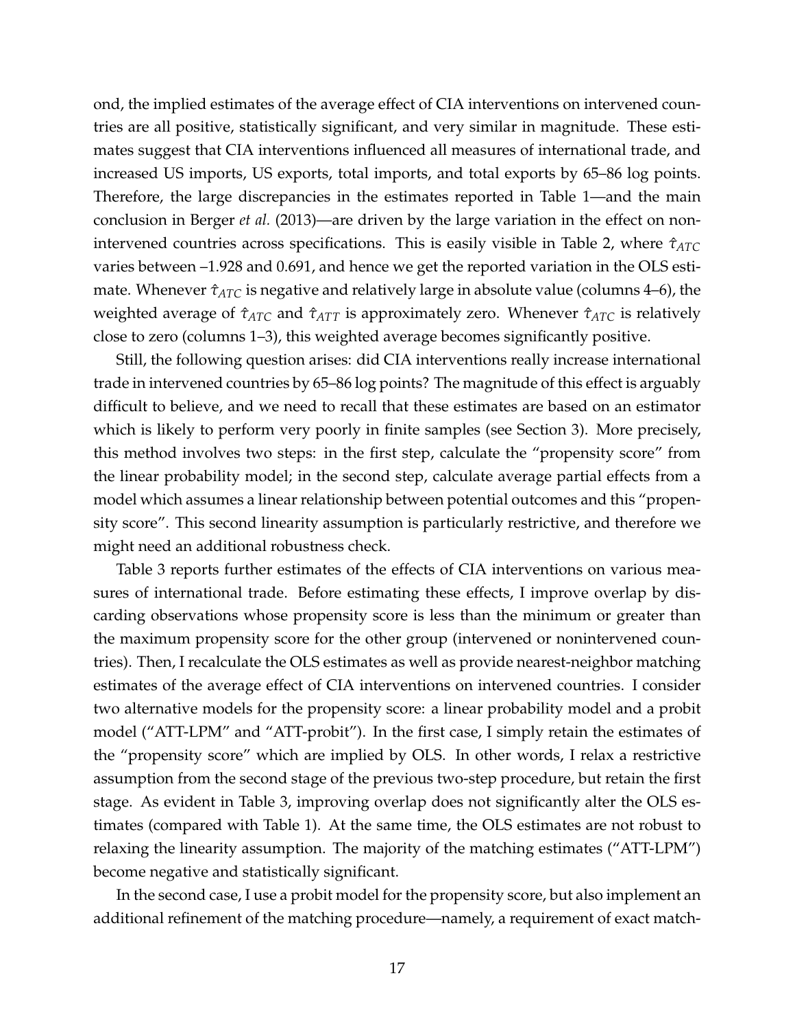ond, the implied estimates of the average effect of CIA interventions on intervened countries are all positive, statistically significant, and very similar in magnitude. These estimates suggest that CIA interventions influenced all measures of international trade, and increased US imports, US exports, total imports, and total exports by 65–86 log points. Therefore, the large discrepancies in the estimates reported in Table 1—and the main conclusion in Berger *et al.* (2013)—are driven by the large variation in the effect on nonintervened countries across specifications. This is easily visible in Table 2, where $\hat{\tau}_{ATC}$ varies between –1.928 and 0.691, and hence we get the reported variation in the OLS estimate. Whenever $\hat{\tau}_{ATC}$ is negative and relatively large in absolute value (columns 4–6), the weighted average of $\hat{\tau}_{ATC}$ and $\hat{\tau}_{ATT}$ is approximately zero. Whenever $\hat{\tau}_{ATC}$ is relatively close to zero (columns 1–3), this weighted average becomes significantly positive.

Still, the following question arises: did CIA interventions really increase international trade in intervened countries by 65–86 log points? The magnitude of this effect is arguably difficult to believe, and we need to recall that these estimates are based on an estimator which is likely to perform very poorly in finite samples (see Section 3). More precisely, this method involves two steps: in the first step, calculate the "propensity score" from the linear probability model; in the second step, calculate average partial effects from a model which assumes a linear relationship between potential outcomes and this "propensity score". This second linearity assumption is particularly restrictive, and therefore we might need an additional robustness check.

Table 3 reports further estimates of the effects of CIA interventions on various measures of international trade. Before estimating these effects, I improve overlap by discarding observations whose propensity score is less than the minimum or greater than the maximum propensity score for the other group (intervened or nonintervened countries). Then, I recalculate the OLS estimates as well as provide nearest-neighbor matching estimates of the average effect of CIA interventions on intervened countries. I consider two alternative models for the propensity score: a linear probability model and a probit model ("ATT-LPM" and "ATT-probit"). In the first case, I simply retain the estimates of the "propensity score" which are implied by OLS. In other words, I relax a restrictive assumption from the second stage of the previous two-step procedure, but retain the first stage. As evident in Table 3, improving overlap does not significantly alter the OLS estimates (compared with Table 1). At the same time, the OLS estimates are not robust to relaxing the linearity assumption. The majority of the matching estimates ("ATT-LPM") become negative and statistically significant.

In the second case, I use a probit model for the propensity score, but also implement an additional refinement of the matching procedure—namely, a requirement of exact match-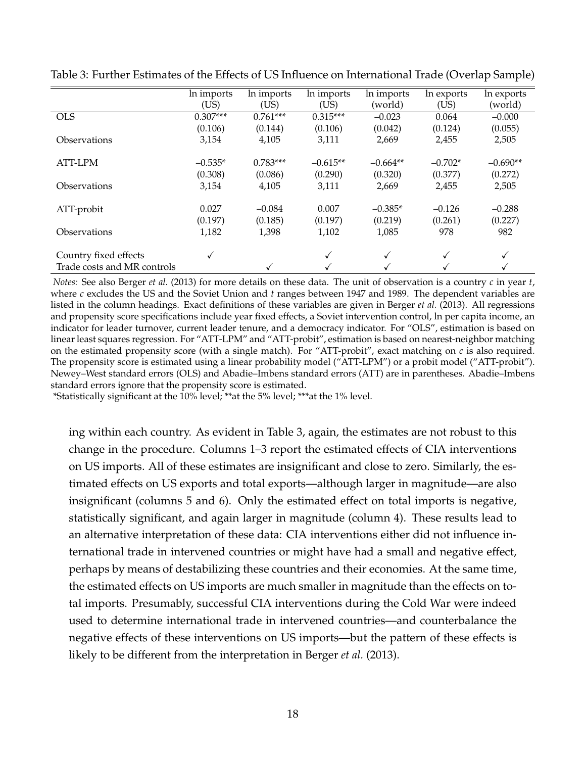Table 3: Further Estimates of the Effects of US Influence on International Trade (Overlap Sample)

| | ln imports (US) | ln imports (US) | ln imports (US) | ln imports (world) | ln exports (US) | ln exports (world) |
|---|---|---|---|---|---|---|
| OLS | 0.307*** | 0.761*** | 0.315*** | –0.023 | 0.064 | –0.000 |
| | (0.106) | (0.144) | (0.106) | (0.042) | (0.124) | (0.055) |
| Observations | 3,154 | 4,105 | 3,111 | 2,669 | 2,455 | 2,505 |
| ATT-LPM | –0.535* | 0.783*** | –0.615** | –0.664** | –0.702* | –0.690** |
| | (0.308) | (0.086) | (0.290) | (0.320) | (0.377) | (0.272) |
| Observations | 3,154 | 4,105 | 3,111 | 2,669 | 2,455 | 2,505 |
| ATT-probit | 0.027 | –0.084 | 0.007 | –0.385* | –0.126 | –0.288 |
| | (0.197) | (0.185) | (0.197) | (0.219) | (0.261) | (0.227) |
| Observations | 1,182 | 1,398 | 1,102 | 1,085 | 978 | 982 |
| Country fixed effects | ✓ | | ✓ | ✓ | ✓ | ✓ |
| Trade costs and MR controls | | ✓ | ✓ | ✓ | ✓ | ✓ |

*Notes:* See also Berger *et al.* (2013) for more details on these data. The unit of observation is a country $c$ in year $t$, where $c$ excludes the US and the Soviet Union and $t$ ranges between 1947 and 1989. The dependent variables are listed in the column headings. Exact definitions of these variables are given in Berger *et al.* (2013). All regressions and propensity score specifications include year fixed effects, a Soviet intervention control, ln per capita income, an indicator for leader turnover, current leader tenure, and a democracy indicator. For "OLS", estimation is based on linear least squares regression. For "ATT-LPM" and "ATT-probit", estimation is based on nearest-neighbor matching on the estimated propensity score (with a single match). For "ATT-probit", exact matching on $c$ is also required. The propensity score is estimated using a linear probability model ("ATT-LPM") or a probit model ("ATT-probit"). Newey–West standard errors (OLS) and Abadie–Imbens standard errors (ATT) are in parentheses. Abadie–Imbens standard errors ignore that the propensity score is estimated.

*Statistically significant at the 10% level; **at the 5% level; ***at the 1% level.

ing within each country. As evident in Table 3, again, the estimates are not robust to this change in the procedure. Columns 1–3 report the estimated effects of CIA interventions on US imports. All of these estimates are insignificant and close to zero. Similarly, the estimated effects on US exports and total exports—although larger in magnitude—are also insignificant (columns 5 and 6). Only the estimated effect on total imports is negative, statistically significant, and again larger in magnitude (column 4). These results lead to an alternative interpretation of these data: CIA interventions either did not influence international trade in intervened countries or might have had a small and negative effect, perhaps by means of destabilizing these countries and their economies. At the same time, the estimated effects on US imports are much smaller in magnitude than the effects on total imports. Presumably, successful CIA interventions during the Cold War were indeed used to determine international trade in intervened countries—and counterbalance the negative effects of these interventions on US imports—but the pattern of these effects is likely to be different from the interpretation in Berger *et al.* (2013).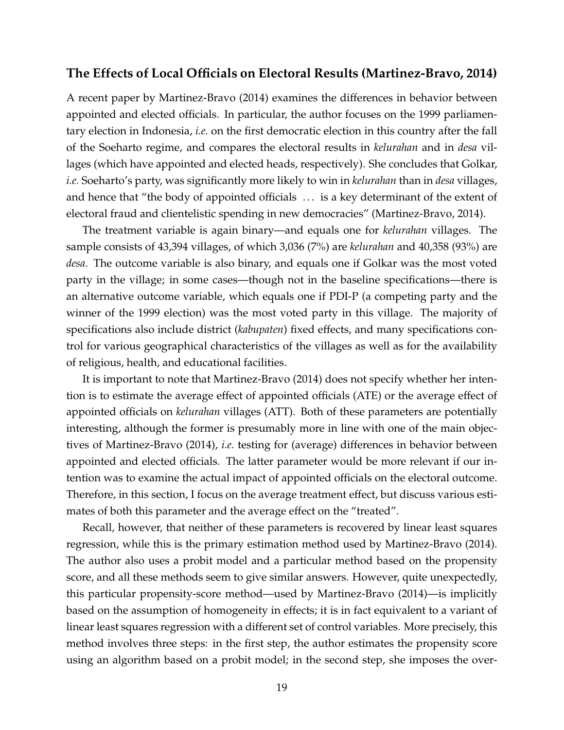## The Effects of Local Officials on Electoral Results (Martinez-Bravo, 2014)

A recent paper by Martinez-Bravo (2014) examines the differences in behavior between appointed and elected officials. In particular, the author focuses on the 1999 parliamentary election in Indonesia, *i.e.* on the first democratic election in this country after the fall of the Soeharto regime, and compares the electoral results in *kelurahan* and in *desa* villages (which have appointed and elected heads, respectively). She concludes that Golkar, *i.e.* Soeharto's party, was significantly more likely to win in *kelurahan* than in *desa* villages, and hence that "the body of appointed officials ... is a key determinant of the extent of electoral fraud and clientelistic spending in new democracies" (Martinez-Bravo, 2014).

The treatment variable is again binary—and equals one for *kelurahan* villages. The sample consists of 43,394 villages, of which 3,036 (7%) are *kelurahan* and 40,358 (93%) are *desa*. The outcome variable is also binary, and equals one if Golkar was the most voted party in the village; in some cases—though not in the baseline specifications—there is an alternative outcome variable, which equals one if PDI-P (a competing party and the winner of the 1999 election) was the most voted party in this village. The majority of specifications also include district (*kabupaten*) fixed effects, and many specifications control for various geographical characteristics of the villages as well as for the availability of religious, health, and educational facilities.

It is important to note that Martinez-Bravo (2014) does not specify whether her intention is to estimate the average effect of appointed officials (ATE) or the average effect of appointed officials on *kelurahan* villages (ATT). Both of these parameters are potentially interesting, although the former is presumably more in line with one of the main objectives of Martinez-Bravo (2014), *i.e.* testing for (average) differences in behavior between appointed and elected officials. The latter parameter would be more relevant if our intention was to examine the actual impact of appointed officials on the electoral outcome. Therefore, in this section, I focus on the average treatment effect, but discuss various estimates of both this parameter and the average effect on the "treated".

Recall, however, that neither of these parameters is recovered by linear least squares regression, while this is the primary estimation method used by Martinez-Bravo (2014). The author also uses a probit model and a particular method based on the propensity score, and all these methods seem to give similar answers. However, quite unexpectedly, this particular propensity-score method—used by Martinez-Bravo (2014)—is implicitly based on the assumption of homogeneity in effects; it is in fact equivalent to a variant of linear least squares regression with a different set of control variables. More precisely, this method involves three steps: in the first step, the author estimates the propensity score using an algorithm based on a probit model; in the second step, she imposes the over-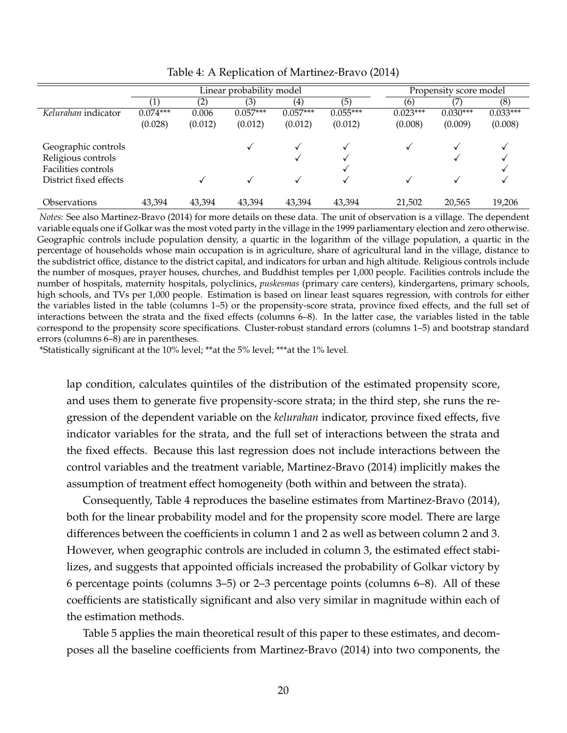Table 4: A Replication of Martinez-Bravo (2014)

| | Linear probability model | | | | | Propensity score model | | |
|---|---|---|---|---|---|---|---|---|
| | (1) | (2) | (3) | (4) | (5) | (6) | (7) | (8) |
| *Kelurahan* indicator | 0.074*** | 0.006 | 0.057*** | 0.057*** | 0.055*** | 0.023*** | 0.030*** | 0.033*** |
| | (0.028) | (0.012) | (0.012) | (0.012) | (0.012) | (0.008) | (0.009) | (0.008) |
| Geographic controls | | | ✓ | ✓ | ✓ | ✓ | ✓ | ✓ |
| Religious controls | | | | ✓ | ✓ | | ✓ | ✓ |
| Facilities controls | | | | | ✓ | | | ✓ |
| District fixed effects | | ✓ | ✓ | ✓ | ✓ | ✓ | ✓ | ✓ |
| Observations | 43,394 | 43,394 | 43,394 | 43,394 | 43,394 | 21,502 | 20,565 | 19,206 |

*Notes:* See also Martinez-Bravo (2014) for more details on these data. The unit of observation is a village. The dependent variable equals one if Golkar was the most voted party in the village in the 1999 parliamentary election and zero otherwise. Geographic controls include population density, a quartic in the logarithm of the village population, a quartic in the percentage of households whose main occupation is in agriculture, share of agricultural land in the village, distance to the subdistrict office, distance to the district capital, and indicators for urban and high altitude. Religious controls include the number of mosques, prayer houses, churches, and Buddhist temples per 1,000 people. Facilities controls include the number of hospitals, maternity hospitals, polyclinics, *puskesmas* (primary care centers), kindergartens, primary schools, high schools, and TVs per 1,000 people. Estimation is based on linear least squares regression, with controls for either the variables listed in the table (columns 1–5) or the propensity-score strata, province fixed effects, and the full set of interactions between the strata and the fixed effects (columns 6–8). In the latter case, the variables listed in the table correspond to the propensity score specifications. Cluster-robust standard errors (columns 1–5) and bootstrap standard errors (columns 6–8) are in parentheses.

*Statistically significant at the 10% level; **at the 5% level; ***at the 1% level.

lap condition, calculates quintiles of the distribution of the estimated propensity score, and uses them to generate five propensity-score strata; in the third step, she runs the regression of the dependent variable on the *kelurahan* indicator, province fixed effects, five indicator variables for the strata, and the full set of interactions between the strata and the fixed effects. Because this last regression does not include interactions between the control variables and the treatment variable, Martinez-Bravo (2014) implicitly makes the assumption of treatment effect homogeneity (both within and between the strata).

Consequently, Table 4 reproduces the baseline estimates from Martinez-Bravo (2014), both for the linear probability model and for the propensity score model. There are large differences between the coefficients in column 1 and 2 as well as between column 2 and 3. However, when geographic controls are included in column 3, the estimated effect stabilizes, and suggests that appointed officials increased the probability of Golkar victory by 6 percentage points (columns 3–5) or 2–3 percentage points (columns 6–8). All of these coefficients are statistically significant and also very similar in magnitude within each of the estimation methods.

Table 5 applies the main theoretical result of this paper to these estimates, and decomposes all the baseline coefficients from Martinez-Bravo (2014) into two components, the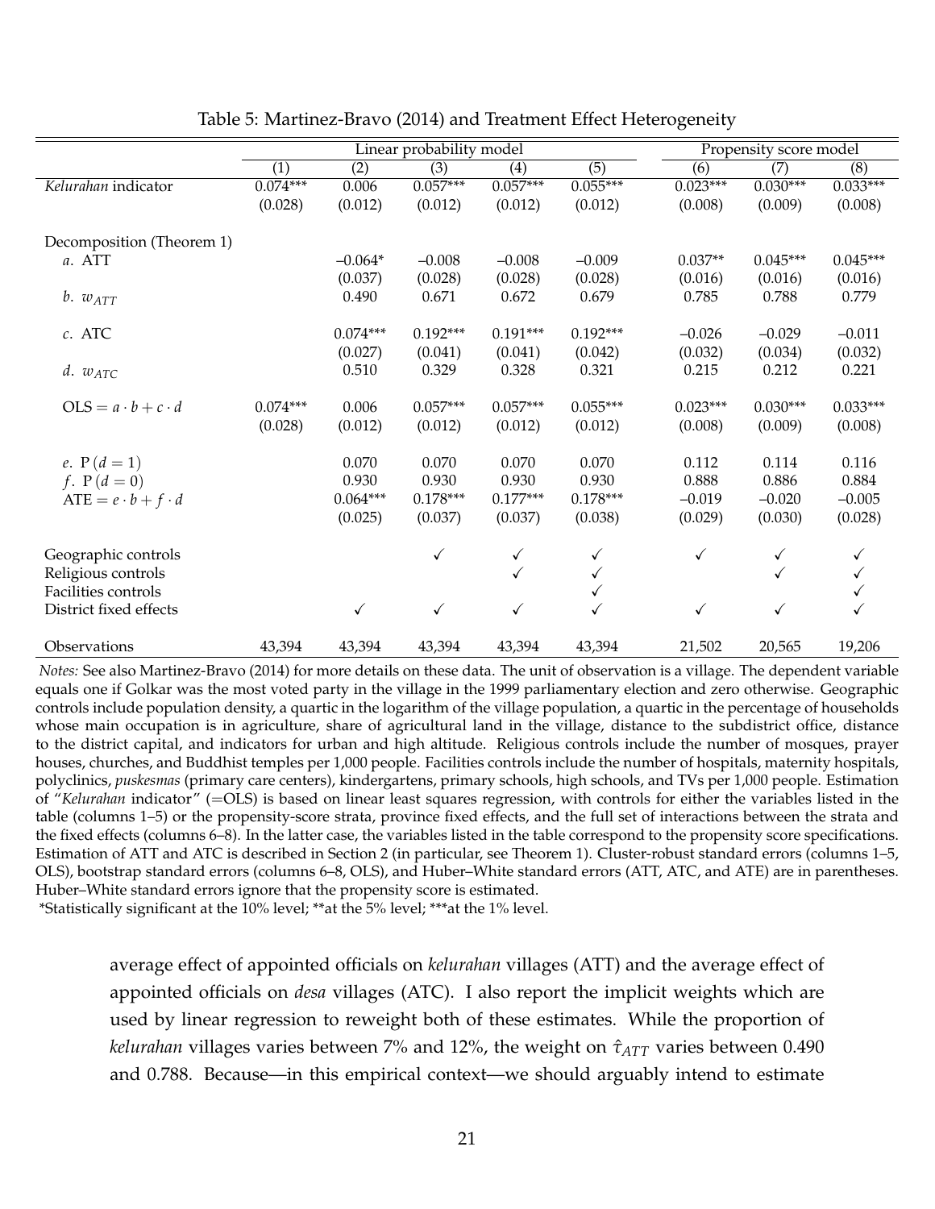Table 5: Martinez-Bravo (2014) and Treatment Effect Heterogeneity

| | Linear probability model | | | | | Propensity score model | | |
|---|---|---|---|---|---|---|---|---|
| | (1) | (2) | (3) | (4) | (5) | (6) | (7) | (8) |
| *Kelurahan* indicator | 0.074*** | 0.006 | 0.057*** | 0.057*** | 0.055*** | 0.023*** | 0.030*** | 0.033*** |
| | (0.028) | (0.012) | (0.012) | (0.012) | (0.012) | (0.008) | (0.009) | (0.008) |
| Decomposition (Theorem 1) | | | | | | | | |
| *a.* ATT | | –0.064* | –0.008 | –0.008 | –0.009 | 0.037** | 0.045*** | 0.045*** |
| | | (0.037) | (0.028) | (0.028) | (0.028) | (0.016) | (0.016) | (0.016) |
| *b.* $w_{ATT}$ | | 0.490 | 0.671 | 0.672 | 0.679 | 0.785 | 0.788 | 0.779 |
| *c.* ATC | | 0.074*** | 0.192*** | 0.191*** | 0.192*** | –0.026 | –0.029 | –0.011 |
| | | (0.027) | (0.041) | (0.041) | (0.042) | (0.032) | (0.034) | (0.032) |
| *d.* $w_{ATC}$ | | 0.510 | 0.329 | 0.328 | 0.321 | 0.215 | 0.212 | 0.221 |
| $\text{OLS} = a \cdot b + c \cdot d$ | 0.074*** | 0.006 | 0.057*** | 0.057*** | 0.055*** | 0.023*** | 0.030*** | 0.033*** |
| | (0.028) | (0.012) | (0.012) | (0.012) | (0.012) | (0.008) | (0.009) | (0.008) |
| *e.* $\text{P}(d=1)$ | | 0.070 | 0.070 | 0.070 | 0.070 | 0.112 | 0.114 | 0.116 |
| *f.* $\text{P}(d=0)$ | | 0.930 | 0.930 | 0.930 | 0.930 | 0.888 | 0.886 | 0.884 |
| $\text{ATE} = e \cdot b + f \cdot d$ | | 0.064*** | 0.178*** | 0.177*** | 0.178*** | –0.019 | –0.020 | –0.005 |
| | | (0.025) | (0.037) | (0.037) | (0.038) | (0.029) | (0.030) | (0.028) |
| Geographic controls | | | ✓ | ✓ | ✓ | ✓ | ✓ | ✓ |
| Religious controls | | | | ✓ | ✓ | | ✓ | ✓ |
| Facilities controls | | | | | ✓ | | | ✓ |
| District fixed effects | | ✓ | ✓ | ✓ | ✓ | ✓ | ✓ | ✓ |
| Observations | 43,394 | 43,394 | 43,394 | 43,394 | 43,394 | 21,502 | 20,565 | 19,206 |

*Notes:* See also Martinez-Bravo (2014) for more details on these data. The unit of observation is a village. The dependent variable equals one if Golkar was the most voted party in the village in the 1999 parliamentary election and zero otherwise. Geographic controls include population density, a quartic in the logarithm of the village population, a quartic in the percentage of households whose main occupation is in agriculture, share of agricultural land in the village, distance to the subdistrict office, distance to the district capital, and indicators for urban and high altitude. Religious controls include the number of mosques, prayer houses, churches, and Buddhist temples per 1,000 people. Facilities controls include the number of hospitals, maternity hospitals, polyclinics, *puskesmas* (primary care centers), kindergartens, primary schools, high schools, and TVs per 1,000 people. Estimation of "*Kelurahan* indicator" (=OLS) is based on linear least squares regression, with controls for either the variables listed in the table (columns 1–5) or the propensity-score strata, province fixed effects, and the full set of interactions between the strata and the fixed effects (columns 6–8). In the latter case, the variables listed in the table correspond to the propensity score specifications. Estimation of ATT and ATC is described in Section 2 (in particular, see Theorem 1). Cluster-robust standard errors (columns 1–5, OLS), bootstrap standard errors (columns 6–8, OLS), and Huber–White standard errors (ATT, ATC, and ATE) are in parentheses. Huber–White standard errors ignore that the propensity score is estimated.

*Statistically significant at the 10% level; **at the 5% level; ***at the 1% level.

average effect of appointed officials on *kelurahan* villages (ATT) and the average effect of appointed officials on *desa* villages (ATC). I also report the implicit weights which are used by linear regression to reweight both of these estimates. While the proportion of *kelurahan* villages varies between 7% and 12%, the weight on $\hat{\tau}_{ATT}$ varies between 0.490 and 0.788. Because—in this empirical context—we should arguably intend to estimate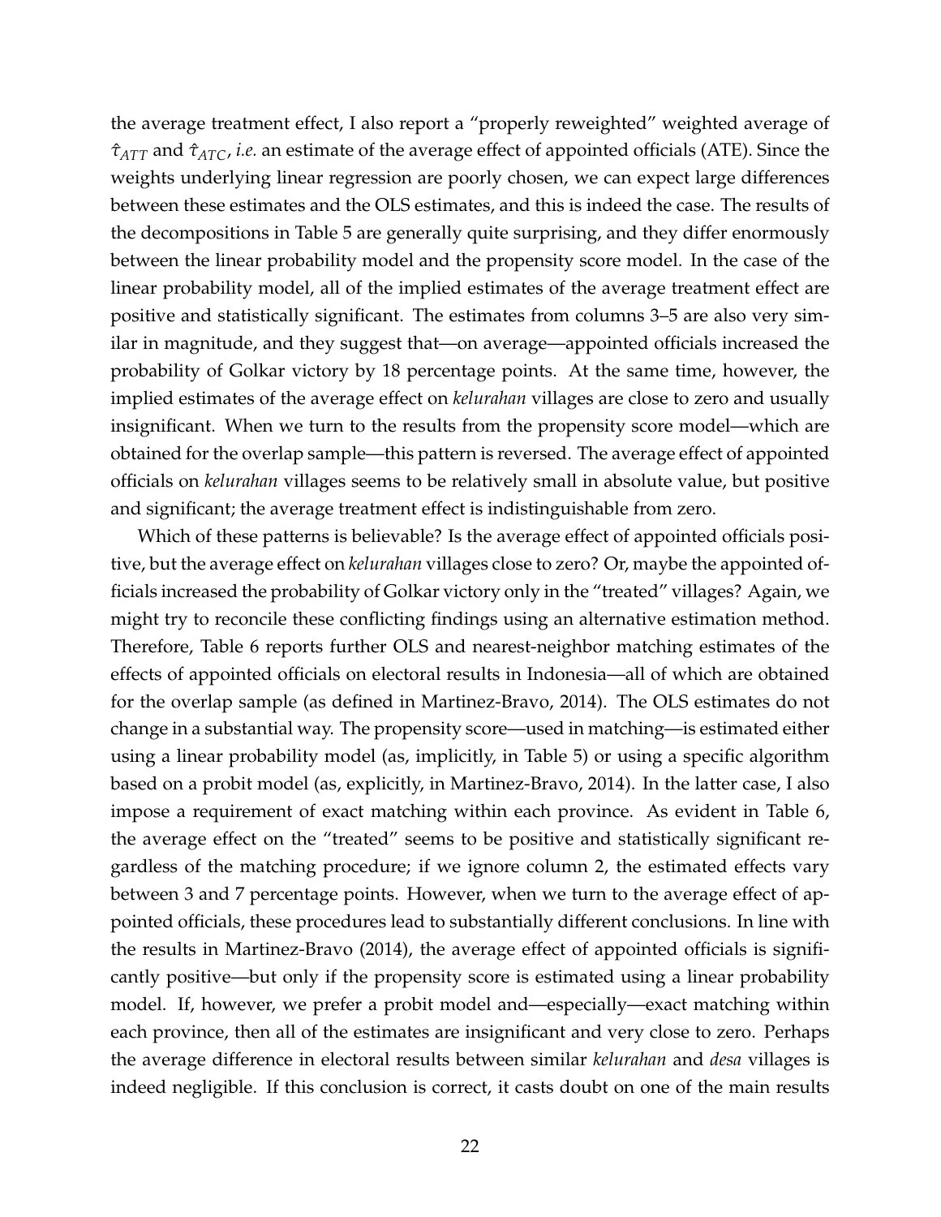the average treatment effect, I also report a "properly reweighted" weighted average of $\hat{\tau}_{ATT}$ and $\hat{\tau}_{ATC}$, *i.e.* an estimate of the average effect of appointed officials (ATE). Since the weights underlying linear regression are poorly chosen, we can expect large differences between these estimates and the OLS estimates, and this is indeed the case. The results of the decompositions in Table 5 are generally quite surprising, and they differ enormously between the linear probability model and the propensity score model. In the case of the linear probability model, all of the implied estimates of the average treatment effect are positive and statistically significant. The estimates from columns 3–5 are also very similar in magnitude, and they suggest that—on average—appointed officials increased the probability of Golkar victory by 18 percentage points. At the same time, however, the implied estimates of the average effect on *kelurahan* villages are close to zero and usually insignificant. When we turn to the results from the propensity score model—which are obtained for the overlap sample—this pattern is reversed. The average effect of appointed officials on *kelurahan* villages seems to be relatively small in absolute value, but positive and significant; the average treatment effect is indistinguishable from zero.

Which of these patterns is believable? Is the average effect of appointed officials positive, but the average effect on *kelurahan* villages close to zero? Or, maybe the appointed officials increased the probability of Golkar victory only in the "treated" villages? Again, we might try to reconcile these conflicting findings using an alternative estimation method. Therefore, Table 6 reports further OLS and nearest-neighbor matching estimates of the effects of appointed officials on electoral results in Indonesia—all of which are obtained for the overlap sample (as defined in Martinez-Bravo, 2014). The OLS estimates do not change in a substantial way. The propensity score—used in matching—is estimated either using a linear probability model (as, implicitly, in Table 5) or using a specific algorithm based on a probit model (as, explicitly, in Martinez-Bravo, 2014). In the latter case, I also impose a requirement of exact matching within each province. As evident in Table 6, the average effect on the "treated" seems to be positive and statistically significant regardless of the matching procedure; if we ignore column 2, the estimated effects vary between 3 and 7 percentage points. However, when we turn to the average effect of appointed officials, these procedures lead to substantially different conclusions. In line with the results in Martinez-Bravo (2014), the average effect of appointed officials is significantly positive—but only if the propensity score is estimated using a linear probability model. If, however, we prefer a probit model and—especially—exact matching within each province, then all of the estimates are insignificant and very close to zero. Perhaps the average difference in electoral results between similar *kelurahan* and *desa* villages is indeed negligible. If this conclusion is correct, it casts doubt on one of the main results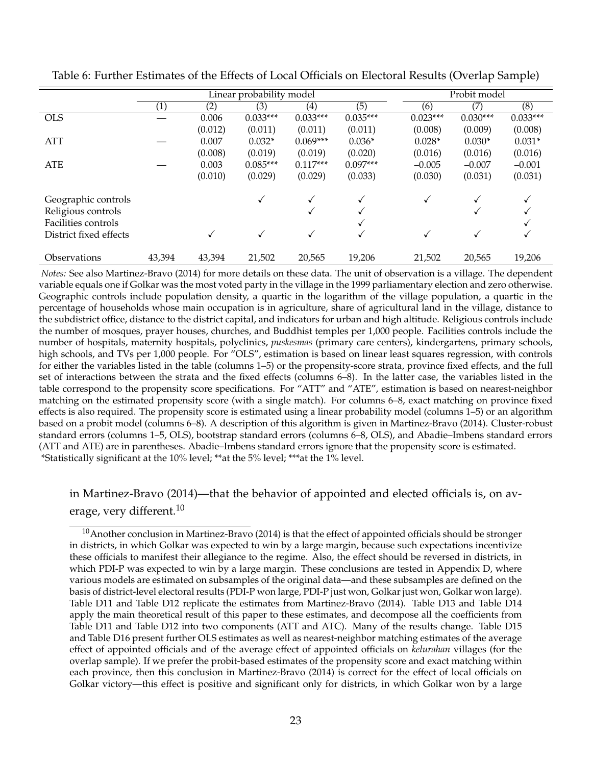Table 6: Further Estimates of the Effects of Local Officials on Electoral Results (Overlap Sample)

| | Linear probability model | | | | | Probit model | | |
|---|---|---|---|---|---|---|---|---|
| | (1) | (2) | (3) | (4) | (5) | (6) | (7) | (8) |
| OLS | — | 0.006 | 0.033*** | 0.033*** | 0.035*** | 0.023*** | 0.030*** | 0.033*** |
| | | (0.012) | (0.011) | (0.011) | (0.011) | (0.008) | (0.009) | (0.008) |
| ATT | — | 0.007 | 0.032* | 0.069*** | 0.036* | 0.028* | 0.030* | 0.031* |
| | | (0.008) | (0.019) | (0.019) | (0.020) | (0.016) | (0.016) | (0.016) |
| ATE | — | 0.003 | 0.085*** | 0.117*** | 0.097*** | −0.005 | −0.007 | −0.001 |
| | | (0.010) | (0.029) | (0.029) | (0.033) | (0.030) | (0.031) | (0.031) |
| Geographic controls | | | ✓ | ✓ | ✓ | ✓ | ✓ | ✓ |
| Religious controls | | | | ✓ | ✓ | | ✓ | ✓ |
| Facilities controls | | | | | ✓ | | | ✓ |
| District fixed effects | | ✓ | ✓ | ✓ | ✓ | ✓ | ✓ | ✓ |
| Observations | 43,394 | 43,394 | 21,502 | 20,565 | 19,206 | 21,502 | 20,565 | 19,206 |

*Notes:* See also Martinez-Bravo (2014) for more details on these data. The unit of observation is a village. The dependent variable equals one if Golkar was the most voted party in the village in the 1999 parliamentary election and zero otherwise. Geographic controls include population density, a quartic in the logarithm of the village population, a quartic in the percentage of households whose main occupation is in agriculture, share of agricultural land in the village, distance to the subdistrict office, distance to the district capital, and indicators for urban and high altitude. Religious controls include the number of mosques, prayer houses, churches, and Buddhist temples per 1,000 people. Facilities controls include the number of hospitals, maternity hospitals, polyclinics, *puskesmas* (primary care centers), kindergartens, primary schools, high schools, and TVs per 1,000 people. For "OLS", estimation is based on linear least squares regression, with controls for either the variables listed in the table (columns 1–5) or the propensity-score strata, province fixed effects, and the full set of interactions between the strata and the fixed effects (columns 6–8). In the latter case, the variables listed in the table correspond to the propensity score specifications. For "ATT" and "ATE", estimation is based on nearest-neighbor matching on the estimated propensity score (with a single match). For columns 6–8, exact matching on province fixed effects is also required. The propensity score is estimated using a linear probability model (columns 1–5) or an algorithm based on a probit model (columns 6–8). A description of this algorithm is given in Martinez-Bravo (2014). Cluster-robust standard errors (columns 1–5, OLS), bootstrap standard errors (columns 6–8, OLS), and Abadie–Imbens standard errors (ATT and ATE) are in parentheses. Abadie–Imbens standard errors ignore that the propensity score is estimated.
*Statistically significant at the 10% level; **at the 5% level; ***at the 1% level.

in Martinez-Bravo (2014)—that the behavior of appointed and elected officials is, on average, very different.[10]

[10] Another conclusion in Martinez-Bravo (2014) is that the effect of appointed officials should be stronger in districts, in which Golkar was expected to win by a large margin, because such expectations incentivize these officials to manifest their allegiance to the regime. Also, the effect should be reversed in districts, in which PDI-P was expected to win by a large margin. These conclusions are tested in Appendix D, where various models are estimated on subsamples of the original data—and these subsamples are defined on the basis of district-level electoral results (PDI-P won large, PDI-P just won, Golkar just won, Golkar won large). Table D11 and Table D12 replicate the estimates from Martinez-Bravo (2014). Table D13 and Table D14 apply the main theoretical result of this paper to these estimates, and decompose all the coefficients from Table D11 and Table D12 into two components (ATT and ATC). Many of the results change. Table D15 and Table D16 present further OLS estimates as well as nearest-neighbor matching estimates of the average effect of appointed officials and of the average effect of appointed officials on *kelurahan* villages (for the overlap sample). If we prefer the probit-based estimates of the propensity score and exact matching within each province, then this conclusion in Martinez-Bravo (2014) is correct for the effect of local officials on Golkar victory—this effect is positive and significant only for districts, in which Golkar won by a large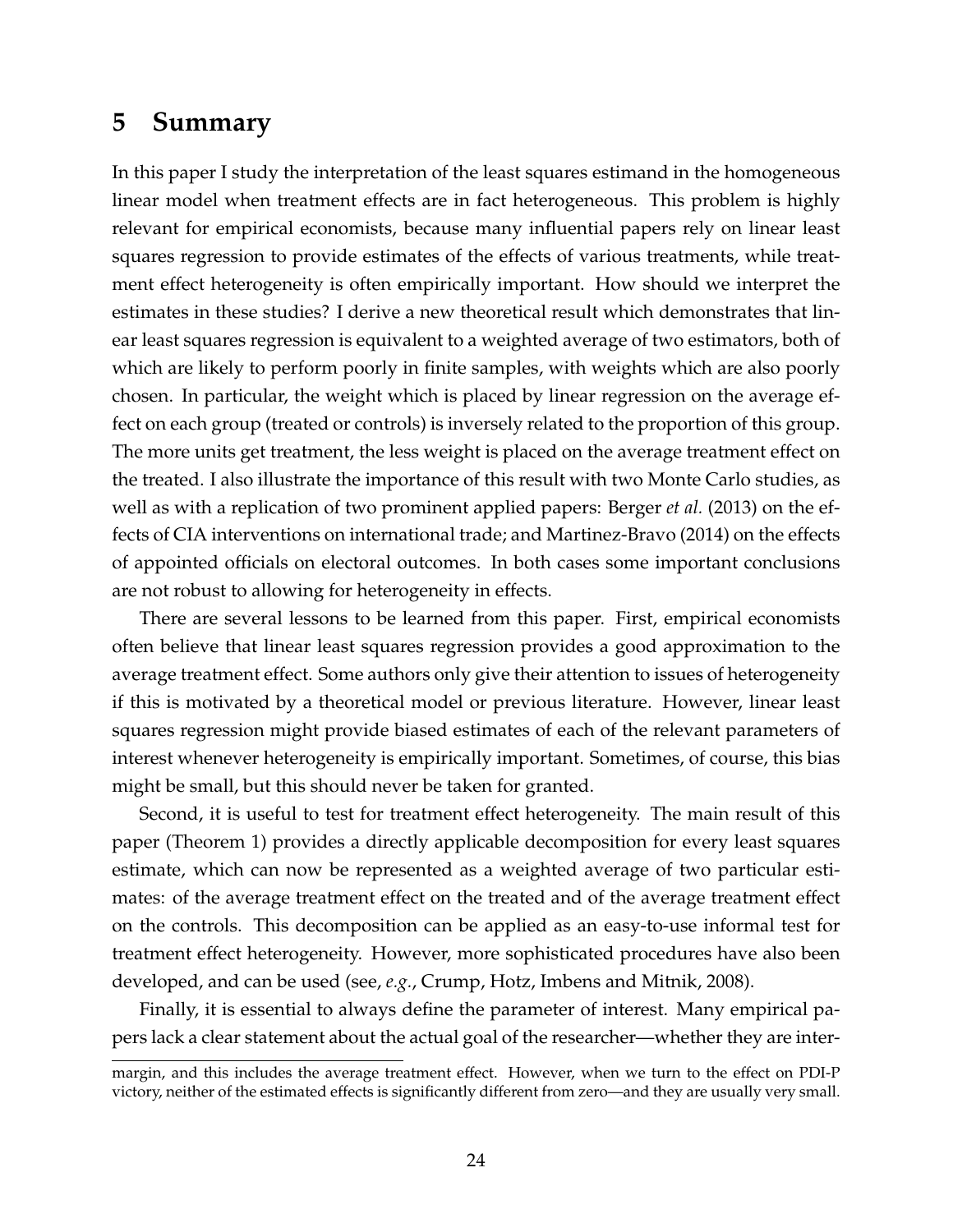## 5 Summary

In this paper I study the interpretation of the least squares estimand in the homogeneous linear model when treatment effects are in fact heterogeneous. This problem is highly relevant for empirical economists, because many influential papers rely on linear least squares regression to provide estimates of the effects of various treatments, while treatment effect heterogeneity is often empirically important. How should we interpret the estimates in these studies? I derive a new theoretical result which demonstrates that linear least squares regression is equivalent to a weighted average of two estimators, both of which are likely to perform poorly in finite samples, with weights which are also poorly chosen. In particular, the weight which is placed by linear regression on the average effect on each group (treated or controls) is inversely related to the proportion of this group. The more units get treatment, the less weight is placed on the average treatment effect on the treated. I also illustrate the importance of this result with two Monte Carlo studies, as well as with a replication of two prominent applied papers: Berger *et al.* (2013) on the effects of CIA interventions on international trade; and Martinez-Bravo (2014) on the effects of appointed officials on electoral outcomes. In both cases some important conclusions are not robust to allowing for heterogeneity in effects.

There are several lessons to be learned from this paper. First, empirical economists often believe that linear least squares regression provides a good approximation to the average treatment effect. Some authors only give their attention to issues of heterogeneity if this is motivated by a theoretical model or previous literature. However, linear least squares regression might provide biased estimates of each of the relevant parameters of interest whenever heterogeneity is empirically important. Sometimes, of course, this bias might be small, but this should never be taken for granted.

Second, it is useful to test for treatment effect heterogeneity. The main result of this paper (Theorem 1) provides a directly applicable decomposition for every least squares estimate, which can now be represented as a weighted average of two particular estimates: of the average treatment effect on the treated and of the average treatment effect on the controls. This decomposition can be applied as an easy-to-use informal test for treatment effect heterogeneity. However, more sophisticated procedures have also been developed, and can be used (see, *e.g.*, Crump, Hotz, Imbens and Mitnik, 2008).

Finally, it is essential to always define the parameter of interest. Many empirical papers lack a clear statement about the actual goal of the researcher—whether they are inter-

margin, and this includes the average treatment effect. However, when we turn to the effect on PDI-P victory, neither of the estimated effects is significantly different from zero—and they are usually very small.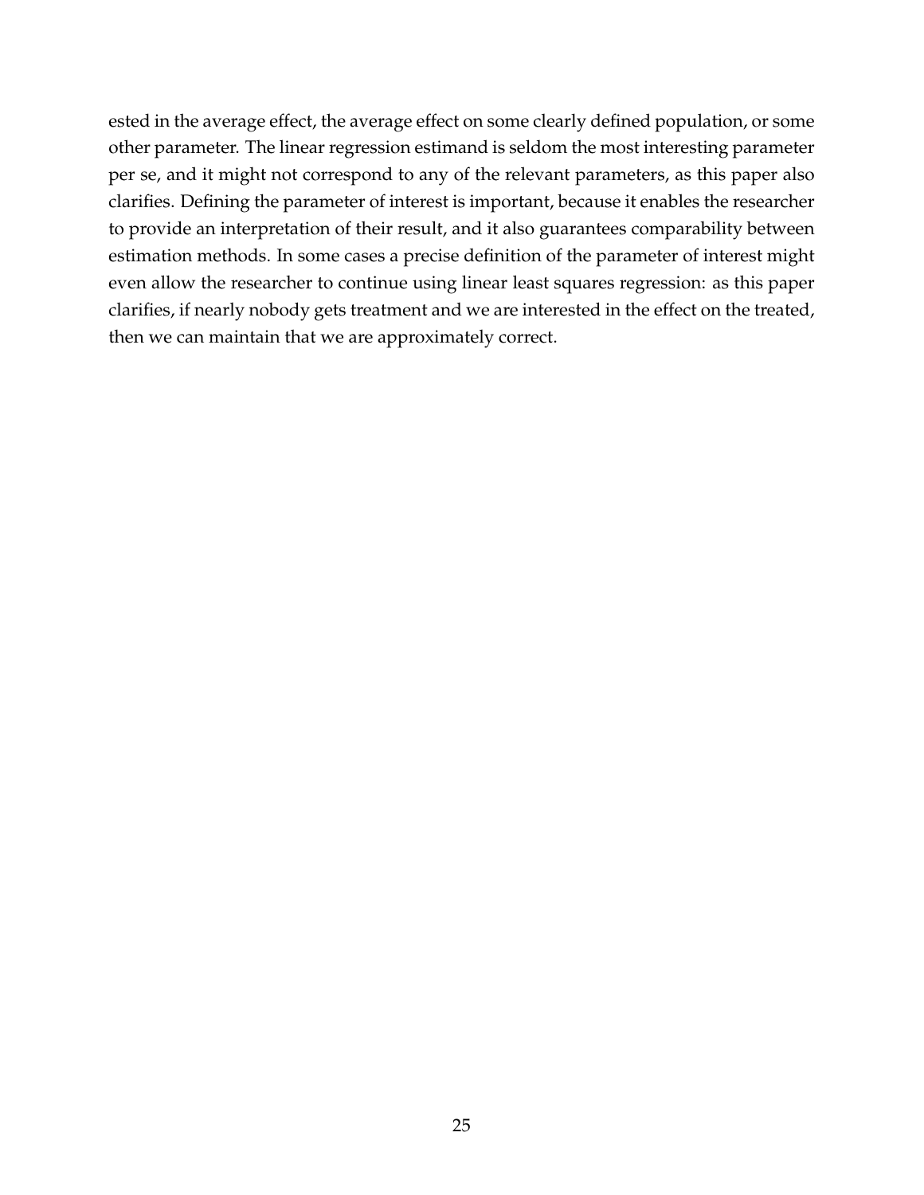ested in the average effect, the average effect on some clearly defined population, or some other parameter. The linear regression estimand is seldom the most interesting parameter per se, and it might not correspond to any of the relevant parameters, as this paper also clarifies. Defining the parameter of interest is important, because it enables the researcher to provide an interpretation of their result, and it also guarantees comparability between estimation methods. In some cases a precise definition of the parameter of interest might even allow the researcher to continue using linear least squares regression: as this paper clarifies, if nearly nobody gets treatment and we are interested in the effect on the treated, then we can maintain that we are approximately correct.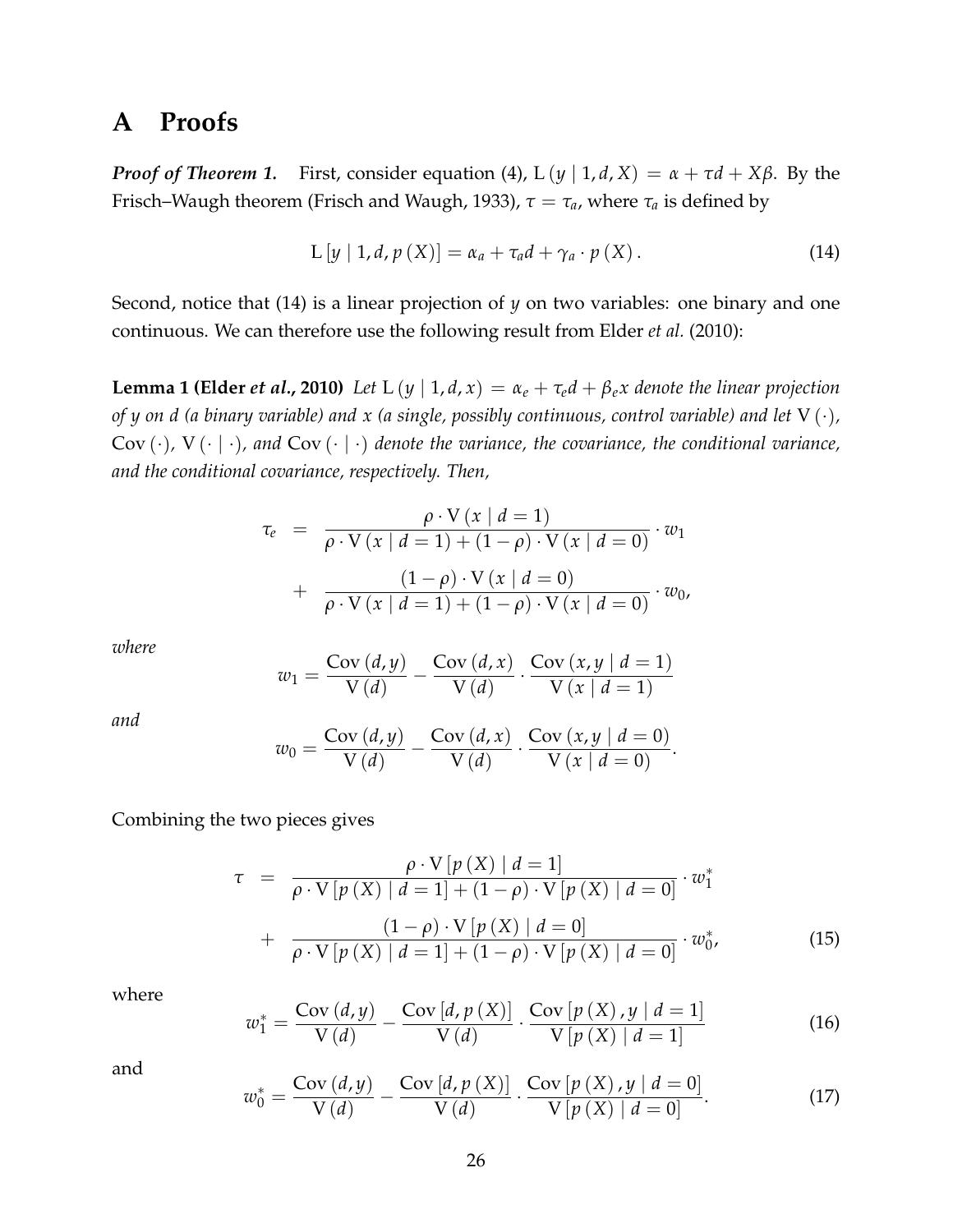# A Proofs

***Proof of Theorem 1.*** First, consider equation (4), $\mathrm{L}(y \mid 1, d, X) = \alpha + \tau d + X\beta$. By the Frisch–Waugh theorem (Frisch and Waugh, 1933), $\tau = \tau_a$, where $\tau_a$ is defined by

$$\mathrm{L}\left[y \mid 1, d, p(X)\right] = \alpha_a + \tau_a d + \gamma_a \cdot p(X). \tag{14}$$

Second, notice that (14) is a linear projection of $y$ on two variables: one binary and one continuous. We can therefore use the following result from Elder *et al.* (2010):

**Lemma 1 (Elder *et al.*, 2010)** *Let $\mathrm{L}(y \mid 1, d, x) = \alpha_e + \tau_e d + \beta_e x$ denote the linear projection of $y$ on $d$ (a binary variable) and $x$ (a single, possibly continuous, control variable) and let $\mathrm{V}(\cdot)$, $\mathrm{Cov}(\cdot)$, $\mathrm{V}(\cdot \mid \cdot)$, and $\mathrm{Cov}(\cdot \mid \cdot)$ denote the variance, the covariance, the conditional variance, and the conditional covariance, respectively. Then,*

$$\begin{aligned}
\tau_e &= \frac{\rho \cdot \mathrm{V}(x \mid d=1)}{\rho \cdot \mathrm{V}(x \mid d=1) + (1-\rho) \cdot \mathrm{V}(x \mid d=0)} \cdot w_1 \\
&+ \frac{(1-\rho) \cdot \mathrm{V}(x \mid d=0)}{\rho \cdot \mathrm{V}(x \mid d=1) + (1-\rho) \cdot \mathrm{V}(x \mid d=0)} \cdot w_0,
\end{aligned}$$

*where*

$$w_1 = \frac{\mathrm{Cov}(d, y)}{\mathrm{V}(d)} - \frac{\mathrm{Cov}(d, x)}{\mathrm{V}(d)} \cdot \frac{\mathrm{Cov}(x, y \mid d=1)}{\mathrm{V}(x \mid d=1)}$$

*and*

$$w_0 = \frac{\mathrm{Cov}(d, y)}{\mathrm{V}(d)} - \frac{\mathrm{Cov}(d, x)}{\mathrm{V}(d)} \cdot \frac{\mathrm{Cov}(x, y \mid d=0)}{\mathrm{V}(x \mid d=0)}.$$

Combining the two pieces gives

$$\begin{aligned}
\tau &= \frac{\rho \cdot \mathrm{V}\left[p(X) \mid d=1\right]}{\rho \cdot \mathrm{V}\left[p(X) \mid d=1\right] + (1-\rho) \cdot \mathrm{V}\left[p(X) \mid d=0\right]} \cdot w_1^* \\
&+ \frac{(1-\rho) \cdot \mathrm{V}\left[p(X) \mid d=0\right]}{\rho \cdot \mathrm{V}\left[p(X) \mid d=1\right] + (1-\rho) \cdot \mathrm{V}\left[p(X) \mid d=0\right]} \cdot w_0^*, \qquad (15)
\end{aligned}$$

where

$$w_1^* = \frac{\mathrm{Cov}(d, y)}{\mathrm{V}(d)} - \frac{\mathrm{Cov}\left[d, p(X)\right]}{\mathrm{V}(d)} \cdot \frac{\mathrm{Cov}\left[p(X), y \mid d=1\right]}{\mathrm{V}\left[p(X) \mid d=1\right]} \tag{16}$$

and

$$w_0^* = \frac{\mathrm{Cov}(d, y)}{\mathrm{V}(d)} - \frac{\mathrm{Cov}\left[d, p(X)\right]}{\mathrm{V}(d)} \cdot \frac{\mathrm{Cov}\left[p(X), y \mid d=0\right]}{\mathrm{V}\left[p(X) \mid d=0\right]}. \tag{17}$$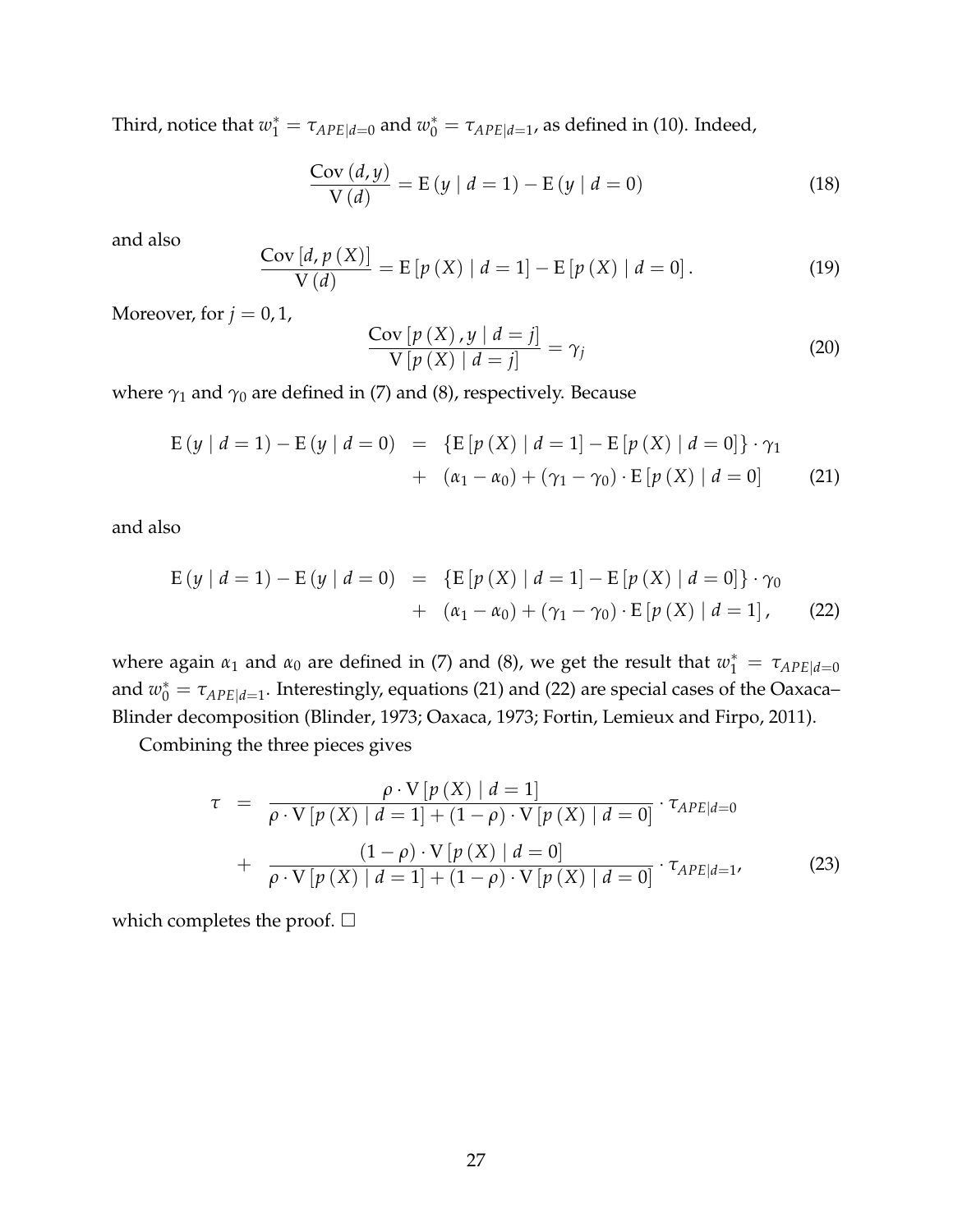Third, notice that $w_1^* = \tau_{APE|d=0}$ and $w_0^* = \tau_{APE|d=1}$, as defined in (10). Indeed,

$$\frac{\text{Cov}(d, y)}{\text{V}(d)} = \text{E}(y \mid d = 1) - \text{E}(y \mid d = 0) \tag{18}$$

and also

$$\frac{\text{Cov}[d, p(X)]}{\text{V}(d)} = \text{E}[p(X) \mid d = 1] - \text{E}[p(X) \mid d = 0]. \tag{19}$$

Moreover, for $j = 0, 1$,

$$\frac{\text{Cov}[p(X), y \mid d = j]}{\text{V}[p(X) \mid d = j]} = \gamma_j \tag{20}$$

where $\gamma_1$ and $\gamma_0$ are defined in (7) and (8), respectively. Because

$$\begin{aligned} \text{E}(y \mid d = 1) - \text{E}(y \mid d = 0) &= \{\text{E}[p(X) \mid d = 1] - \text{E}[p(X) \mid d = 0]\} \cdot \gamma_1 \\ &+ (\alpha_1 - \alpha_0) + (\gamma_1 - \gamma_0) \cdot \text{E}[p(X) \mid d = 0] \end{aligned} \tag{21}$$

and also

$$\begin{aligned} \text{E}(y \mid d = 1) - \text{E}(y \mid d = 0) &= \{\text{E}[p(X) \mid d = 1] - \text{E}[p(X) \mid d = 0]\} \cdot \gamma_0 \\ &+ (\alpha_1 - \alpha_0) + (\gamma_1 - \gamma_0) \cdot \text{E}[p(X) \mid d = 1], \end{aligned} \tag{22}$$

where again $\alpha_1$ and $\alpha_0$ are defined in (7) and (8), we get the result that $w_1^* = \tau_{APE|d=0}$ and $w_0^* = \tau_{APE|d=1}$. Interestingly, equations (21) and (22) are special cases of the Oaxaca–Blinder decomposition (Blinder, 1973; Oaxaca, 1973; Fortin, Lemieux and Firpo, 2011).

Combining the three pieces gives

$$\begin{aligned} \tau &= \frac{\rho \cdot \text{V}[p(X) \mid d = 1]}{\rho \cdot \text{V}[p(X) \mid d = 1] + (1 - \rho) \cdot \text{V}[p(X) \mid d = 0]} \cdot \tau_{APE|d=0} \\ &+ \frac{(1 - \rho) \cdot \text{V}[p(X) \mid d = 0]}{\rho \cdot \text{V}[p(X) \mid d = 1] + (1 - \rho) \cdot \text{V}[p(X) \mid d = 0]} \cdot \tau_{APE|d=1}, \end{aligned} \tag{23}$$

which completes the proof. □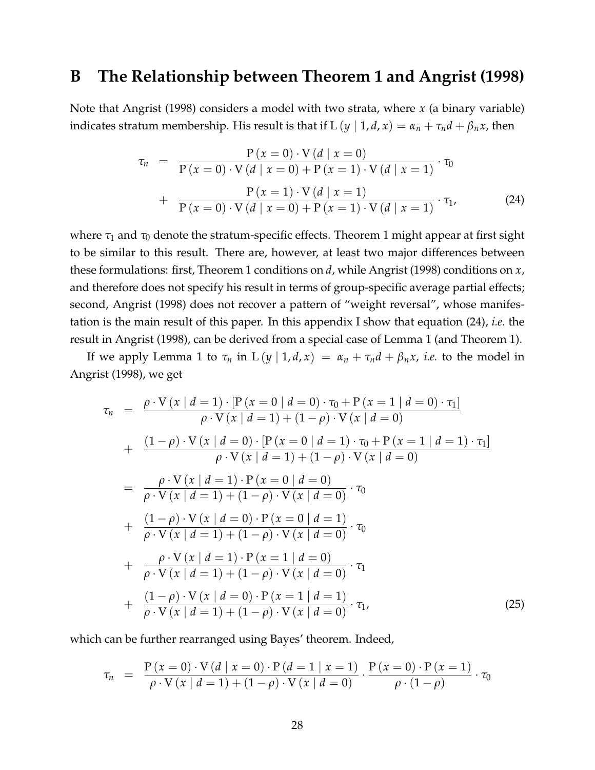# B The Relationship between Theorem 1 and Angrist (1998)

Note that Angrist (1998) considers a model with two strata, where $x$ (a binary variable) indicates stratum membership. His result is that if $\mathrm{L}(y \mid 1, d, x) = \alpha_n + \tau_n d + \beta_n x$, then

$$
\begin{aligned}
\tau_n &= \frac{\mathrm{P}(x=0) \cdot \mathrm{V}(d \mid x=0)}{\mathrm{P}(x=0) \cdot \mathrm{V}(d \mid x=0) + \mathrm{P}(x=1) \cdot \mathrm{V}(d \mid x=1)} \cdot \tau_0 \\
&+ \frac{\mathrm{P}(x=1) \cdot \mathrm{V}(d \mid x=1)}{\mathrm{P}(x=0) \cdot \mathrm{V}(d \mid x=0) + \mathrm{P}(x=1) \cdot \mathrm{V}(d \mid x=1)} \cdot \tau_1, \qquad (24)
\end{aligned}
$$

where $\tau_1$ and $\tau_0$ denote the stratum-specific effects. Theorem 1 might appear at first sight to be similar to this result. There are, however, at least two major differences between these formulations: first, Theorem 1 conditions on $d$, while Angrist (1998) conditions on $x$, and therefore does not specify his result in terms of group-specific average partial effects; second, Angrist (1998) does not recover a pattern of "weight reversal", whose manifestation is the main result of this paper. In this appendix I show that equation (24), *i.e.* the result in Angrist (1998), can be derived from a special case of Lemma 1 (and Theorem 1).

If we apply Lemma 1 to $\tau_n$ in $\mathrm{L}(y \mid 1, d, x) = \alpha_n + \tau_n d + \beta_n x$, *i.e.* to the model in Angrist (1998), we get

$$
\begin{aligned}
\tau_n &= \frac{\rho \cdot \mathrm{V}(x \mid d=1) \cdot [\mathrm{P}(x=0 \mid d=0) \cdot \tau_0 + \mathrm{P}(x=1 \mid d=0) \cdot \tau_1]}{\rho \cdot \mathrm{V}(x \mid d=1) + (1-\rho) \cdot \mathrm{V}(x \mid d=0)} \\
&+ \frac{(1-\rho) \cdot \mathrm{V}(x \mid d=0) \cdot [\mathrm{P}(x=0 \mid d=1) \cdot \tau_0 + \mathrm{P}(x=1 \mid d=1) \cdot \tau_1]}{\rho \cdot \mathrm{V}(x \mid d=1) + (1-\rho) \cdot \mathrm{V}(x \mid d=0)} \\
&= \frac{\rho \cdot \mathrm{V}(x \mid d=1) \cdot \mathrm{P}(x=0 \mid d=0)}{\rho \cdot \mathrm{V}(x \mid d=1) + (1-\rho) \cdot \mathrm{V}(x \mid d=0)} \cdot \tau_0 \\
&+ \frac{(1-\rho) \cdot \mathrm{V}(x \mid d=0) \cdot \mathrm{P}(x=0 \mid d=1)}{\rho \cdot \mathrm{V}(x \mid d=1) + (1-\rho) \cdot \mathrm{V}(x \mid d=0)} \cdot \tau_0 \\
&+ \frac{\rho \cdot \mathrm{V}(x \mid d=1) \cdot \mathrm{P}(x=1 \mid d=0)}{\rho \cdot \mathrm{V}(x \mid d=1) + (1-\rho) \cdot \mathrm{V}(x \mid d=0)} \cdot \tau_1 \\
&+ \frac{(1-\rho) \cdot \mathrm{V}(x \mid d=0) \cdot \mathrm{P}(x=1 \mid d=1)}{\rho \cdot \mathrm{V}(x \mid d=1) + (1-\rho) \cdot \mathrm{V}(x \mid d=0)} \cdot \tau_1, \qquad (25)
\end{aligned}
$$

which can be further rearranged using Bayes' theorem. Indeed,

$$
\tau_n = \frac{\mathrm{P}(x=0) \cdot \mathrm{V}(d \mid x=0) \cdot \mathrm{P}(d=1 \mid x=1)}{\rho \cdot \mathrm{V}(x \mid d=1) + (1-\rho) \cdot \mathrm{V}(x \mid d=0)} \cdot \frac{\mathrm{P}(x=0) \cdot \mathrm{P}(x=1)}{\rho \cdot (1-\rho)} \cdot \tau_0
$$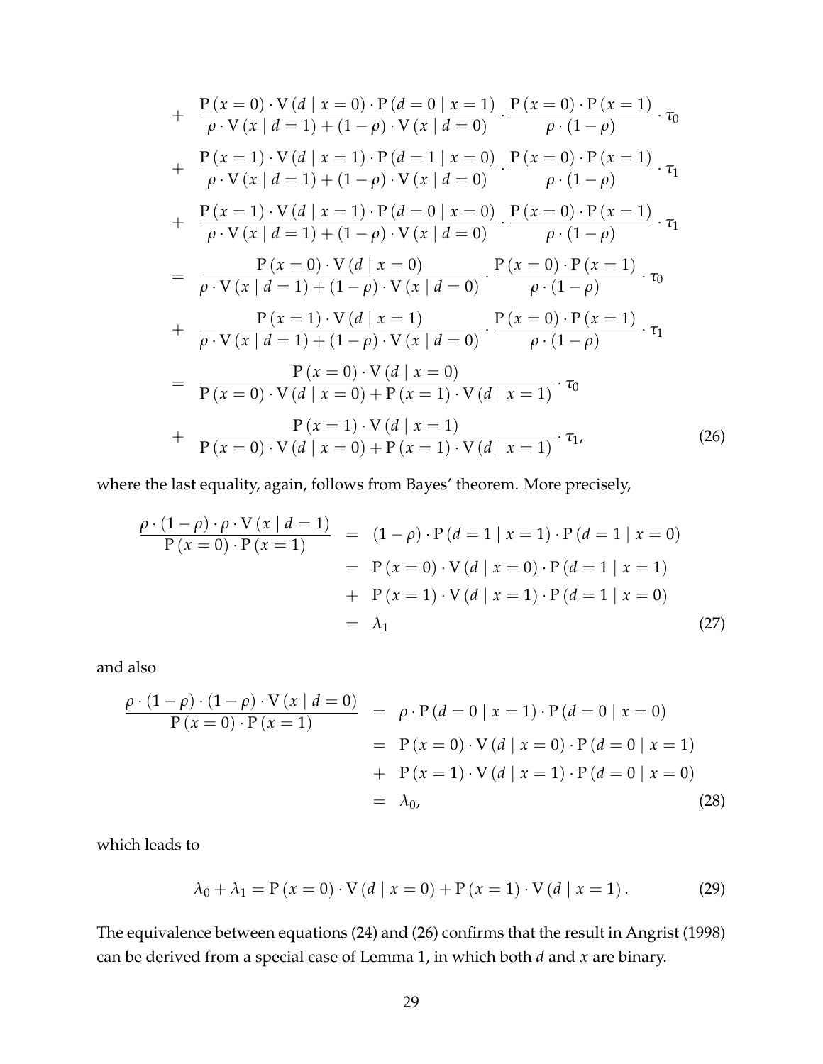$$
\begin{aligned}
&+ \quad \frac{\mathrm{P}(x=0) \cdot \mathrm{V}(d \mid x=0) \cdot \mathrm{P}(d=0 \mid x=1)}{\rho \cdot \mathrm{V}(x \mid d=1)+(1-\rho) \cdot \mathrm{V}(x \mid d=0)} \cdot \frac{\mathrm{P}(x=0) \cdot \mathrm{P}(x=1)}{\rho \cdot(1-\rho)} \cdot \tau_0 \\
&+ \quad \frac{\mathrm{P}(x=1) \cdot \mathrm{V}(d \mid x=1) \cdot \mathrm{P}(d=1 \mid x=0)}{\rho \cdot \mathrm{V}(x \mid d=1)+(1-\rho) \cdot \mathrm{V}(x \mid d=0)} \cdot \frac{\mathrm{P}(x=0) \cdot \mathrm{P}(x=1)}{\rho \cdot(1-\rho)} \cdot \tau_1 \\
&+ \quad \frac{\mathrm{P}(x=1) \cdot \mathrm{V}(d \mid x=1) \cdot \mathrm{P}(d=0 \mid x=0)}{\rho \cdot \mathrm{V}(x \mid d=1)+(1-\rho) \cdot \mathrm{V}(x \mid d=0)} \cdot \frac{\mathrm{P}(x=0) \cdot \mathrm{P}(x=1)}{\rho \cdot(1-\rho)} \cdot \tau_1 \\
&= \quad \frac{\mathrm{P}(x=0) \cdot \mathrm{V}(d \mid x=0)}{\rho \cdot \mathrm{V}(x \mid d=1)+(1-\rho) \cdot \mathrm{V}(x \mid d=0)} \cdot \frac{\mathrm{P}(x=0) \cdot \mathrm{P}(x=1)}{\rho \cdot(1-\rho)} \cdot \tau_0 \\
&+ \quad \frac{\mathrm{P}(x=1) \cdot \mathrm{V}(d \mid x=1)}{\rho \cdot \mathrm{V}(x \mid d=1)+(1-\rho) \cdot \mathrm{V}(x \mid d=0)} \cdot \frac{\mathrm{P}(x=0) \cdot \mathrm{P}(x=1)}{\rho \cdot(1-\rho)} \cdot \tau_1 \\
&= \quad \frac{\mathrm{P}(x=0) \cdot \mathrm{V}(d \mid x=0)}{\mathrm{P}(x=0) \cdot \mathrm{V}(d \mid x=0)+\mathrm{P}(x=1) \cdot \mathrm{V}(d \mid x=1)} \cdot \tau_0 \\
&+ \quad \frac{\mathrm{P}(x=1) \cdot \mathrm{V}(d \mid x=1)}{\mathrm{P}(x=0) \cdot \mathrm{V}(d \mid x=0)+\mathrm{P}(x=1) \cdot \mathrm{V}(d \mid x=1)} \cdot \tau_1, \qquad (26)
\end{aligned}
$$

where the last equality, again, follows from Bayes' theorem. More precisely,

$$
\begin{aligned}
\frac{\rho \cdot(1-\rho) \cdot \rho \cdot \mathrm{V}(x \mid d=1)}{\mathrm{P}(x=0) \cdot \mathrm{P}(x=1)} &= (1-\rho) \cdot \mathrm{P}(d=1 \mid x=1) \cdot \mathrm{P}(d=1 \mid x=0) \\
&= \mathrm{P}(x=0) \cdot \mathrm{V}(d \mid x=0) \cdot \mathrm{P}(d=1 \mid x=1) \\
&+ \mathrm{P}(x=1) \cdot \mathrm{V}(d \mid x=1) \cdot \mathrm{P}(d=1 \mid x=0) \\
&= \lambda_1 \qquad (27)
\end{aligned}
$$

and also

$$
\begin{aligned}
\frac{\rho \cdot(1-\rho) \cdot(1-\rho) \cdot \mathrm{V}(x \mid d=0)}{\mathrm{P}(x=0) \cdot \mathrm{P}(x=1)} &= \rho \cdot \mathrm{P}(d=0 \mid x=1) \cdot \mathrm{P}(d=0 \mid x=0) \\
&= \mathrm{P}(x=0) \cdot \mathrm{V}(d \mid x=0) \cdot \mathrm{P}(d=0 \mid x=1) \\
&+ \mathrm{P}(x=1) \cdot \mathrm{V}(d \mid x=1) \cdot \mathrm{P}(d=0 \mid x=0) \\
&= \lambda_0, \qquad (28)
\end{aligned}
$$

which leads to

$$
\lambda_0+\lambda_1=\mathrm{P}(x=0) \cdot \mathrm{V}(d \mid x=0)+\mathrm{P}(x=1) \cdot \mathrm{V}(d \mid x=1). \qquad (29)
$$

The equivalence between equations (24) and (26) confirms that the result in Angrist (1998) can be derived from a special case of Lemma 1, in which both $d$ and $x$ are binary.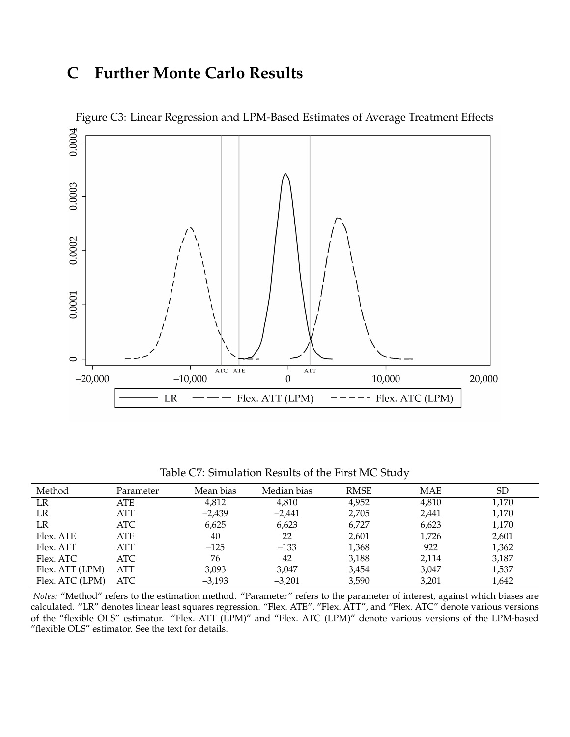# C Further Monte Carlo Results

Figure C3: Linear Regression and LPM-Based Estimates of Average Treatment Effects

Table C7: Simulation Results of the First MC Study

| Method | Parameter | Mean bias | Median bias | RMSE | MAE | SD |
|---|---|---|---|---|---|---|
| LR | ATE | 4,812 | 4,810 | 4,952 | 4,810 | 1,170 |
| LR | ATT | –2,439 | –2,441 | 2,705 | 2,441 | 1,170 |
| LR | ATC | 6,625 | 6,623 | 6,727 | 6,623 | 1,170 |
| Flex. ATE | ATE | 40 | 22 | 2,601 | 1,726 | 2,601 |
| Flex. ATT | ATT | –125 | –133 | 1,368 | 922 | 1,362 |
| Flex. ATC | ATC | 76 | 42 | 3,188 | 2,114 | 3,187 |
| Flex. ATT (LPM) | ATT | 3,093 | 3,047 | 3,454 | 3,047 | 1,537 |
| Flex. ATC (LPM) | ATC | –3,193 | –3,201 | 3,590 | 3,201 | 1,642 |

*Notes:* "Method" refers to the estimation method. "Parameter" refers to the parameter of interest, against which biases are calculated. "LR" denotes linear least squares regression. "Flex. ATE", "Flex. ATT", and "Flex. ATC" denote various versions of the "flexible OLS" estimator. "Flex. ATT (LPM)" and "Flex. ATC (LPM)" denote various versions of the LPM-based "flexible OLS" estimator. See the text for details.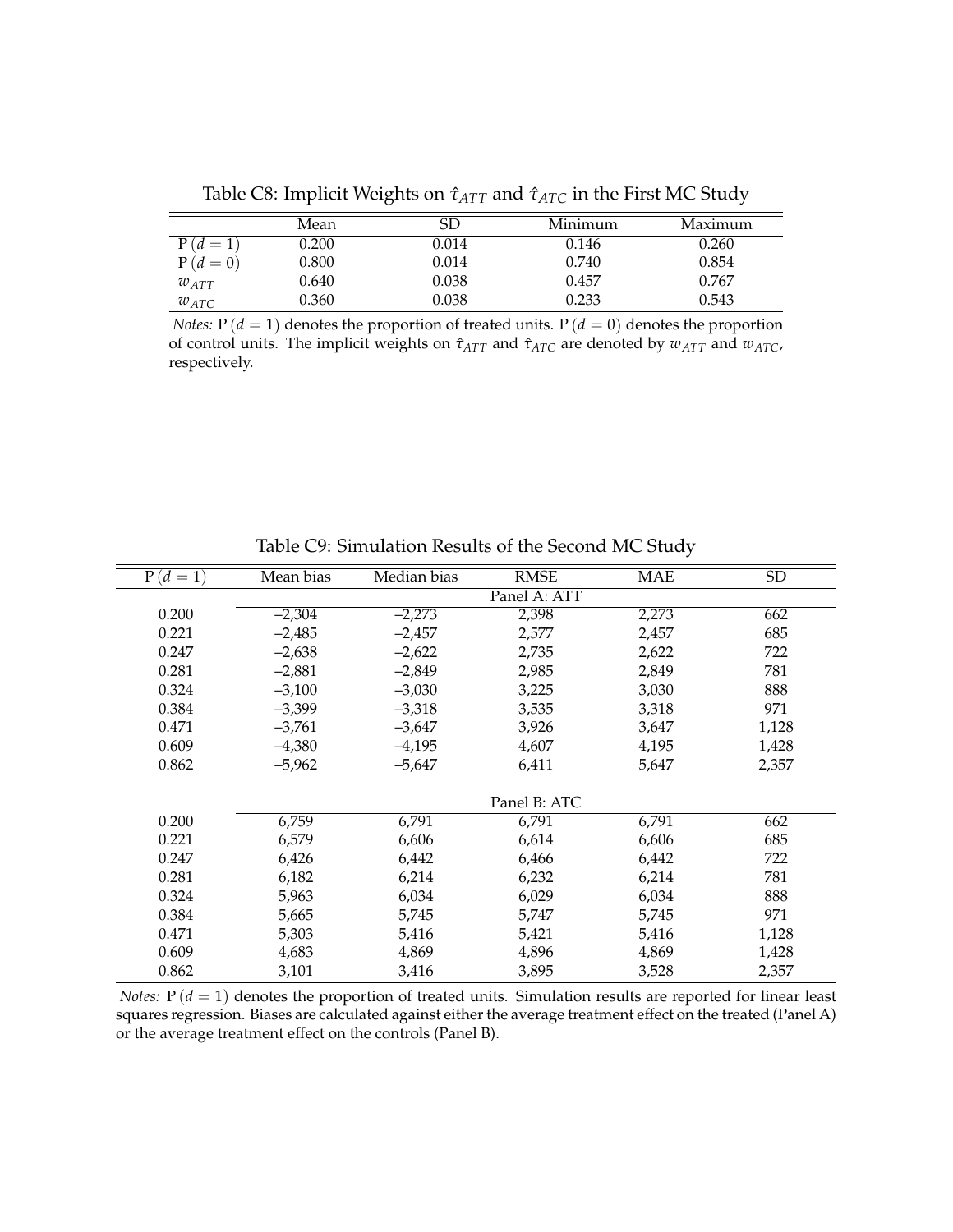Table C8: Implicit Weights on $\hat{\tau}_{ATT}$ and $\hat{\tau}_{ATC}$ in the First MC Study

| | Mean | SD | Minimum | Maximum |
|---|---|---|---|---|
| $\mathrm{P}(d=1)$ | 0.200 | 0.014 | 0.146 | 0.260 |
| $\mathrm{P}(d=0)$ | 0.800 | 0.014 | 0.740 | 0.854 |
| $w_{ATT}$ | 0.640 | 0.038 | 0.457 | 0.767 |
| $w_{ATC}$ | 0.360 | 0.038 | 0.233 | 0.543 |

*Notes:* $\mathrm{P}(d=1)$ denotes the proportion of treated units. $\mathrm{P}(d=0)$ denotes the proportion of control units. The implicit weights on $\hat{\tau}_{ATT}$ and $\hat{\tau}_{ATC}$ are denoted by $w_{ATT}$ and $w_{ATC}$, respectively.

Table C9: Simulation Results of the Second MC Study

| $\mathrm{P}(d=1)$ | Mean bias | Median bias | RMSE | MAE | SD |
|---|---|---|---|---|---|
| | | | Panel A: ATT | | |
| 0.200 | –2,304 | –2,273 | 2,398 | 2,273 | 662 |
| 0.221 | –2,485 | –2,457 | 2,577 | 2,457 | 685 |
| 0.247 | –2,638 | –2,622 | 2,735 | 2,622 | 722 |
| 0.281 | –2,881 | –2,849 | 2,985 | 2,849 | 781 |
| 0.324 | –3,100 | –3,030 | 3,225 | 3,030 | 888 |
| 0.384 | –3,399 | –3,318 | 3,535 | 3,318 | 971 |
| 0.471 | –3,761 | –3,647 | 3,926 | 3,647 | 1,128 |
| 0.609 | –4,380 | –4,195 | 4,607 | 4,195 | 1,428 |
| 0.862 | –5,962 | –5,647 | 6,411 | 5,647 | 2,357 |
| | | | Panel B: ATC | | |
| 0.200 | 6,759 | 6,791 | 6,791 | 6,791 | 662 |
| 0.221 | 6,579 | 6,606 | 6,614 | 6,606 | 685 |
| 0.247 | 6,426 | 6,442 | 6,466 | 6,442 | 722 |
| 0.281 | 6,182 | 6,214 | 6,232 | 6,214 | 781 |
| 0.324 | 5,963 | 6,034 | 6,029 | 6,034 | 888 |
| 0.384 | 5,665 | 5,745 | 5,747 | 5,745 | 971 |
| 0.471 | 5,303 | 5,416 | 5,421 | 5,416 | 1,128 |
| 0.609 | 4,683 | 4,869 | 4,896 | 4,869 | 1,428 |
| 0.862 | 3,101 | 3,416 | 3,895 | 3,528 | 2,357 |

*Notes:* $\mathrm{P}(d=1)$ denotes the proportion of treated units. Simulation results are reported for linear least squares regression. Biases are calculated against either the average treatment effect on the treated (Panel A) or the average treatment effect on the controls (Panel B).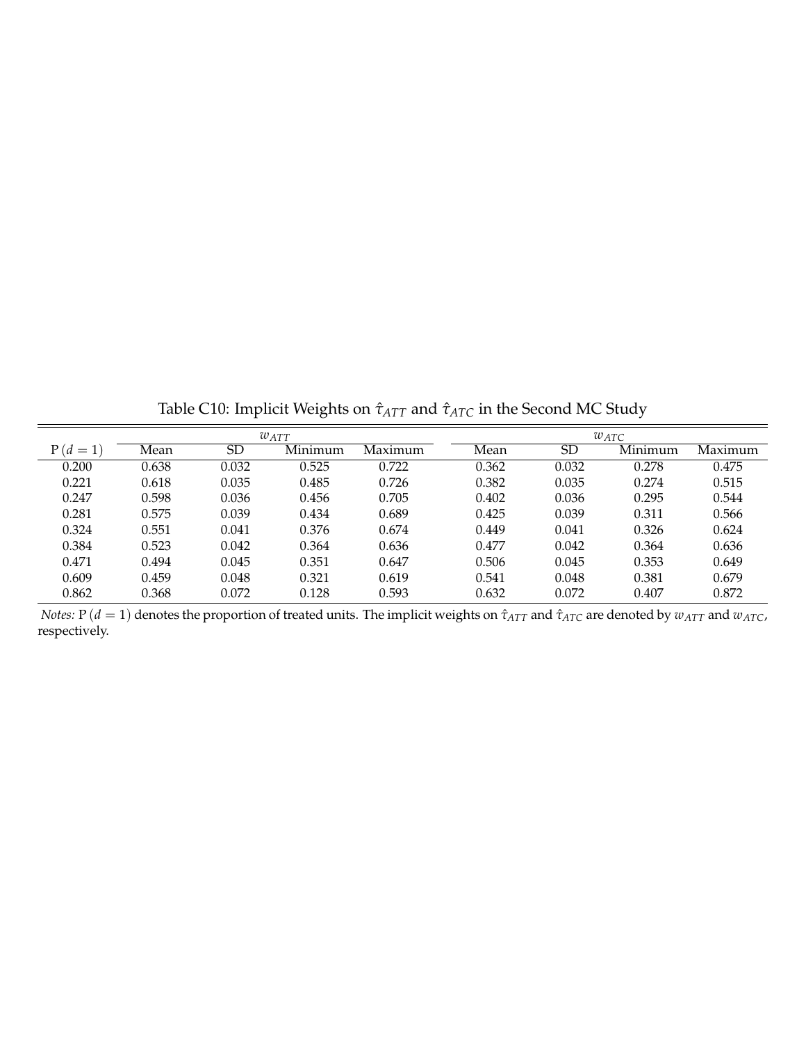Table C10: Implicit Weights on $\hat{\tau}_{ATT}$ and $\hat{\tau}_{ATC}$ in the Second MC Study

|  | $w_{ATT}$ | | | | $w_{ATC}$ | | | |
|---|---|---|---|---|---|---|---|---|
| $\mathrm{P}(d=1)$ | Mean | SD | Minimum | Maximum | Mean | SD | Minimum | Maximum |
| 0.200 | 0.638 | 0.032 | 0.525 | 0.722 | 0.362 | 0.032 | 0.278 | 0.475 |
| 0.221 | 0.618 | 0.035 | 0.485 | 0.726 | 0.382 | 0.035 | 0.274 | 0.515 |
| 0.247 | 0.598 | 0.036 | 0.456 | 0.705 | 0.402 | 0.036 | 0.295 | 0.544 |
| 0.281 | 0.575 | 0.039 | 0.434 | 0.689 | 0.425 | 0.039 | 0.311 | 0.566 |
| 0.324 | 0.551 | 0.041 | 0.376 | 0.674 | 0.449 | 0.041 | 0.326 | 0.624 |
| 0.384 | 0.523 | 0.042 | 0.364 | 0.636 | 0.477 | 0.042 | 0.364 | 0.636 |
| 0.471 | 0.494 | 0.045 | 0.351 | 0.647 | 0.506 | 0.045 | 0.353 | 0.649 |
| 0.609 | 0.459 | 0.048 | 0.321 | 0.619 | 0.541 | 0.048 | 0.381 | 0.679 |
| 0.862 | 0.368 | 0.072 | 0.128 | 0.593 | 0.632 | 0.072 | 0.407 | 0.872 |

*Notes:* $\mathrm{P}(d=1)$ denotes the proportion of treated units. The implicit weights on $\hat{\tau}_{ATT}$ and $\hat{\tau}_{ATC}$ are denoted by $w_{ATT}$ and $w_{ATC}$, respectively.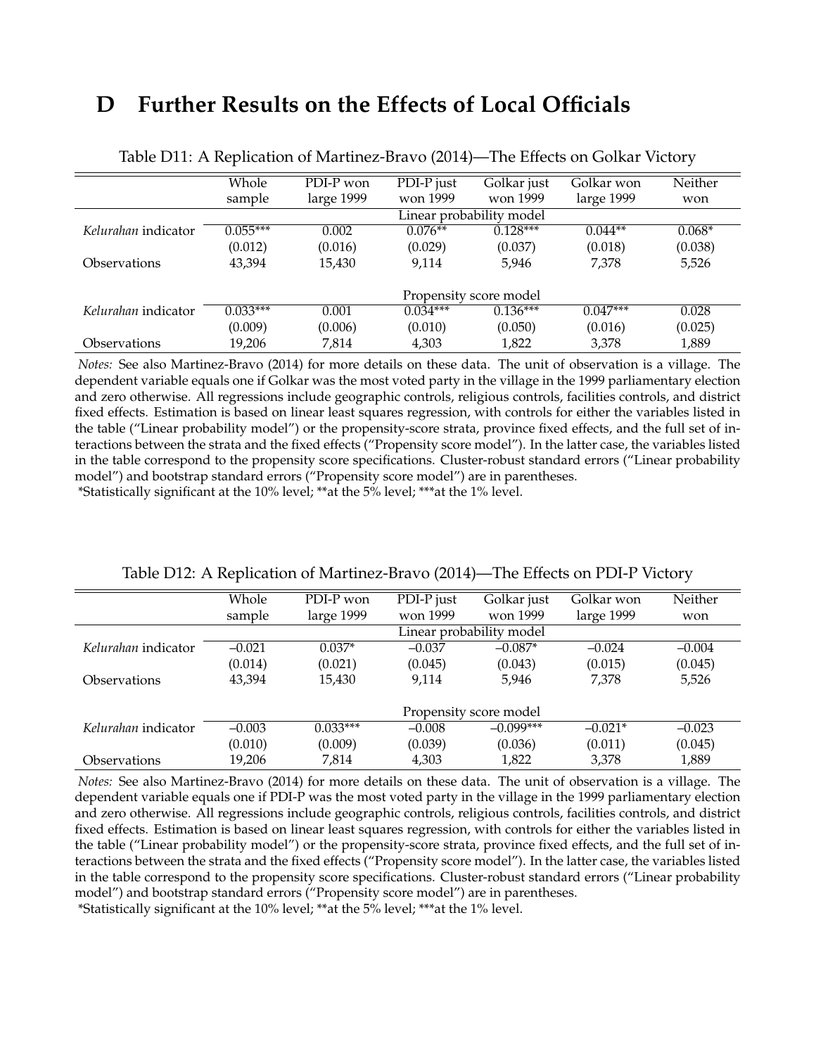# D Further Results on the Effects of Local Officials

Table D11: A Replication of Martinez-Bravo (2014)—The Effects on Golkar Victory

| | Whole sample | PDI-P won large 1999 | PDI-P just won 1999 | Golkar just won 1999 | Golkar won large 1999 | Neither won |
|---|---|---|---|---|---|---|
| | Linear probability model | | | | | |
| *Kelurahan* indicator | 0.055*** | 0.002 | 0.076** | 0.128*** | 0.044** | 0.068* |
| | (0.012) | (0.016) | (0.029) | (0.037) | (0.018) | (0.038) |
| Observations | 43,394 | 15,430 | 9,114 | 5,946 | 7,378 | 5,526 |
| | Propensity score model | | | | | |
| *Kelurahan* indicator | 0.033*** | 0.001 | 0.034*** | 0.136*** | 0.047*** | 0.028 |
| | (0.009) | (0.006) | (0.010) | (0.050) | (0.016) | (0.025) |
| Observations | 19,206 | 7,814 | 4,303 | 1,822 | 3,378 | 1,889 |

*Notes:* See also Martinez-Bravo (2014) for more details on these data. The unit of observation is a village. The dependent variable equals one if Golkar was the most voted party in the village in the 1999 parliamentary election and zero otherwise. All regressions include geographic controls, religious controls, facilities controls, and district fixed effects. Estimation is based on linear least squares regression, with controls for either the variables listed in the table ("Linear probability model") or the propensity-score strata, province fixed effects, and the full set of interactions between the strata and the fixed effects ("Propensity score model"). In the latter case, the variables listed in the table correspond to the propensity score specifications. Cluster-robust standard errors ("Linear probability model") and bootstrap standard errors ("Propensity score model") are in parentheses.
*Statistically significant at the 10% level; **at the 5% level; ***at the 1% level.

Table D12: A Replication of Martinez-Bravo (2014)—The Effects on PDI-P Victory

| | Whole sample | PDI-P won large 1999 | PDI-P just won 1999 | Golkar just won 1999 | Golkar won large 1999 | Neither won |
|---|---|---|---|---|---|---|
| | Linear probability model | | | | | |
| *Kelurahan* indicator | –0.021 | 0.037* | –0.037 | –0.087* | –0.024 | –0.004 |
| | (0.014) | (0.021) | (0.045) | (0.043) | (0.015) | (0.045) |
| Observations | 43,394 | 15,430 | 9,114 | 5,946 | 7,378 | 5,526 |
| | Propensity score model | | | | | |
| *Kelurahan* indicator | –0.003 | 0.033*** | –0.008 | –0.099*** | –0.021* | –0.023 |
| | (0.010) | (0.009) | (0.039) | (0.036) | (0.011) | (0.045) |
| Observations | 19,206 | 7,814 | 4,303 | 1,822 | 3,378 | 1,889 |

*Notes:* See also Martinez-Bravo (2014) for more details on these data. The unit of observation is a village. The dependent variable equals one if PDI-P was the most voted party in the village in the 1999 parliamentary election and zero otherwise. All regressions include geographic controls, religious controls, facilities controls, and district fixed effects. Estimation is based on linear least squares regression, with controls for either the variables listed in the table ("Linear probability model") or the propensity-score strata, province fixed effects, and the full set of interactions between the strata and the fixed effects ("Propensity score model"). In the latter case, the variables listed in the table correspond to the propensity score specifications. Cluster-robust standard errors ("Linear probability model") and bootstrap standard errors ("Propensity score model") are in parentheses.
*Statistically significant at the 10% level; **at the 5% level; ***at the 1% level.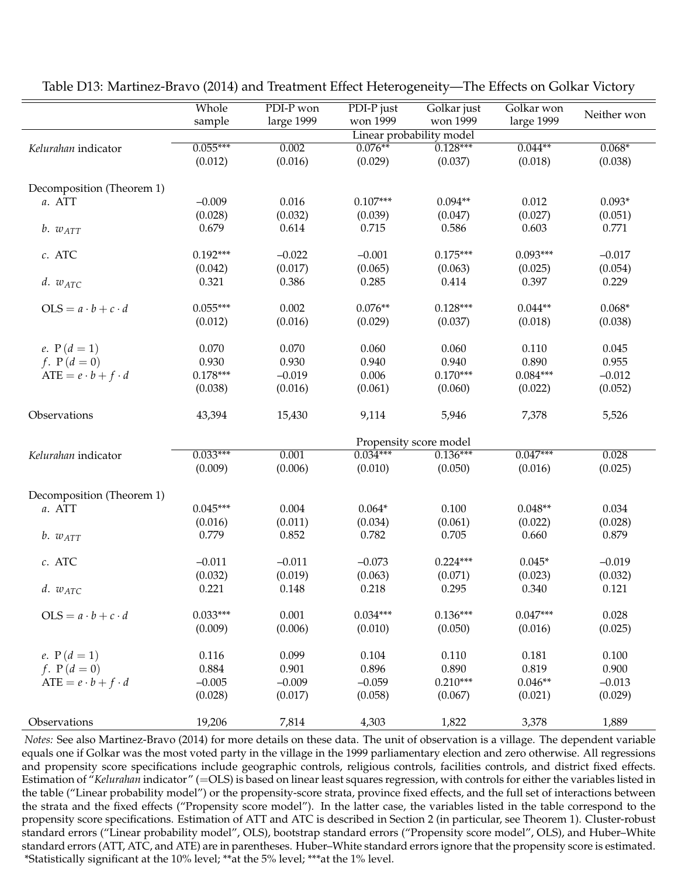Table D13: Martinez-Bravo (2014) and Treatment Effect Heterogeneity—The Effects on Golkar Victory

| | Whole sample | PDI-P won large 1999 | PDI-P just won 1999 | Golkar just won 1999 | Golkar won large 1999 | Neither won |
|---|---|---|---|---|---|---|
| | Linear probability model | | | | | |
| *Kelurahan* indicator | 0.055*** | 0.002 | 0.076** | 0.128*** | 0.044** | 0.068* |
| | (0.012) | (0.016) | (0.029) | (0.037) | (0.018) | (0.038) |
| Decomposition (Theorem 1) | | | | | | |
| $a$. ATT | –0.009 | 0.016 | 0.107*** | 0.094** | 0.012 | 0.093* |
| | (0.028) | (0.032) | (0.039) | (0.047) | (0.027) | (0.051) |
| $b$. $w_{ATT}$ | 0.679 | 0.614 | 0.715 | 0.586 | 0.603 | 0.771 |
| $c$. ATC | 0.192*** | –0.022 | –0.001 | 0.175*** | 0.093*** | –0.017 |
| | (0.042) | (0.017) | (0.065) | (0.063) | (0.025) | (0.054) |
| $d$. $w_{ATC}$ | 0.321 | 0.386 | 0.285 | 0.414 | 0.397 | 0.229 |
| OLS $= a \cdot b + c \cdot d$ | 0.055*** | 0.002 | 0.076** | 0.128*** | 0.044** | 0.068* |
| | (0.012) | (0.016) | (0.029) | (0.037) | (0.018) | (0.038) |
| $e$. $\mathrm{P}(d=1)$ | 0.070 | 0.070 | 0.060 | 0.060 | 0.110 | 0.045 |
| $f$. $\mathrm{P}(d=0)$ | 0.930 | 0.930 | 0.940 | 0.940 | 0.890 | 0.955 |
| ATE $= e \cdot b + f \cdot d$ | 0.178*** | –0.019 | 0.006 | 0.170*** | 0.084*** | –0.012 |
| | (0.038) | (0.016) | (0.061) | (0.060) | (0.022) | (0.052) |
| Observations | 43,394 | 15,430 | 9,114 | 5,946 | 7,378 | 5,526 |
| | Propensity score model | | | | | |
| *Kelurahan* indicator | 0.033*** | 0.001 | 0.034*** | 0.136*** | 0.047*** | 0.028 |
| | (0.009) | (0.006) | (0.010) | (0.050) | (0.016) | (0.025) |
| Decomposition (Theorem 1) | | | | | | |
| $a$. ATT | 0.045*** | 0.004 | 0.064* | 0.100 | 0.048** | 0.034 |
| | (0.016) | (0.011) | (0.034) | (0.061) | (0.022) | (0.028) |
| $b$. $w_{ATT}$ | 0.779 | 0.852 | 0.782 | 0.705 | 0.660 | 0.879 |
| $c$. ATC | –0.011 | –0.011 | –0.073 | 0.224*** | 0.045* | –0.019 |
| | (0.032) | (0.019) | (0.063) | (0.071) | (0.023) | (0.032) |
| $d$. $w_{ATC}$ | 0.221 | 0.148 | 0.218 | 0.295 | 0.340 | 0.121 |
| OLS $= a \cdot b + c \cdot d$ | 0.033*** | 0.001 | 0.034*** | 0.136*** | 0.047*** | 0.028 |
| | (0.009) | (0.006) | (0.010) | (0.050) | (0.016) | (0.025) |
| $e$. $\mathrm{P}(d=1)$ | 0.116 | 0.099 | 0.104 | 0.110 | 0.181 | 0.100 |
| $f$. $\mathrm{P}(d=0)$ | 0.884 | 0.901 | 0.896 | 0.890 | 0.819 | 0.900 |
| ATE $= e \cdot b + f \cdot d$ | –0.005 | –0.009 | –0.059 | 0.210*** | 0.046** | –0.013 |
| | (0.028) | (0.017) | (0.058) | (0.067) | (0.021) | (0.029) |
| Observations | 19,206 | 7,814 | 4,303 | 1,822 | 3,378 | 1,889 |

*Notes:* See also Martinez-Bravo (2014) for more details on these data. The unit of observation is a village. The dependent variable equals one if Golkar was the most voted party in the village in the 1999 parliamentary election and zero otherwise. All regressions and propensity score specifications include geographic controls, religious controls, facilities controls, and district fixed effects. Estimation of "*Kelurahan* indicator" (=OLS) is based on linear least squares regression, with controls for either the variables listed in the table ("Linear probability model") or the propensity-score strata, province fixed effects, and the full set of interactions between the strata and the fixed effects ("Propensity score model"). In the latter case, the variables listed in the table correspond to the propensity score specifications. Estimation of ATT and ATC is described in Section 2 (in particular, see Theorem 1). Cluster-robust standard errors ("Linear probability model", OLS), bootstrap standard errors ("Propensity score model", OLS), and Huber–White standard errors (ATT, ATC, and ATE) are in parentheses. Huber–White standard errors ignore that the propensity score is estimated.
*Statistically significant at the 10% level; **at the 5% level; ***at the 1% level.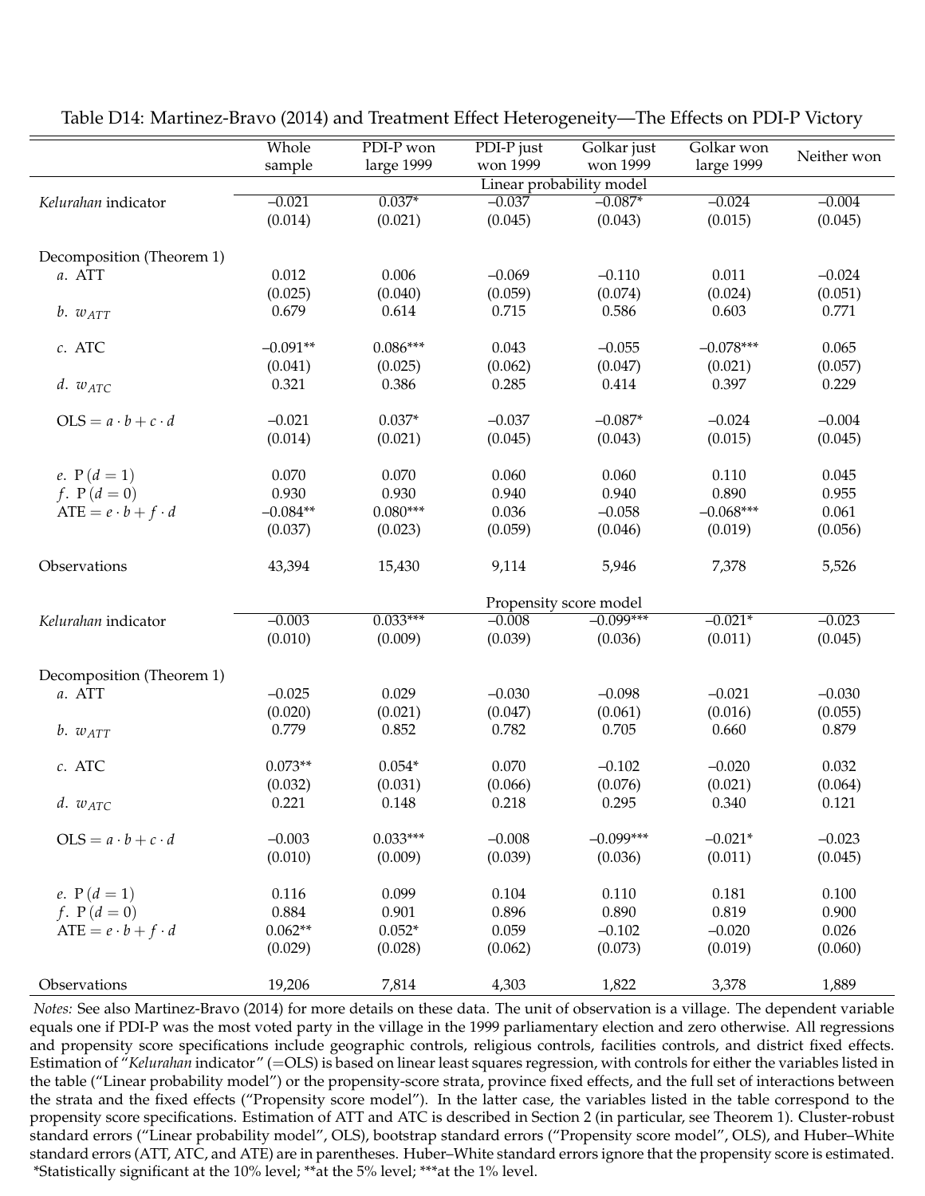Table D14: Martinez-Bravo (2014) and Treatment Effect Heterogeneity—The Effects on PDI-P Victory

| | Whole sample | PDI-P won large 1999 | PDI-P just won 1999 | Golkar just won 1999 | Golkar won large 1999 | Neither won |
|---|---|---|---|---|---|---|
| | Linear probability model | | | | | |
| *Kelurahan* indicator | −0.021 | 0.037* | −0.037 | −0.087* | −0.024 | −0.004 |
| | (0.014) | (0.021) | (0.045) | (0.043) | (0.015) | (0.045) |
| Decomposition (Theorem 1) | | | | | | |
| *a*. ATT | 0.012 | 0.006 | −0.069 | −0.110 | 0.011 | −0.024 |
| | (0.025) | (0.040) | (0.059) | (0.074) | (0.024) | (0.051) |
| *b*. $w_{ATT}$ | 0.679 | 0.614 | 0.715 | 0.586 | 0.603 | 0.771 |
| *c*. ATC | −0.091** | 0.086*** | 0.043 | −0.055 | −0.078*** | 0.065 |
| | (0.041) | (0.025) | (0.062) | (0.047) | (0.021) | (0.057) |
| *d*. $w_{ATC}$ | 0.321 | 0.386 | 0.285 | 0.414 | 0.397 | 0.229 |
| OLS $= a \cdot b + c \cdot d$ | −0.021 | 0.037* | −0.037 | −0.087* | −0.024 | −0.004 |
| | (0.014) | (0.021) | (0.045) | (0.043) | (0.015) | (0.045) |
| *e*. $\mathrm{P}(d=1)$ | 0.070 | 0.070 | 0.060 | 0.060 | 0.110 | 0.045 |
| *f*. $\mathrm{P}(d=0)$ | 0.930 | 0.930 | 0.940 | 0.940 | 0.890 | 0.955 |
| ATE $= e \cdot b + f \cdot d$ | −0.084** | 0.080*** | 0.036 | −0.058 | −0.068*** | 0.061 |
| | (0.037) | (0.023) | (0.059) | (0.046) | (0.019) | (0.056) |
| Observations | 43,394 | 15,430 | 9,114 | 5,946 | 7,378 | 5,526 |
| | Propensity score model | | | | | |
| *Kelurahan* indicator | −0.003 | 0.033*** | −0.008 | −0.099*** | −0.021* | −0.023 |
| | (0.010) | (0.009) | (0.039) | (0.036) | (0.011) | (0.045) |
| Decomposition (Theorem 1) | | | | | | |
| *a*. ATT | −0.025 | 0.029 | −0.030 | −0.098 | −0.021 | −0.030 |
| | (0.020) | (0.021) | (0.047) | (0.061) | (0.016) | (0.055) |
| *b*. $w_{ATT}$ | 0.779 | 0.852 | 0.782 | 0.705 | 0.660 | 0.879 |
| *c*. ATC | 0.073** | 0.054* | 0.070 | −0.102 | −0.020 | 0.032 |
| | (0.032) | (0.031) | (0.066) | (0.076) | (0.021) | (0.064) |
| *d*. $w_{ATC}$ | 0.221 | 0.148 | 0.218 | 0.295 | 0.340 | 0.121 |
| OLS $= a \cdot b + c \cdot d$ | −0.003 | 0.033*** | −0.008 | −0.099*** | −0.021* | −0.023 |
| | (0.010) | (0.009) | (0.039) | (0.036) | (0.011) | (0.045) |
| *e*. $\mathrm{P}(d=1)$ | 0.116 | 0.099 | 0.104 | 0.110 | 0.181 | 0.100 |
| *f*. $\mathrm{P}(d=0)$ | 0.884 | 0.901 | 0.896 | 0.890 | 0.819 | 0.900 |
| ATE $= e \cdot b + f \cdot d$ | 0.062** | 0.052* | 0.059 | −0.102 | −0.020 | 0.026 |
| | (0.029) | (0.028) | (0.062) | (0.073) | (0.019) | (0.060) |
| Observations | 19,206 | 7,814 | 4,303 | 1,822 | 3,378 | 1,889 |

*Notes:* See also Martinez-Bravo (2014) for more details on these data. The unit of observation is a village. The dependent variable equals one if PDI-P was the most voted party in the village in the 1999 parliamentary election and zero otherwise. All regressions and propensity score specifications include geographic controls, religious controls, facilities controls, and district fixed effects. Estimation of "*Kelurahan* indicator" (=OLS) is based on linear least squares regression, with controls for either the variables listed in the table ("Linear probability model") or the propensity-score strata, province fixed effects, and the full set of interactions between the strata and the fixed effects ("Propensity score model"). In the latter case, the variables listed in the table correspond to the propensity score specifications. Estimation of ATT and ATC is described in Section 2 (in particular, see Theorem 1). Cluster-robust standard errors ("Linear probability model", OLS), bootstrap standard errors ("Propensity score model", OLS), and Huber–White standard errors (ATT, ATC, and ATE) are in parentheses. Huber–White standard errors ignore that the propensity score is estimated. *Statistically significant at the 10% level; **at the 5% level; ***at the 1% level.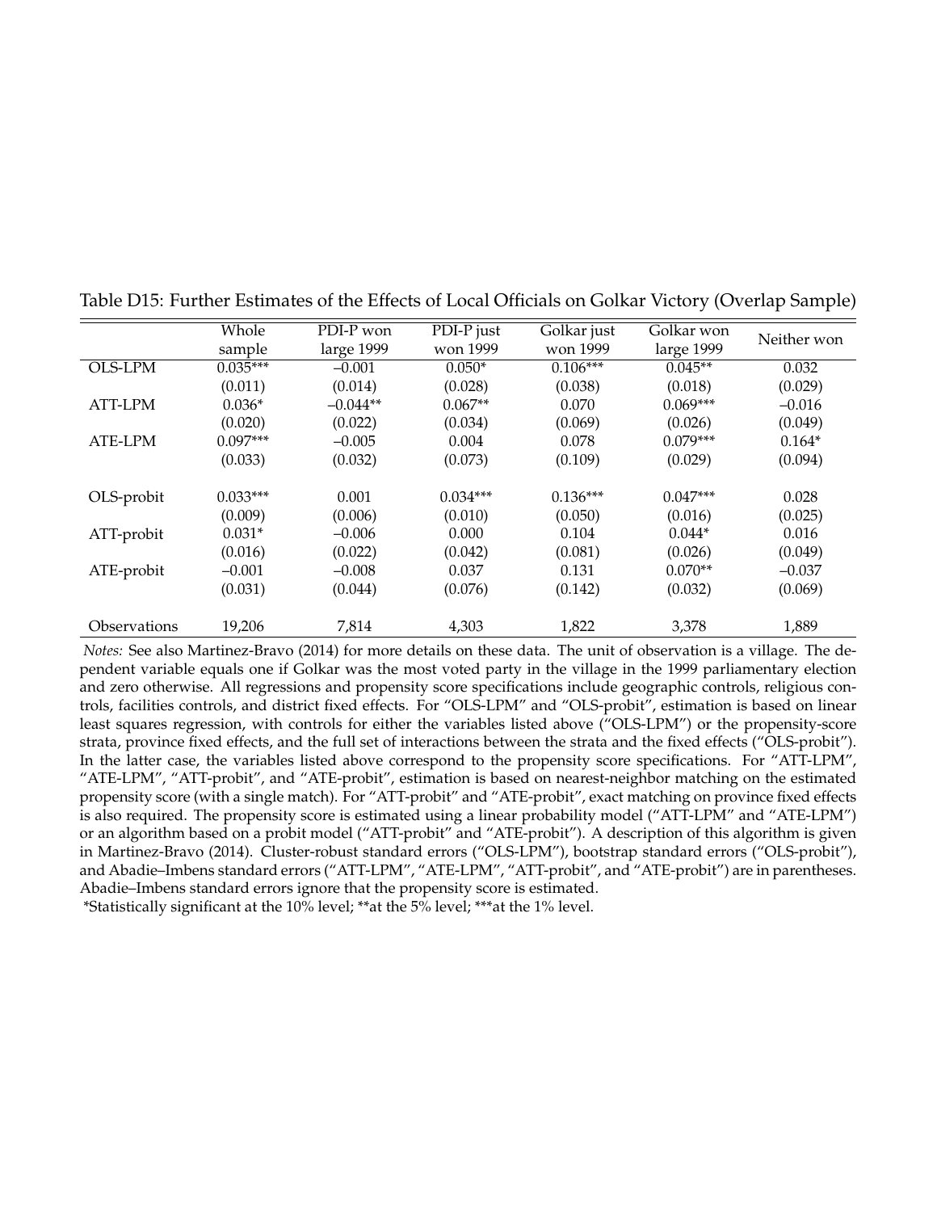Table D15: Further Estimates of the Effects of Local Officials on Golkar Victory (Overlap Sample)

| | Whole sample | PDI-P won large 1999 | PDI-P just won 1999 | Golkar just won 1999 | Golkar won large 1999 | Neither won |
|---|---|---|---|---|---|---|
| OLS-LPM | 0.035*** | −0.001 | 0.050* | 0.106*** | 0.045** | 0.032 |
| | (0.011) | (0.014) | (0.028) | (0.038) | (0.018) | (0.029) |
| ATT-LPM | 0.036* | −0.044** | 0.067** | 0.070 | 0.069*** | −0.016 |
| | (0.020) | (0.022) | (0.034) | (0.069) | (0.026) | (0.049) |
| ATE-LPM | 0.097*** | −0.005 | 0.004 | 0.078 | 0.079*** | 0.164* |
| | (0.033) | (0.032) | (0.073) | (0.109) | (0.029) | (0.094) |
| OLS-probit | 0.033*** | 0.001 | 0.034*** | 0.136*** | 0.047*** | 0.028 |
| | (0.009) | (0.006) | (0.010) | (0.050) | (0.016) | (0.025) |
| ATT-probit | 0.031* | −0.006 | 0.000 | 0.104 | 0.044* | 0.016 |
| | (0.016) | (0.022) | (0.042) | (0.081) | (0.026) | (0.049) |
| ATE-probit | −0.001 | −0.008 | 0.037 | 0.131 | 0.070** | −0.037 |
| | (0.031) | (0.044) | (0.076) | (0.142) | (0.032) | (0.069) |
| Observations | 19,206 | 7,814 | 4,303 | 1,822 | 3,378 | 1,889 |

*Notes:* See also Martinez-Bravo (2014) for more details on these data. The unit of observation is a village. The dependent variable equals one if Golkar was the most voted party in the village in the 1999 parliamentary election and zero otherwise. All regressions and propensity score specifications include geographic controls, religious controls, facilities controls, and district fixed effects. For "OLS-LPM" and "OLS-probit", estimation is based on linear least squares regression, with controls for either the variables listed above ("OLS-LPM") or the propensity-score strata, province fixed effects, and the full set of interactions between the strata and the fixed effects ("OLS-probit"). In the latter case, the variables listed above correspond to the propensity score specifications. For "ATT-LPM", "ATE-LPM", "ATT-probit", and "ATE-probit", estimation is based on nearest-neighbor matching on the estimated propensity score (with a single match). For "ATT-probit" and "ATE-probit", exact matching on province fixed effects is also required. The propensity score is estimated using a linear probability model ("ATT-LPM" and "ATE-LPM") or an algorithm based on a probit model ("ATT-probit" and "ATE-probit"). A description of this algorithm is given in Martinez-Bravo (2014). Cluster-robust standard errors ("OLS-LPM"), bootstrap standard errors ("OLS-probit"), and Abadie–Imbens standard errors ("ATT-LPM", "ATE-LPM", "ATT-probit", and "ATE-probit") are in parentheses. Abadie–Imbens standard errors ignore that the propensity score is estimated.

*Statistically significant at the 10% level; **at the 5% level; ***at the 1% level.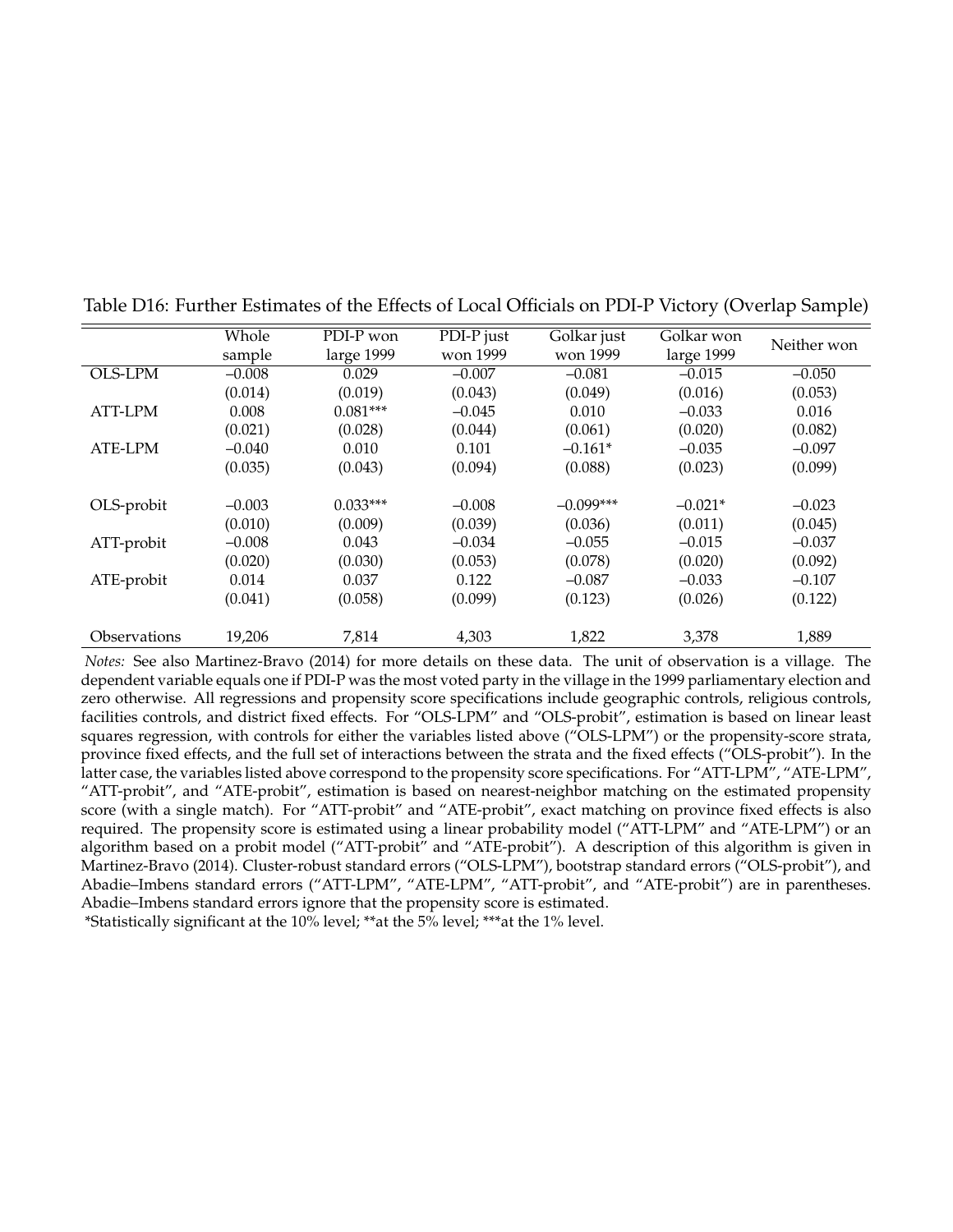Table D16: Further Estimates of the Effects of Local Officials on PDI-P Victory (Overlap Sample)

| | Whole sample | PDI-P won large 1999 | PDI-P just won 1999 | Golkar just won 1999 | Golkar won large 1999 | Neither won |
|---|---|---|---|---|---|---|
| OLS-LPM | –0.008 | 0.029 | –0.007 | –0.081 | –0.015 | –0.050 |
| | (0.014) | (0.019) | (0.043) | (0.049) | (0.016) | (0.053) |
| ATT-LPM | 0.008 | 0.081*** | –0.045 | 0.010 | –0.033 | 0.016 |
| | (0.021) | (0.028) | (0.044) | (0.061) | (0.020) | (0.082) |
| ATE-LPM | –0.040 | 0.010 | 0.101 | –0.161* | –0.035 | –0.097 |
| | (0.035) | (0.043) | (0.094) | (0.088) | (0.023) | (0.099) |
| OLS-probit | –0.003 | 0.033*** | –0.008 | –0.099*** | –0.021* | –0.023 |
| | (0.010) | (0.009) | (0.039) | (0.036) | (0.011) | (0.045) |
| ATT-probit | –0.008 | 0.043 | –0.034 | –0.055 | –0.015 | –0.037 |
| | (0.020) | (0.030) | (0.053) | (0.078) | (0.020) | (0.092) |
| ATE-probit | 0.014 | 0.037 | 0.122 | –0.087 | –0.033 | –0.107 |
| | (0.041) | (0.058) | (0.099) | (0.123) | (0.026) | (0.122) |
| Observations | 19,206 | 7,814 | 4,303 | 1,822 | 3,378 | 1,889 |

*Notes:* See also Martinez-Bravo (2014) for more details on these data. The unit of observation is a village. The dependent variable equals one if PDI-P was the most voted party in the village in the 1999 parliamentary election and zero otherwise. All regressions and propensity score specifications include geographic controls, religious controls, facilities controls, and district fixed effects. For "OLS-LPM" and "OLS-probit", estimation is based on linear least squares regression, with controls for either the variables listed above ("OLS-LPM") or the propensity-score strata, province fixed effects, and the full set of interactions between the strata and the fixed effects ("OLS-probit"). In the latter case, the variables listed above correspond to the propensity score specifications. For "ATT-LPM", "ATE-LPM", "ATT-probit", and "ATE-probit", estimation is based on nearest-neighbor matching on the estimated propensity score (with a single match). For "ATT-probit" and "ATE-probit", exact matching on province fixed effects is also required. The propensity score is estimated using a linear probability model ("ATT-LPM" and "ATE-LPM") or an algorithm based on a probit model ("ATT-probit" and "ATE-probit"). A description of this algorithm is given in Martinez-Bravo (2014). Cluster-robust standard errors ("OLS-LPM"), bootstrap standard errors ("OLS-probit"), and Abadie–Imbens standard errors ("ATT-LPM", "ATE-LPM", "ATT-probit", and "ATE-probit") are in parentheses. Abadie–Imbens standard errors ignore that the propensity score is estimated.
*Statistically significant at the 10% level; **at the 5% level; ***at the 1% level.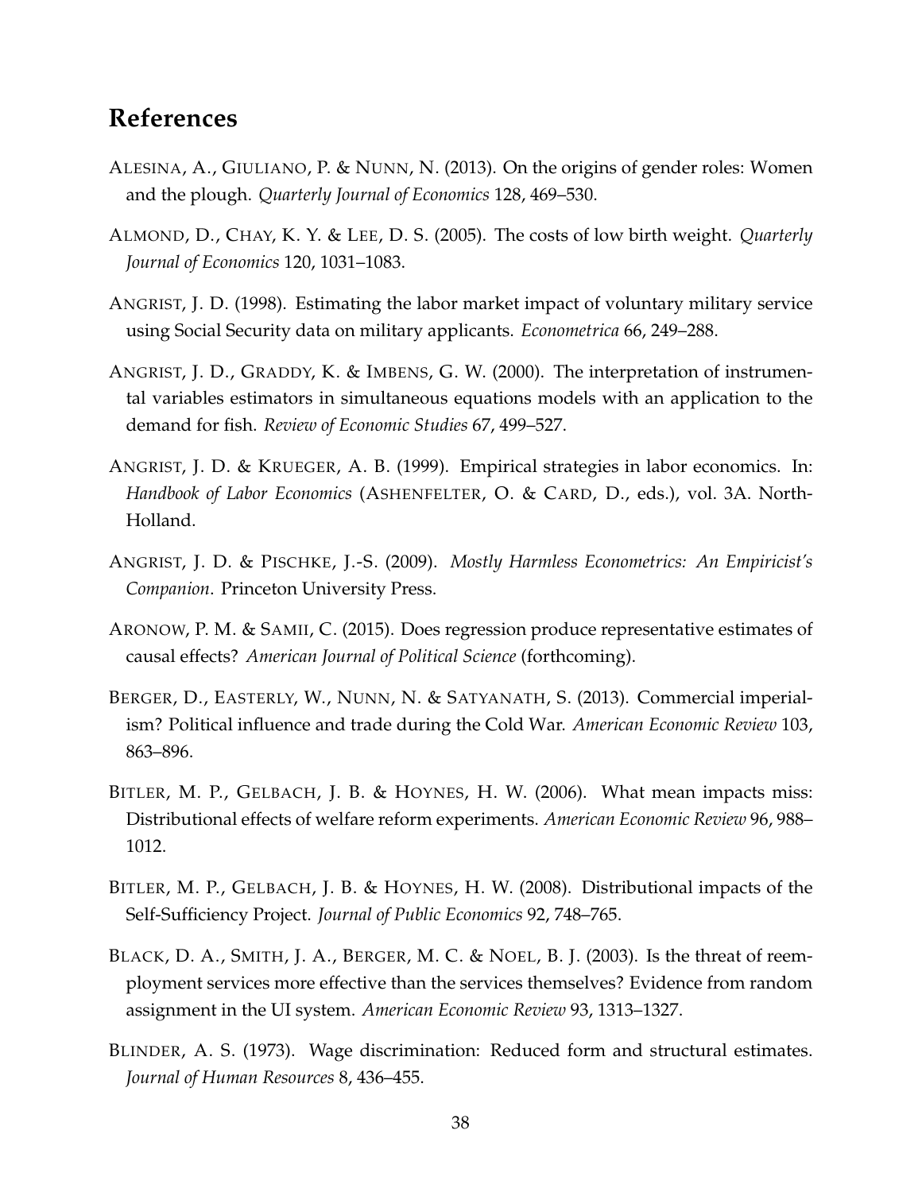## References

ALESINA, A., GIULIANO, P. & NUNN, N. (2013). On the origins of gender roles: Women and the plough. *Quarterly Journal of Economics* 128, 469–530.

ALMOND, D., CHAY, K. Y. & LEE, D. S. (2005). The costs of low birth weight. *Quarterly Journal of Economics* 120, 1031–1083.

ANGRIST, J. D. (1998). Estimating the labor market impact of voluntary military service using Social Security data on military applicants. *Econometrica* 66, 249–288.

ANGRIST, J. D., GRADDY, K. & IMBENS, G. W. (2000). The interpretation of instrumental variables estimators in simultaneous equations models with an application to the demand for fish. *Review of Economic Studies* 67, 499–527.

ANGRIST, J. D. & KRUEGER, A. B. (1999). Empirical strategies in labor economics. In: *Handbook of Labor Economics* (ASHENFELTER, O. & CARD, D., eds.), vol. 3A. North-Holland.

ANGRIST, J. D. & PISCHKE, J.-S. (2009). *Mostly Harmless Econometrics: An Empiricist's Companion*. Princeton University Press.

ARONOW, P. M. & SAMII, C. (2015). Does regression produce representative estimates of causal effects? *American Journal of Political Science* (forthcoming).

BERGER, D., EASTERLY, W., NUNN, N. & SATYANATH, S. (2013). Commercial imperialism? Political influence and trade during the Cold War. *American Economic Review* 103, 863–896.

BITLER, M. P., GELBACH, J. B. & HOYNES, H. W. (2006). What mean impacts miss: Distributional effects of welfare reform experiments. *American Economic Review* 96, 988–1012.

BITLER, M. P., GELBACH, J. B. & HOYNES, H. W. (2008). Distributional impacts of the Self-Sufficiency Project. *Journal of Public Economics* 92, 748–765.

BLACK, D. A., SMITH, J. A., BERGER, M. C. & NOEL, B. J. (2003). Is the threat of reemployment services more effective than the services themselves? Evidence from random assignment in the UI system. *American Economic Review* 93, 1313–1327.

BLINDER, A. S. (1973). Wage discrimination: Reduced form and structural estimates. *Journal of Human Resources* 8, 436–455.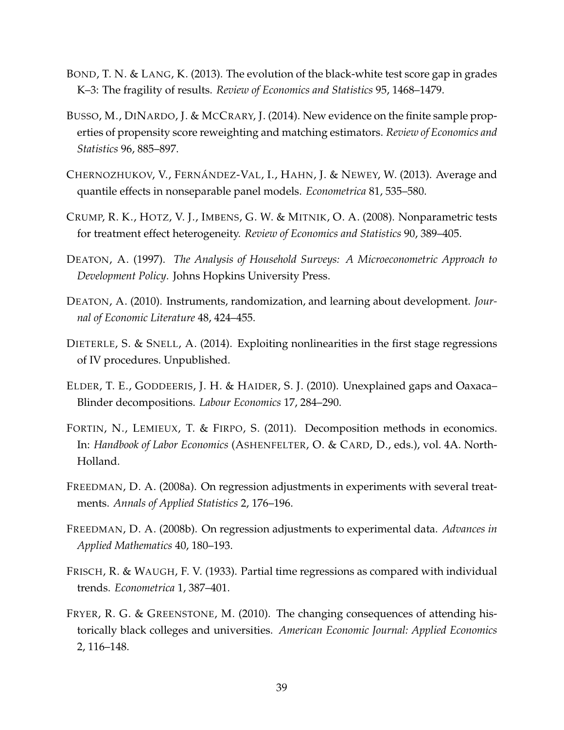BOND, T. N. & LANG, K. (2013). The evolution of the black-white test score gap in grades K–3: The fragility of results. *Review of Economics and Statistics* 95, 1468–1479.

BUSSO, M., DINARDO, J. & MCCRARY, J. (2014). New evidence on the finite sample properties of propensity score reweighting and matching estimators. *Review of Economics and Statistics* 96, 885–897.

CHERNOZHUKOV, V., FERNÁNDEZ-VAL, I., HAHN, J. & NEWEY, W. (2013). Average and quantile effects in nonseparable panel models. *Econometrica* 81, 535–580.

CRUMP, R. K., HOTZ, V. J., IMBENS, G. W. & MITNIK, O. A. (2008). Nonparametric tests for treatment effect heterogeneity. *Review of Economics and Statistics* 90, 389–405.

DEATON, A. (1997). *The Analysis of Household Surveys: A Microeconometric Approach to Development Policy*. Johns Hopkins University Press.

DEATON, A. (2010). Instruments, randomization, and learning about development. *Journal of Economic Literature* 48, 424–455.

DIETERLE, S. & SNELL, A. (2014). Exploiting nonlinearities in the first stage regressions of IV procedures. Unpublished.

ELDER, T. E., GODDEERIS, J. H. & HAIDER, S. J. (2010). Unexplained gaps and Oaxaca–Blinder decompositions. *Labour Economics* 17, 284–290.

FORTIN, N., LEMIEUX, T. & FIRPO, S. (2011). Decomposition methods in economics. In: *Handbook of Labor Economics* (ASHENFELTER, O. & CARD, D., eds.), vol. 4A. North-Holland.

FREEDMAN, D. A. (2008a). On regression adjustments in experiments with several treatments. *Annals of Applied Statistics* 2, 176–196.

FREEDMAN, D. A. (2008b). On regression adjustments to experimental data. *Advances in Applied Mathematics* 40, 180–193.

FRISCH, R. & WAUGH, F. V. (1933). Partial time regressions as compared with individual trends. *Econometrica* 1, 387–401.

FRYER, R. G. & GREENSTONE, M. (2010). The changing consequences of attending historically black colleges and universities. *American Economic Journal: Applied Economics* 2, 116–148.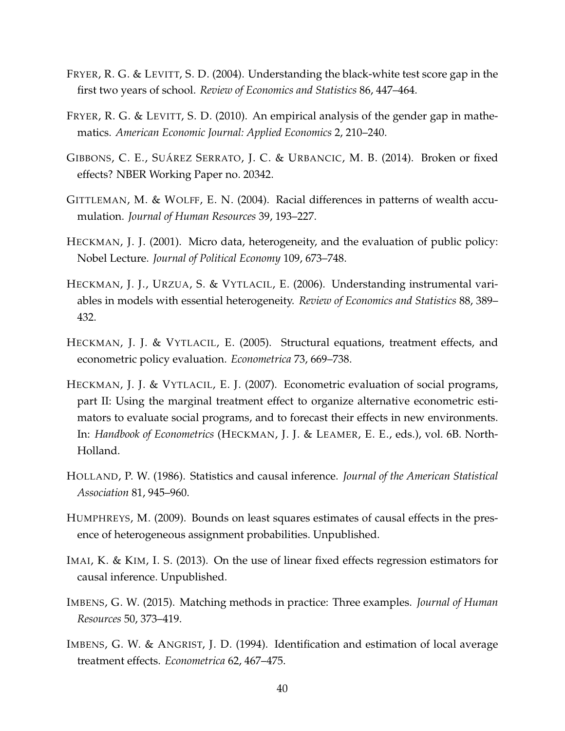FRYER, R. G. & LEVITT, S. D. (2004). Understanding the black-white test score gap in the first two years of school. *Review of Economics and Statistics* 86, 447–464.

FRYER, R. G. & LEVITT, S. D. (2010). An empirical analysis of the gender gap in mathematics. *American Economic Journal: Applied Economics* 2, 210–240.

GIBBONS, C. E., SUÁREZ SERRATO, J. C. & URBANCIC, M. B. (2014). Broken or fixed effects? NBER Working Paper no. 20342.

GITTLEMAN, M. & WOLFF, E. N. (2004). Racial differences in patterns of wealth accumulation. *Journal of Human Resources* 39, 193–227.

HECKMAN, J. J. (2001). Micro data, heterogeneity, and the evaluation of public policy: Nobel Lecture. *Journal of Political Economy* 109, 673–748.

HECKMAN, J. J., URZUA, S. & VYTLACIL, E. (2006). Understanding instrumental variables in models with essential heterogeneity. *Review of Economics and Statistics* 88, 389–432.

HECKMAN, J. J. & VYTLACIL, E. (2005). Structural equations, treatment effects, and econometric policy evaluation. *Econometrica* 73, 669–738.

HECKMAN, J. J. & VYTLACIL, E. J. (2007). Econometric evaluation of social programs, part II: Using the marginal treatment effect to organize alternative econometric estimators to evaluate social programs, and to forecast their effects in new environments. In: *Handbook of Econometrics* (HECKMAN, J. J. & LEAMER, E. E., eds.), vol. 6B. North-Holland.

HOLLAND, P. W. (1986). Statistics and causal inference. *Journal of the American Statistical Association* 81, 945–960.

HUMPHREYS, M. (2009). Bounds on least squares estimates of causal effects in the presence of heterogeneous assignment probabilities. Unpublished.

IMAI, K. & KIM, I. S. (2013). On the use of linear fixed effects regression estimators for causal inference. Unpublished.

IMBENS, G. W. (2015). Matching methods in practice: Three examples. *Journal of Human Resources* 50, 373–419.

IMBENS, G. W. & ANGRIST, J. D. (1994). Identification and estimation of local average treatment effects. *Econometrica* 62, 467–475.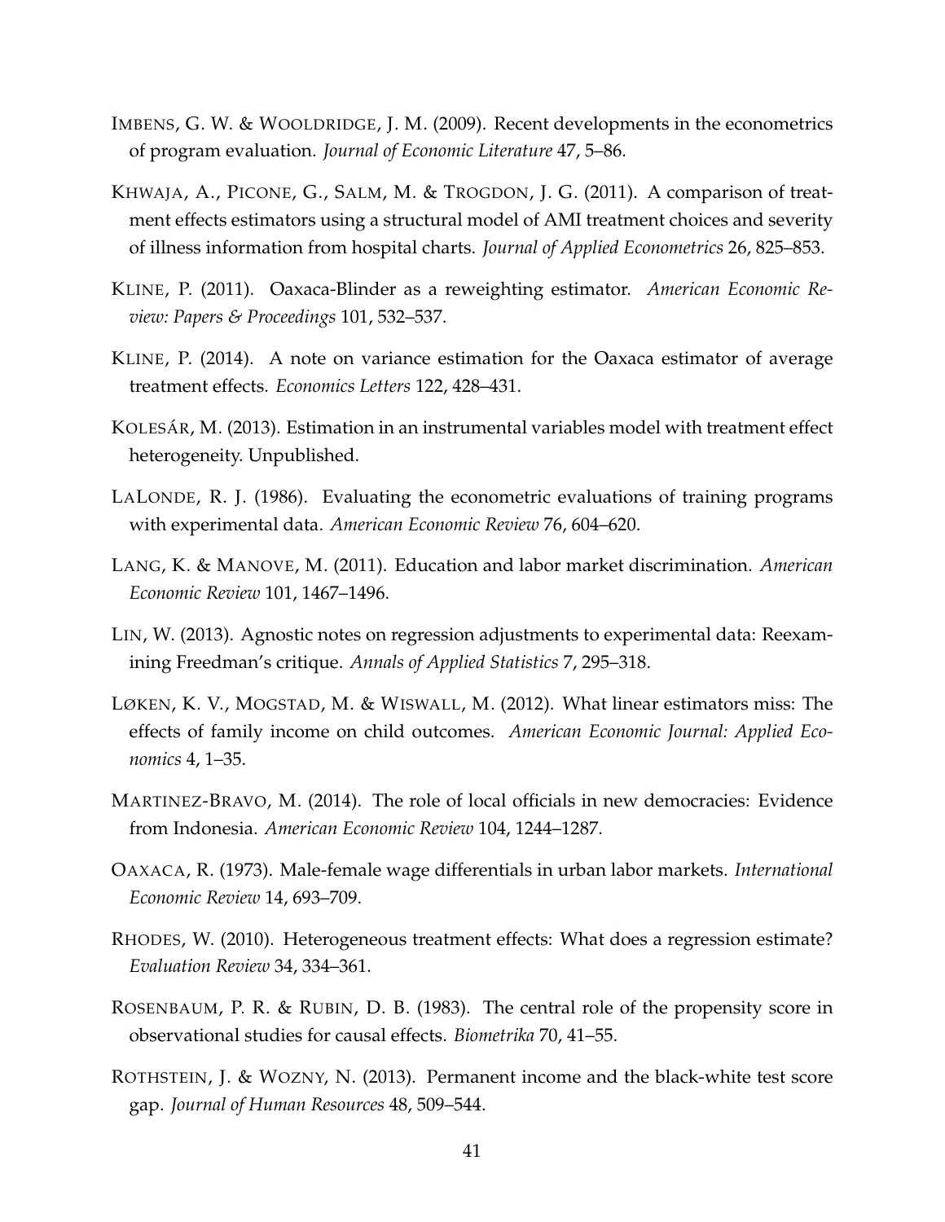IMBENS, G. W. & WOOLDRIDGE, J. M. (2009). Recent developments in the econometrics of program evaluation. *Journal of Economic Literature* 47, 5–86.

KHWAJA, A., PICONE, G., SALM, M. & TROGDON, J. G. (2011). A comparison of treatment effects estimators using a structural model of AMI treatment choices and severity of illness information from hospital charts. *Journal of Applied Econometrics* 26, 825–853.

KLINE, P. (2011). Oaxaca-Blinder as a reweighting estimator. *American Economic Review: Papers & Proceedings* 101, 532–537.

KLINE, P. (2014). A note on variance estimation for the Oaxaca estimator of average treatment effects. *Economics Letters* 122, 428–431.

KOLESÁR, M. (2013). Estimation in an instrumental variables model with treatment effect heterogeneity. Unpublished.

LALONDE, R. J. (1986). Evaluating the econometric evaluations of training programs with experimental data. *American Economic Review* 76, 604–620.

LANG, K. & MANOVE, M. (2011). Education and labor market discrimination. *American Economic Review* 101, 1467–1496.

LIN, W. (2013). Agnostic notes on regression adjustments to experimental data: Reexamining Freedman's critique. *Annals of Applied Statistics* 7, 295–318.

LØKEN, K. V., MOGSTAD, M. & WISWALL, M. (2012). What linear estimators miss: The effects of family income on child outcomes. *American Economic Journal: Applied Economics* 4, 1–35.

MARTINEZ-BRAVO, M. (2014). The role of local officials in new democracies: Evidence from Indonesia. *American Economic Review* 104, 1244–1287.

OAXACA, R. (1973). Male-female wage differentials in urban labor markets. *International Economic Review* 14, 693–709.

RHODES, W. (2010). Heterogeneous treatment effects: What does a regression estimate? *Evaluation Review* 34, 334–361.

ROSENBAUM, P. R. & RUBIN, D. B. (1983). The central role of the propensity score in observational studies for causal effects. *Biometrika* 70, 41–55.

ROTHSTEIN, J. & WOZNY, N. (2013). Permanent income and the black-white test score gap. *Journal of Human Resources* 48, 509–544.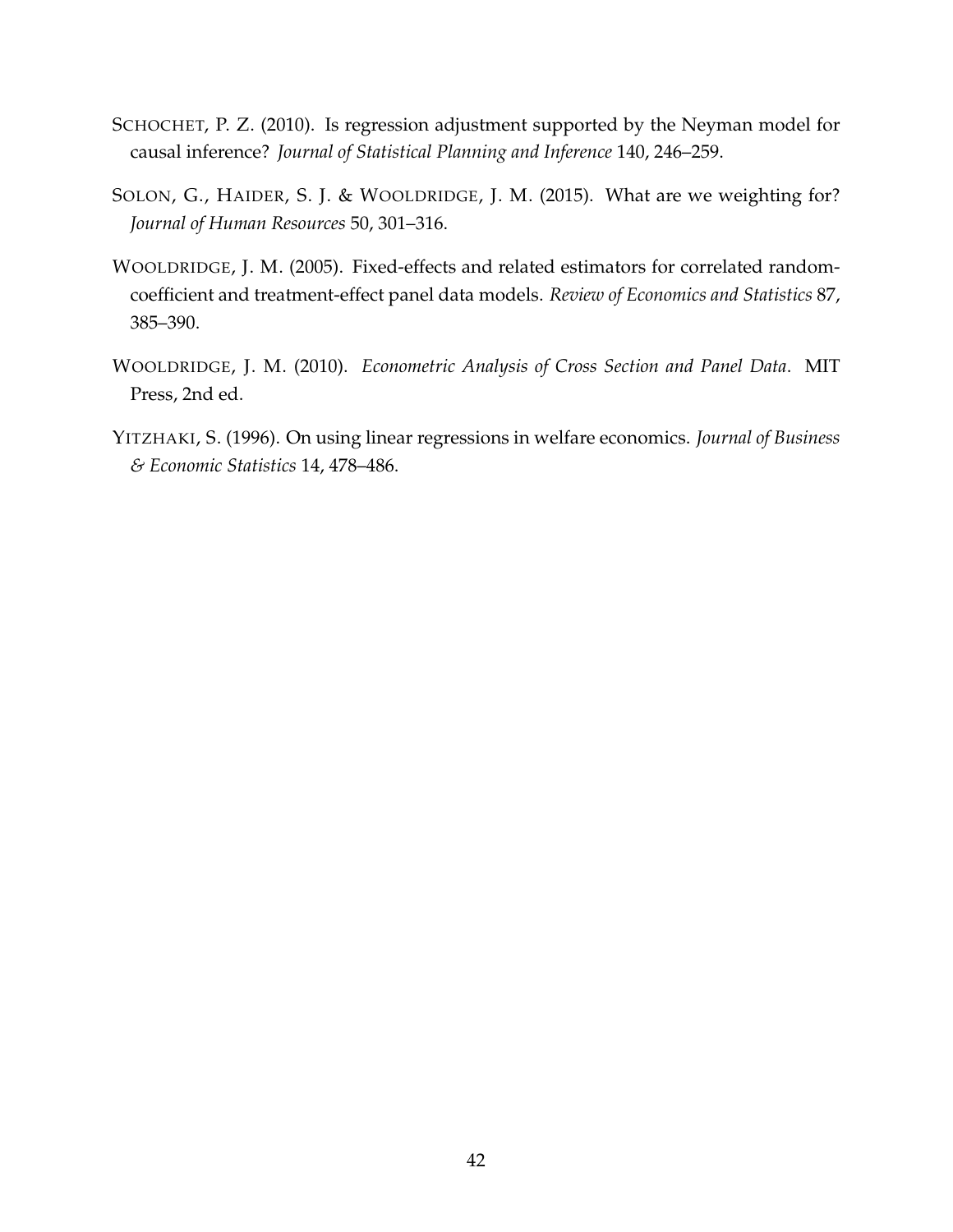SCHOCHET, P. Z. (2010). Is regression adjustment supported by the Neyman model for causal inference? *Journal of Statistical Planning and Inference* 140, 246–259.

SOLON, G., HAIDER, S. J. & WOOLDRIDGE, J. M. (2015). What are we weighting for? *Journal of Human Resources* 50, 301–316.

WOOLDRIDGE, J. M. (2005). Fixed-effects and related estimators for correlated random-coefficient and treatment-effect panel data models. *Review of Economics and Statistics* 87, 385–390.

WOOLDRIDGE, J. M. (2010). *Econometric Analysis of Cross Section and Panel Data*. MIT Press, 2nd ed.

YITZHAKI, S. (1996). On using linear regressions in welfare economics. *Journal of Business & Economic Statistics* 14, 478–486.